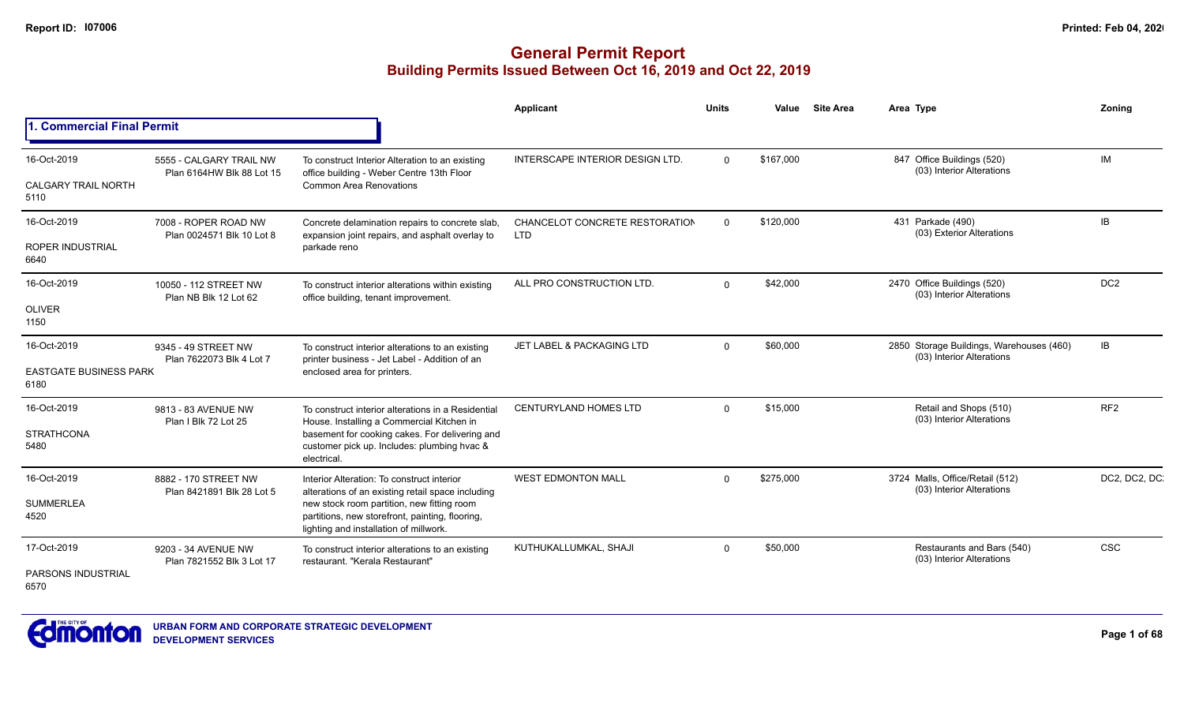# General Permit Report

## Building Permits Issued Between Oct 16, 2019 and Oct 22, 2019

Report ID: I07006

### 1. Commercial Final Permit

| Date / Neighbourhood | Address / Legal | Description | Applicant | Units | Value | Site Area | Area | Type | Zoning |
|---|---|---|---|---|---|---|---|---|---|
| 16-Oct-2019<br>CALGARY TRAIL NORTH<br>5110 | 5555 - CALGARY TRAIL NW<br>Plan 6164HW Blk 88 Lot 15 | To construct Interior Alteration to an existing office building - Weber Centre 13th Floor Common Area Renovations | INTERSCAPE INTERIOR DESIGN LTD. | 0 | $167,000 | | 847 | Office Buildings (520)<br>(03) Interior Alterations | IM |
| 16-Oct-2019<br>ROPER INDUSTRIAL<br>6640 | 7008 - ROPER ROAD NW<br>Plan 0024571 Blk 10 Lot 8 | Concrete delamination repairs to concrete slab, expansion joint repairs, and asphalt overlay to parkade reno | CHANCELOT CONCRETE RESTORATION LTD | 0 | $120,000 | | 431 | Parkade (490)<br>(03) Exterior Alterations | IB |
| 16-Oct-2019<br>OLIVER<br>1150 | 10050 - 112 STREET NW<br>Plan NB Blk 12 Lot 62 | To construct interior alterations within existing office building, tenant improvement. | ALL PRO CONSTRUCTION LTD. | 0 | $42,000 | | 2470 | Office Buildings (520)<br>(03) Interior Alterations | DC2 |
| 16-Oct-2019<br>EASTGATE BUSINESS PARK<br>6180 | 9345 - 49 STREET NW<br>Plan 7622073 Blk 4 Lot 7 | To construct interior alterations to an existing printer business - Jet Label - Addition of an enclosed area for printers. | JET LABEL & PACKAGING LTD | 0 | $60,000 | | 2850 | Storage Buildings, Warehouses (460)<br>(03) Interior Alterations | IB |
| 16-Oct-2019<br>STRATHCONA<br>5480 | 9813 - 83 AVENUE NW<br>Plan I Blk 72 Lot 25 | To construct interior alterations in a Residential House. Installing a Commercial Kitchen in basement for cooking cakes. For delivering and customer pick up. Includes: plumbing hvac & electrical. | CENTURYLAND HOMES LTD | 0 | $15,000 | | | Retail and Shops (510)<br>(03) Interior Alterations | RF2 |
| 16-Oct-2019<br>SUMMERLEA<br>4520 | 8882 - 170 STREET NW<br>Plan 8421891 Blk 28 Lot 5 | Interior Alteration: To construct interior alterations of an existing retail space including new stock room partition, new fitting room partitions, new storefront, painting, flooring, lighting and installation of millwork. | WEST EDMONTON MALL | 0 | $275,000 | | 3724 | Malls, Office/Retail (512)<br>(03) Interior Alterations | DC2, DC2, DC |
| 17-Oct-2019<br>PARSONS INDUSTRIAL<br>6570 | 9203 - 34 AVENUE NW<br>Plan 7821552 Blk 3 Lot 17 | To construct interior alterations to an existing restaurant. "Kerala Restaurant" | KUTHUKALLUMKAL, SHAJI | 0 | $50,000 | | | Restaurants and Bars (540)<br>(03) Interior Alterations | CSC |

URBAN FORM AND CORPORATE STRATEGIC DEVELOPMENT
DEVELOPMENT SERVICES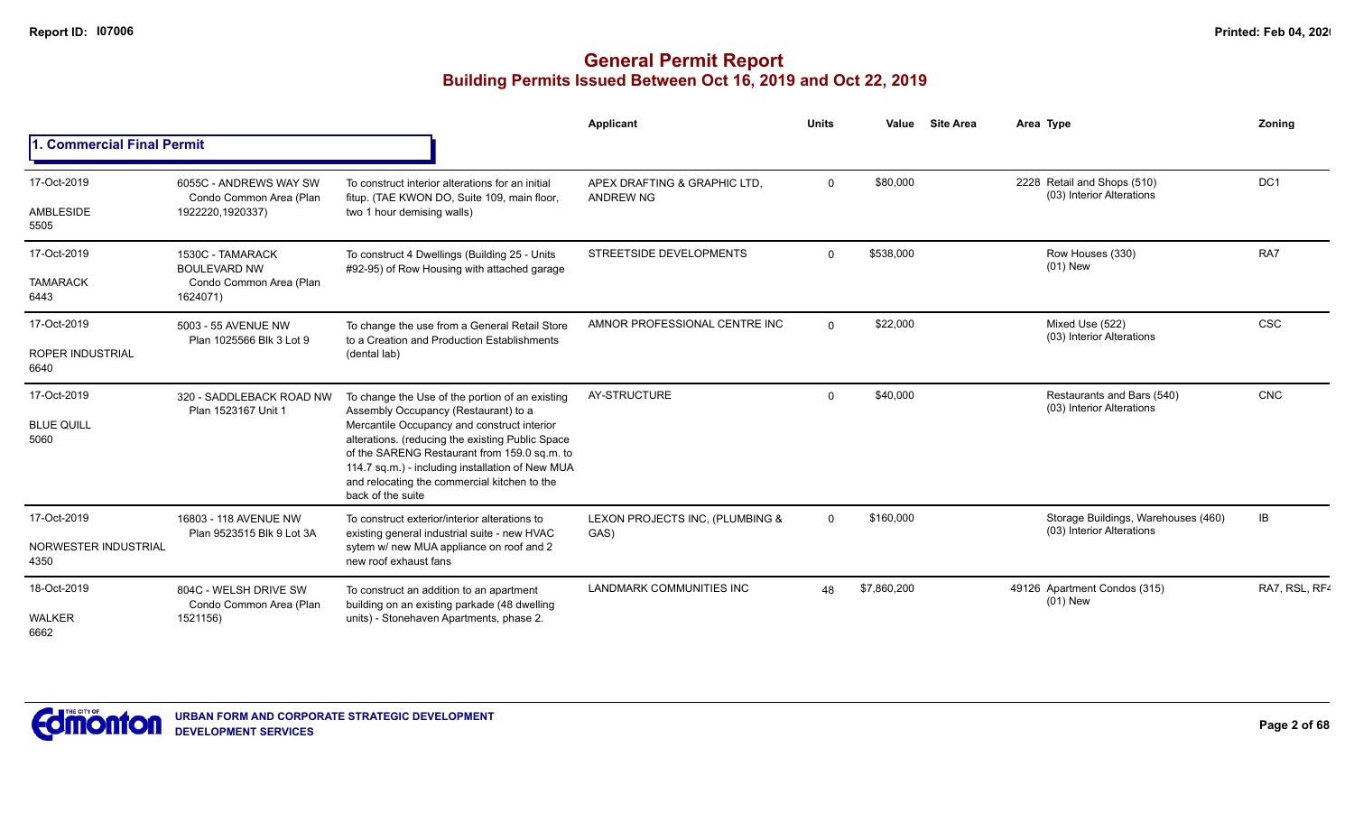# General Permit Report

## Building Permits Issued Between Oct 16, 2019 and Oct 22, 2019

### 1. Commercial Final Permit

| Date / Neighbourhood | Address | Description | Applicant | Units | Value | Site Area | Area | Type | Zoning |
|---|---|---|---|---|---|---|---|---|---|
| 17-Oct-2019 AMBLESIDE 5505 | 6055C - ANDREWS WAY SW Condo Common Area (Plan 1922220,1920337) | To construct interior alterations for an initial fitup. (TAE KWON DO, Suite 109, main floor, two 1 hour demising walls) | APEX DRAFTING & GRAPHIC LTD, ANDREW NG | 0 | $80,000 | | 2228 | Retail and Shops (510) (03) Interior Alterations | DC1 |
| 17-Oct-2019 TAMARACK 6443 | 1530C - TAMARACK BOULEVARD NW Condo Common Area (Plan 1624071) | To construct 4 Dwellings (Building 25 - Units #92-95) of Row Housing with attached garage | STREETSIDE DEVELOPMENTS | 0 | $538,000 | | | Row Houses (330) (01) New | RA7 |
| 17-Oct-2019 ROPER INDUSTRIAL 6640 | 5003 - 55 AVENUE NW Plan 1025566 Blk 3 Lot 9 | To change the use from a General Retail Store to a Creation and Production Establishments (dental lab) | AMNOR PROFESSIONAL CENTRE INC | 0 | $22,000 | | | Mixed Use (522) (03) Interior Alterations | CSC |
| 17-Oct-2019 BLUE QUILL 5060 | 320 - SADDLEBACK ROAD NW Plan 1523167 Unit 1 | To change the Use of the portion of an existing Assembly Occupancy (Restaurant) to a Mercantile Occupancy and construct interior alterations. (reducing the existing Public Space of the SARENG Restaurant from 159.0 sq.m. to 114.7 sq.m.) - including installation of New MUA and relocating the commercial kitchen to the back of the suite | AY-STRUCTURE | 0 | $40,000 | | | Restaurants and Bars (540) (03) Interior Alterations | CNC |
| 17-Oct-2019 NORWESTER INDUSTRIAL 4350 | 16803 - 118 AVENUE NW Plan 9523515 Blk 9 Lot 3A | To construct exterior/interior alterations to existing general industrial suite - new HVAC sytem w/ new MUA appliance on roof and 2 new roof exhaust fans | LEXON PROJECTS INC, (PLUMBING & GAS) | 0 | $160,000 | | | Storage Buildings, Warehouses (460) (03) Interior Alterations | IB |
| 18-Oct-2019 WALKER 6662 | 804C - WELSH DRIVE SW Condo Common Area (Plan 1521156) | To construct an addition to an apartment building on an existing parkade (48 dwelling units) - Stonehaven Apartments, phase 2. | LANDMARK COMMUNITIES INC | 48 | $7,860,200 | | 49126 | Apartment Condos (315) (01) New | RA7, RSL, RF4 |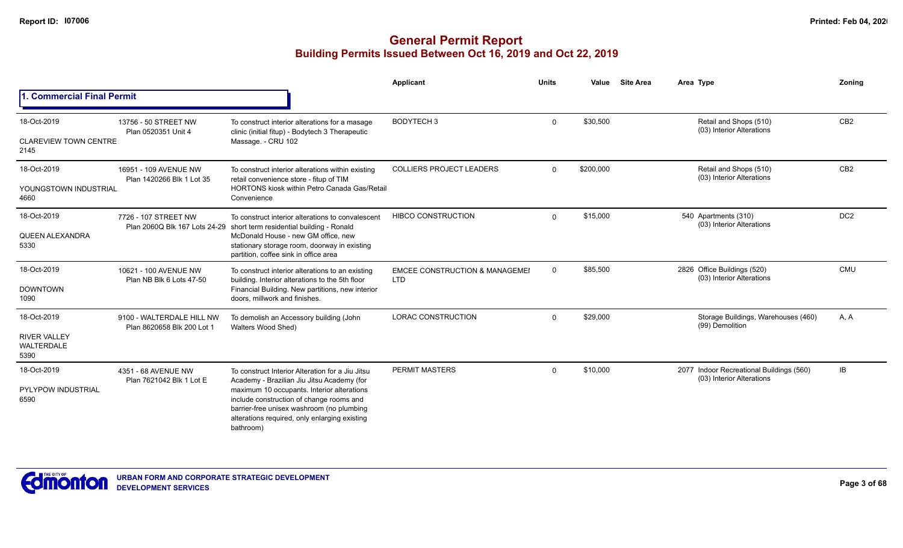# General Permit Report
## Building Permits Issued Between Oct 16, 2019 and Oct 22, 2019

### 1. Commercial Final Permit

| Date / Neighbourhood | Address / Legal | Description | Applicant | Units | Value | Site Area | Area | Type | Zoning |
|---|---|---|---|---|---|---|---|---|---|
| 18-Oct-2019<br>CLAREVIEW TOWN CENTRE<br>2145 | 13756 - 50 STREET NW<br>Plan 0520351 Unit 4 | To construct interior alterations for a masage clinic (initial fitup) - Bodytech 3 Therapeutic Massage. - CRU 102 | BODYTECH 3 | 0 | $30,500 | | | Retail and Shops (510)<br>(03) Interior Alterations | CB2 |
| 18-Oct-2019<br>YOUNGSTOWN INDUSTRIAL<br>4660 | 16951 - 109 AVENUE NW<br>Plan 1420266 Blk 1 Lot 35 | To construct interior alterations within existing retail convenience store - fitup of TIM HORTONS kiosk within Petro Canada Gas/Retail Convenience | COLLIERS PROJECT LEADERS | 0 | $200,000 | | | Retail and Shops (510)<br>(03) Interior Alterations | CB2 |
| 18-Oct-2019<br>QUEEN ALEXANDRA<br>5330 | 7726 - 107 STREET NW<br>Plan 2060Q Blk 167 Lots 24-29 | To construct interior alterations to convalescent short term residential building - Ronald McDonald House - new GM office, new stationary storage room, doorway in existing partition, coffee sink in office area | HIBCO CONSTRUCTION | 0 | $15,000 | | 540 | Apartments (310)<br>(03) Interior Alterations | DC2 |
| 18-Oct-2019<br>DOWNTOWN<br>1090 | 10621 - 100 AVENUE NW<br>Plan NB Blk 6 Lots 47-50 | To construct interior alterations to an existing building. Interior alterations to the 5th floor Financial Building. New partitions, new interior doors, millwork and finishes. | EMCEE CONSTRUCTION & MANAGEMEI LTD | 0 | $85,500 | | 2826 | Office Buildings (520)<br>(03) Interior Alterations | CMU |
| 18-Oct-2019<br>RIVER VALLEY WALTERDALE<br>5390 | 9100 - WALTERDALE HILL NW<br>Plan 8620658 Blk 200 Lot 1 | To demolish an Accessory building (John Walters Wood Shed) | LORAC CONSTRUCTION | 0 | $29,000 | | | Storage Buildings, Warehouses (460)<br>(99) Demolition | A, A |
| 18-Oct-2019<br>PYLYPOW INDUSTRIAL<br>6590 | 4351 - 68 AVENUE NW<br>Plan 7621042 Blk 1 Lot E | To construct Interior Alteration for a Jiu Jitsu Academy - Brazilian Jiu Jitsu Academy (for maximum 10 occupants. Interior alterations include construction of change rooms and barrier-free unisex washroom (no plumbing alterations required, only enlarging existing bathroom) | PERMIT MASTERS | 0 | $10,000 | | 2077 | Indoor Recreational Buildings (560)<br>(03) Interior Alterations | IB |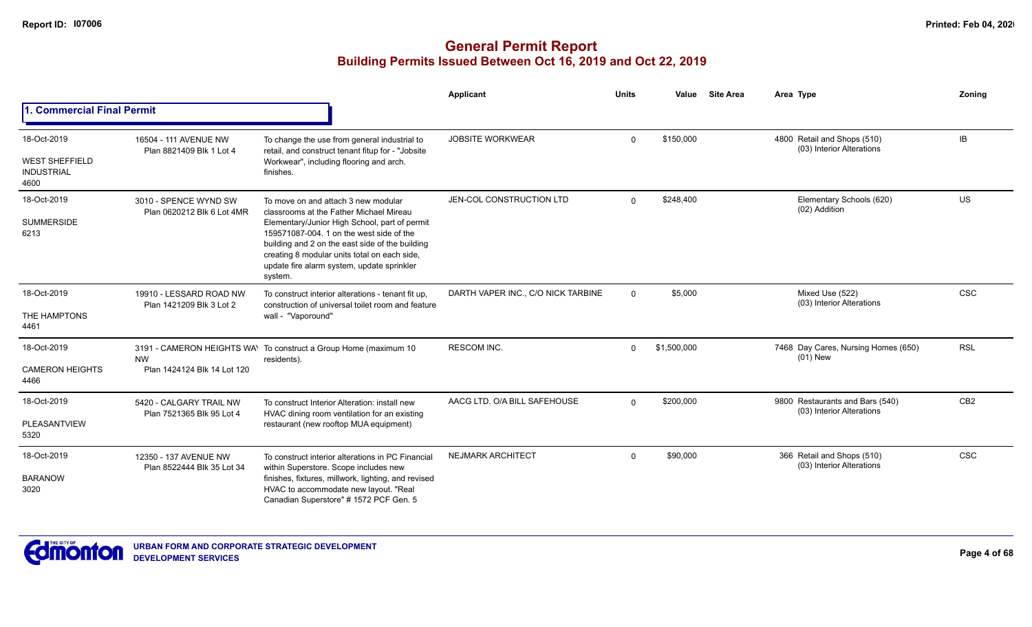# General Permit Report
## Building Permits Issued Between Oct 16, 2019 and Oct 22, 2019

### 1. Commercial Final Permit

| Date / Neighbourhood | Address / Legal | Description | Applicant | Units | Value | Site Area | Area | Type | Zoning |
|---|---|---|---|---|---|---|---|---|---|
| 18-Oct-2019<br>WEST SHEFFIELD INDUSTRIAL<br>4600 | 16504 - 111 AVENUE NW<br>Plan 8821409 Blk 1 Lot 4 | To change the use from general industrial to retail, and construct tenant fitup for - "Jobsite Workwear", including flooring and arch. finishes. | JOBSITE WORKWEAR | 0 | $150,000 | | 4800 | Retail and Shops (510)<br>(03) Interior Alterations | IB |
| 18-Oct-2019<br>SUMMERSIDE<br>6213 | 3010 - SPENCE WYND SW<br>Plan 0620212 Blk 6 Lot 4MR | To move on and attach 3 new modular classrooms at the Father Michael Mireau Elementary/Junior High School, part of permit 159571087-004. 1 on the west side of the building and 2 on the east side of the building creating 8 modular units total on each side, update fire alarm system, update sprinkler system. | JEN-COL CONSTRUCTION LTD | 0 | $248,400 | | | Elementary Schools (620)<br>(02) Addition | US |
| 18-Oct-2019<br>THE HAMPTONS<br>4461 | 19910 - LESSARD ROAD NW<br>Plan 1421209 Blk 3 Lot 2 | To construct interior alterations - tenant fit up, construction of universal toilet room and feature wall - "Vaporound" | DARTH VAPER INC., C/O NICK TARBINE | 0 | $5,000 | | | Mixed Use (522)<br>(03) Interior Alterations | CSC |
| 18-Oct-2019<br>CAMERON HEIGHTS<br>4466 | 3191 - CAMERON HEIGHTS WAY NW<br>Plan 1424124 Blk 14 Lot 120 | To construct a Group Home (maximum 10 residents). | RESCOM INC. | 0 | $1,500,000 | | 7468 | Day Cares, Nursing Homes (650)<br>(01) New | RSL |
| 18-Oct-2019<br>PLEASANTVIEW<br>5320 | 5420 - CALGARY TRAIL NW<br>Plan 7521365 Blk 95 Lot 4 | To construct Interior Alteration: install new HVAC dining room ventilation for an existing restaurant (new rooftop MUA equipment) | AACG LTD. O/A BILL SAFEHOUSE | 0 | $200,000 | | 9800 | Restaurants and Bars (540)<br>(03) Interior Alterations | CB2 |
| 18-Oct-2019<br>BARANOW<br>3020 | 12350 - 137 AVENUE NW<br>Plan 8522444 Blk 35 Lot 34 | To construct interior alterations in PC Financial within Superstore. Scope includes new finishes, fixtures, millwork, lighting, and revised HVAC to accommodate new layout. "Real Canadian Superstore" # 1572 PCF Gen. 5 | NEJMARK ARCHITECT | 0 | $90,000 | | 366 | Retail and Shops (510)<br>(03) Interior Alterations | CSC |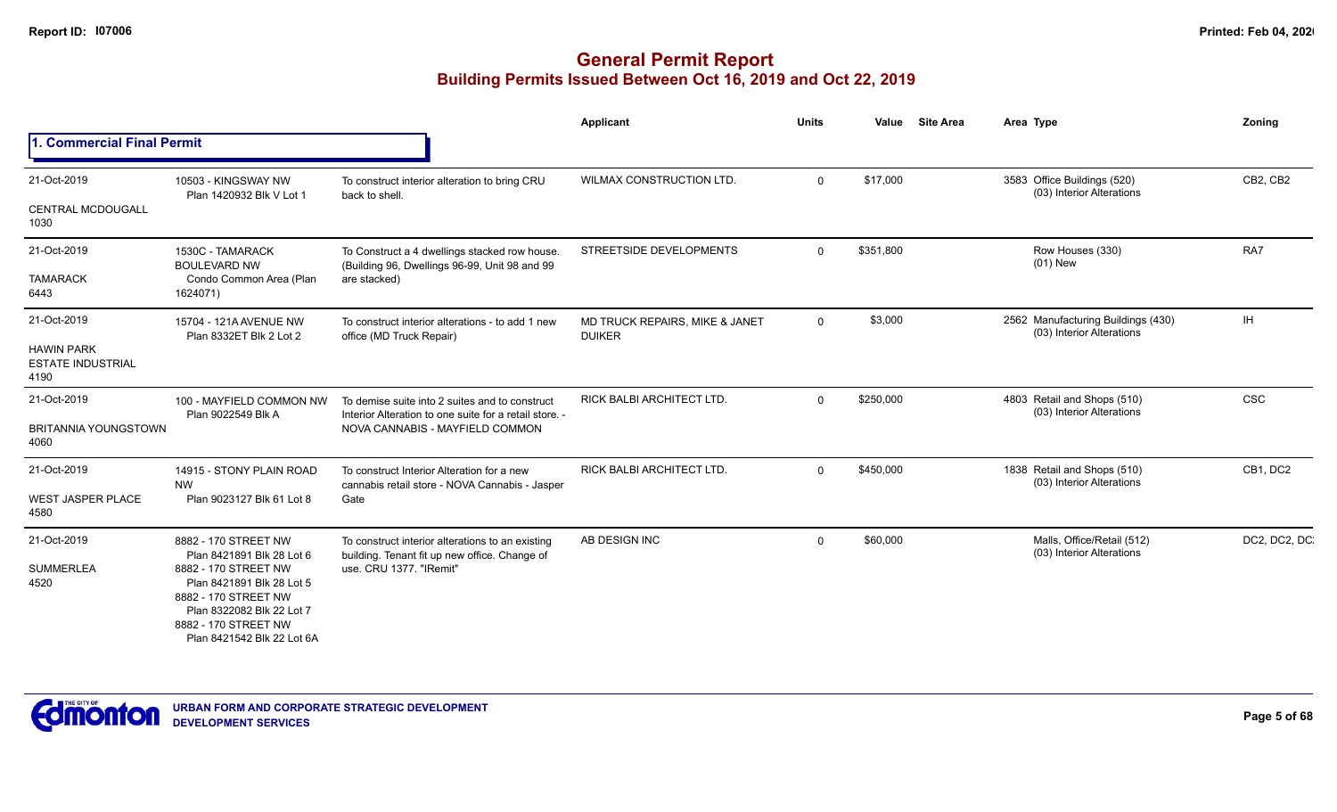# General Permit Report
## Building Permits Issued Between Oct 16, 2019 and Oct 22, 2019

### 1. Commercial Final Permit

| Date / Neighbourhood | Address / Legal | Description | Applicant | Units | Value | Site Area | Area | Type | Zoning |
|---|---|---|---|---|---|---|---|---|---|
| 21-Oct-2019<br>CENTRAL MCDOUGALL<br>1030 | 10503 - KINGSWAY NW<br>Plan 1420932 Blk V Lot 1 | To construct interior alteration to bring CRU back to shell. | WILMAX CONSTRUCTION LTD. | 0 | $17,000 | | 3583 | Office Buildings (520)<br>(03) Interior Alterations | CB2, CB2 |
| 21-Oct-2019<br>TAMARACK<br>6443 | 1530C - TAMARACK BOULEVARD NW<br>Condo Common Area (Plan 1624071) | To Construct a 4 dwellings stacked row house. (Building 96, Dwellings 96-99, Unit 98 and 99 are stacked) | STREETSIDE DEVELOPMENTS | 0 | $351,800 | | | Row Houses (330)<br>(01) New | RA7 |
| 21-Oct-2019<br>HAWIN PARK ESTATE INDUSTRIAL<br>4190 | 15704 - 121A AVENUE NW<br>Plan 8332ET Blk 2 Lot 2 | To construct interior alterations - to add 1 new office (MD Truck Repair) | MD TRUCK REPAIRS, MIKE & JANET DUIKER | 0 | $3,000 | | 2562 | Manufacturing Buildings (430)<br>(03) Interior Alterations | IH |
| 21-Oct-2019<br>BRITANNIA YOUNGSTOWN<br>4060 | 100 - MAYFIELD COMMON NW<br>Plan 9022549 Blk A | To demise suite into 2 suites and to construct Interior Alteration to one suite for a retail store. - NOVA CANNABIS - MAYFIELD COMMON | RICK BALBI ARCHITECT LTD. | 0 | $250,000 | | 4803 | Retail and Shops (510)<br>(03) Interior Alterations | CSC |
| 21-Oct-2019<br>WEST JASPER PLACE<br>4580 | 14915 - STONY PLAIN ROAD NW<br>Plan 9023127 Blk 61 Lot 8 | To construct Interior Alteration for a new cannabis retail store - NOVA Cannabis - Jasper Gate | RICK BALBI ARCHITECT LTD. | 0 | $450,000 | | 1838 | Retail and Shops (510)<br>(03) Interior Alterations | CB1, DC2 |
| 21-Oct-2019<br>SUMMERLEA<br>4520 | 8882 - 170 STREET NW<br>Plan 8421891 Blk 28 Lot 6<br>8882 - 170 STREET NW<br>Plan 8421891 Blk 28 Lot 5<br>8882 - 170 STREET NW<br>Plan 8322082 Blk 22 Lot 7<br>8882 - 170 STREET NW<br>Plan 8421542 Blk 22 Lot 6A | To construct interior alterations to an existing building. Tenant fit up new office. Change of use. CRU 1377. "IRemit" | AB DESIGN INC | 0 | $60,000 | | | Malls, Office/Retail (512)<br>(03) Interior Alterations | DC2, DC2, DC |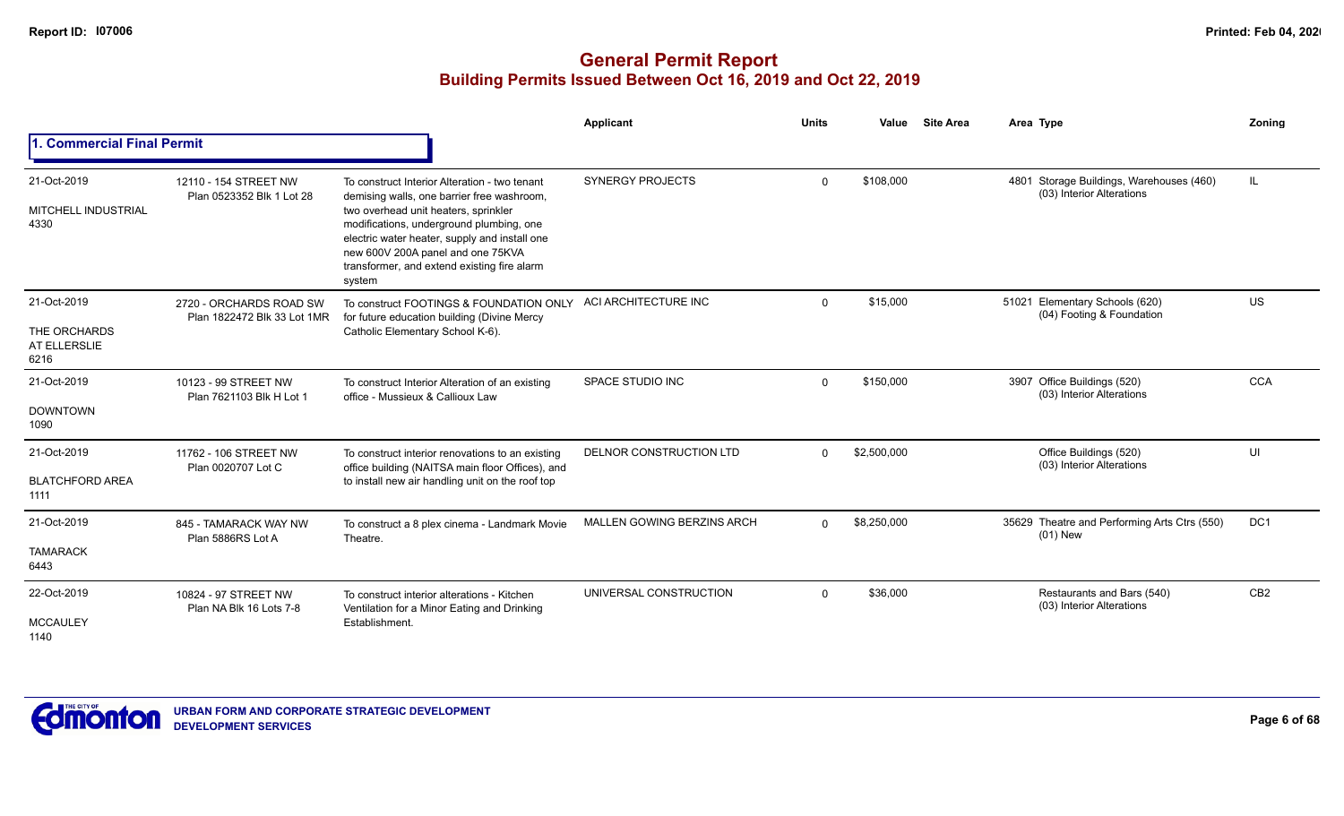# General Permit Report

## Building Permits Issued Between Oct 16, 2019 and Oct 22, 2019

### 1. Commercial Final Permit

| Date / Neighbourhood | Address / Legal | Description | Applicant | Units | Value | Site Area | Area | Type | Zoning |
|---|---|---|---|---|---|---|---|---|---|
| 21-Oct-2019<br>MITCHELL INDUSTRIAL<br>4330 | 12110 - 154 STREET NW<br>Plan 0523352 Blk 1 Lot 28 | To construct Interior Alteration - two tenant demising walls, one barrier free washroom, two overhead unit heaters, sprinkler modifications, underground plumbing, one electric water heater, supply and install one new 600V 200A panel and one 75KVA transformer, and extend existing fire alarm system | SYNERGY PROJECTS | 0 | $108,000 | | 4801 | Storage Buildings, Warehouses (460)<br>(03) Interior Alterations | IL |
| 21-Oct-2019<br>THE ORCHARDS AT ELLERSLIE<br>6216 | 2720 - ORCHARDS ROAD SW<br>Plan 1822472 Blk 33 Lot 1MR | To construct FOOTINGS & FOUNDATION ONLY for future education building (Divine Mercy Catholic Elementary School K-6). | ACI ARCHITECTURE INC | 0 | $15,000 | | 51021 | Elementary Schools (620)<br>(04) Footing & Foundation | US |
| 21-Oct-2019<br>DOWNTOWN<br>1090 | 10123 - 99 STREET NW<br>Plan 7621103 Blk H Lot 1 | To construct Interior Alteration of an existing office - Mussieux & Callioux Law | SPACE STUDIO INC | 0 | $150,000 | | 3907 | Office Buildings (520)<br>(03) Interior Alterations | CCA |
| 21-Oct-2019<br>BLATCHFORD AREA<br>1111 | 11762 - 106 STREET NW<br>Plan 0020707 Lot C | To construct interior renovations to an existing office building (NAITSA main floor Offices), and to install new air handling unit on the roof top | DELNOR CONSTRUCTION LTD | 0 | $2,500,000 | | | Office Buildings (520)<br>(03) Interior Alterations | UI |
| 21-Oct-2019<br>TAMARACK<br>6443 | 845 - TAMARACK WAY NW<br>Plan 5886RS Lot A | To construct a 8 plex cinema - Landmark Movie Theatre. | MALLEN GOWING BERZINS ARCH | 0 | $8,250,000 | | 35629 | Theatre and Performing Arts Ctrs (550)<br>(01) New | DC1 |
| 22-Oct-2019<br>MCCAULEY<br>1140 | 10824 - 97 STREET NW<br>Plan NA Blk 16 Lots 7-8 | To construct interior alterations - Kitchen Ventilation for a Minor Eating and Drinking Establishment. | UNIVERSAL CONSTRUCTION | 0 | $36,000 | | | Restaurants and Bars (540)<br>(03) Interior Alterations | CB2 |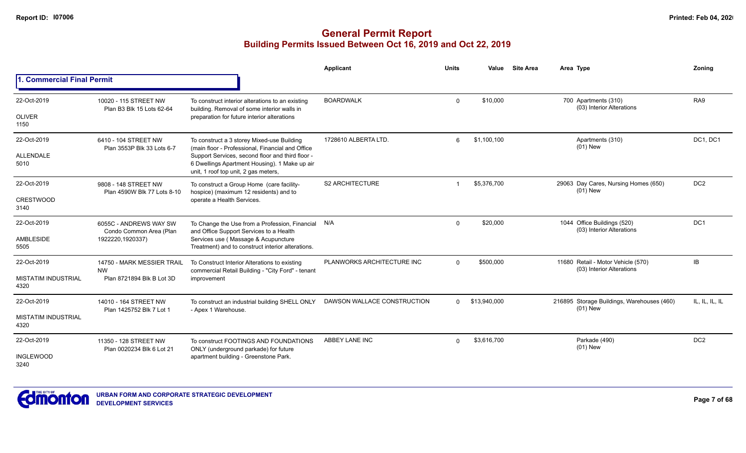# General Permit Report

## Building Permits Issued Between Oct 16, 2019 and Oct 22, 2019

### 1. Commercial Final Permit

| Date / Neighbourhood | Address / Legal | Description | Applicant | Units | Value | Site Area | Area | Type | Zoning |
|---|---|---|---|---|---|---|---|---|---|
| 22-Oct-2019<br>OLIVER<br>1150 | 10020 - 115 STREET NW<br>Plan B3 Blk 15 Lots 62-64 | To construct interior alterations to an existing building. Removal of some interior walls in preparation for future interior alterations | BOARDWALK | 0 | $10,000 | | 700 | Apartments (310)<br>(03) Interior Alterations | RA9 |
| 22-Oct-2019<br>ALLENDALE<br>5010 | 6410 - 104 STREET NW<br>Plan 3553P Blk 33 Lots 6-7 | To construct a 3 storey Mixed-use Building (main floor - Professional, Financial and Office Support Services, second floor and third floor - 6 Dwellings Apartment Housing). 1 Make up air unit, 1 roof top unit, 2 gas meters, | 1728610 ALBERTA LTD. | 6 | $1,100,100 | | | Apartments (310)<br>(01) New | DC1, DC1 |
| 22-Oct-2019<br>CRESTWOOD<br>3140 | 9808 - 148 STREET NW<br>Plan 4590W Blk 77 Lots 8-10 | To construct a Group Home (care facility-hospice) (maximum 12 residents) and to operate a Health Services. | S2 ARCHITECTURE | 1 | $5,376,700 | | 29063 | Day Cares, Nursing Homes (650)<br>(01) New | DC2 |
| 22-Oct-2019<br>AMBLESIDE<br>5505 | 6055C - ANDREWS WAY SW<br>Condo Common Area (Plan 1922220,1920337) | To Change the Use from a Profession, Financial and Office Support Services to a Health Services use ( Massage & Acupuncture Treatment) and to construct interior alterations. | N/A | 0 | $20,000 | | 1044 | Office Buildings (520)<br>(03) Interior Alterations | DC1 |
| 22-Oct-2019<br>MISTATIM INDUSTRIAL<br>4320 | 14750 - MARK MESSIER TRAIL NW<br>Plan 8721894 Blk B Lot 3D | To Construct Interior Alterations to existing commercial Retail Building - "City Ford" - tenant improvement | PLANWORKS ARCHITECTURE INC | 0 | $500,000 | | 11680 | Retail - Motor Vehicle (570)<br>(03) Interior Alterations | IB |
| 22-Oct-2019<br>MISTATIM INDUSTRIAL<br>4320 | 14010 - 164 STREET NW<br>Plan 1425752 Blk 7 Lot 1 | To construct an industrial building SHELL ONLY - Apex 1 Warehouse. | DAWSON WALLACE CONSTRUCTION | 0 | $13,940,000 | | 216895 | Storage Buildings, Warehouses (460)<br>(01) New | IL, IL, IL, IL |
| 22-Oct-2019<br>INGLEWOOD<br>3240 | 11350 - 128 STREET NW<br>Plan 0020234 Blk 6 Lot 21 | To construct FOOTINGS AND FOUNDATIONS ONLY (underground parkade) for future apartment building - Greenstone Park. | ABBEY LANE INC | 0 | $3,616,700 | | | Parkade (490)<br>(01) New | DC2 |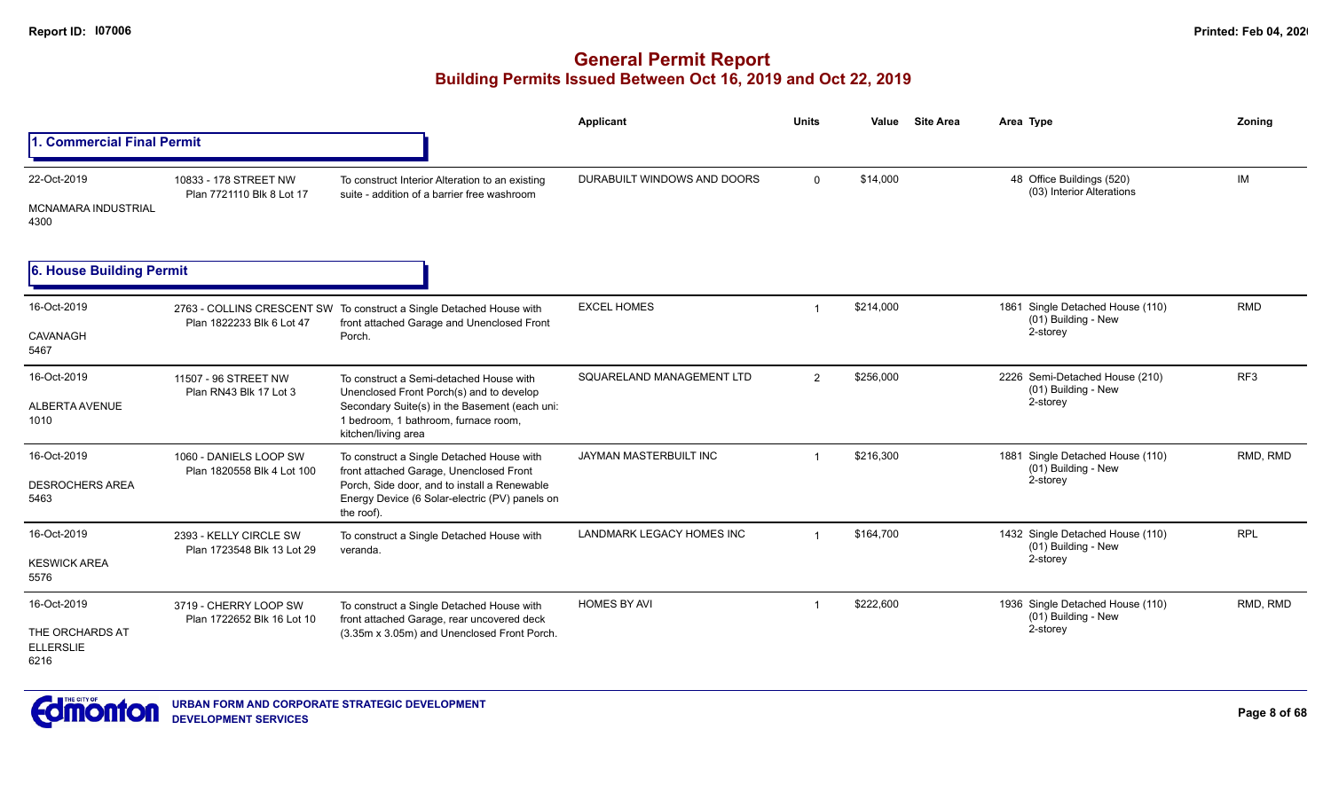# General Permit Report

## Building Permits Issued Between Oct 16, 2019 and Oct 22, 2019

### 1. Commercial Final Permit

| Date / Neighbourhood | Address | Description | Applicant | Units | Value | Site Area | Area | Type | Zoning |
|---|---|---|---|---|---|---|---|---|---|
| 22-Oct-2019<br>MCNAMARA INDUSTRIAL<br>4300 | 10833 - 178 STREET NW<br>Plan 7721110 Blk 8 Lot 17 | To construct Interior Alteration to an existing suite - addition of a barrier free washroom | DURABUILT WINDOWS AND DOORS | 0 | $14,000 | | 48 | Office Buildings (520)<br>(03) Interior Alterations | IM |

### 6. House Building Permit

| Date / Neighbourhood | Address | Description | Applicant | Units | Value | Site Area | Area | Type | Zoning |
|---|---|---|---|---|---|---|---|---|---|
| 16-Oct-2019<br>CAVANAGH<br>5467 | 2763 - COLLINS CRESCENT SW<br>Plan 1822233 Blk 6 Lot 47 | To construct a Single Detached House with front attached Garage and Unenclosed Front Porch. | EXCEL HOMES | 1 | $214,000 | | 1861 | Single Detached House (110)<br>(01) Building - New<br>2-storey | RMD |
| 16-Oct-2019<br>ALBERTA AVENUE<br>1010 | 11507 - 96 STREET NW<br>Plan RN43 Blk 17 Lot 3 | To construct a Semi-detached House with Unenclosed Front Porch(s) and to develop Secondary Suite(s) in the Basement (each uni: 1 bedroom, 1 bathroom, furnace room, kitchen/living area | SQUARELAND MANAGEMENT LTD | 2 | $256,000 | | 2226 | Semi-Detached House (210)<br>(01) Building - New<br>2-storey | RF3 |
| 16-Oct-2019<br>DESROCHERS AREA<br>5463 | 1060 - DANIELS LOOP SW<br>Plan 1820558 Blk 4 Lot 100 | To construct a Single Detached House with front attached Garage, Unenclosed Front Porch, Side door, and to install a Renewable Energy Device (6 Solar-electric (PV) panels on the roof). | JAYMAN MASTERBUILT INC | 1 | $216,300 | | 1881 | Single Detached House (110)<br>(01) Building - New<br>2-storey | RMD, RMD |
| 16-Oct-2019<br>KESWICK AREA<br>5576 | 2393 - KELLY CIRCLE SW<br>Plan 1723548 Blk 13 Lot 29 | To construct a Single Detached House with veranda. | LANDMARK LEGACY HOMES INC | 1 | $164,700 | | 1432 | Single Detached House (110)<br>(01) Building - New<br>2-storey | RPL |
| 16-Oct-2019<br>THE ORCHARDS AT ELLERSLIE<br>6216 | 3719 - CHERRY LOOP SW<br>Plan 1722652 Blk 16 Lot 10 | To construct a Single Detached House with front attached Garage, rear uncovered deck (3.35m x 3.05m) and Unenclosed Front Porch. | HOMES BY AVI | 1 | $222,600 | | 1936 | Single Detached House (110)<br>(01) Building - New<br>2-storey | RMD, RMD |

URBAN FORM AND CORPORATE STRATEGIC DEVELOPMENT
DEVELOPMENT SERVICES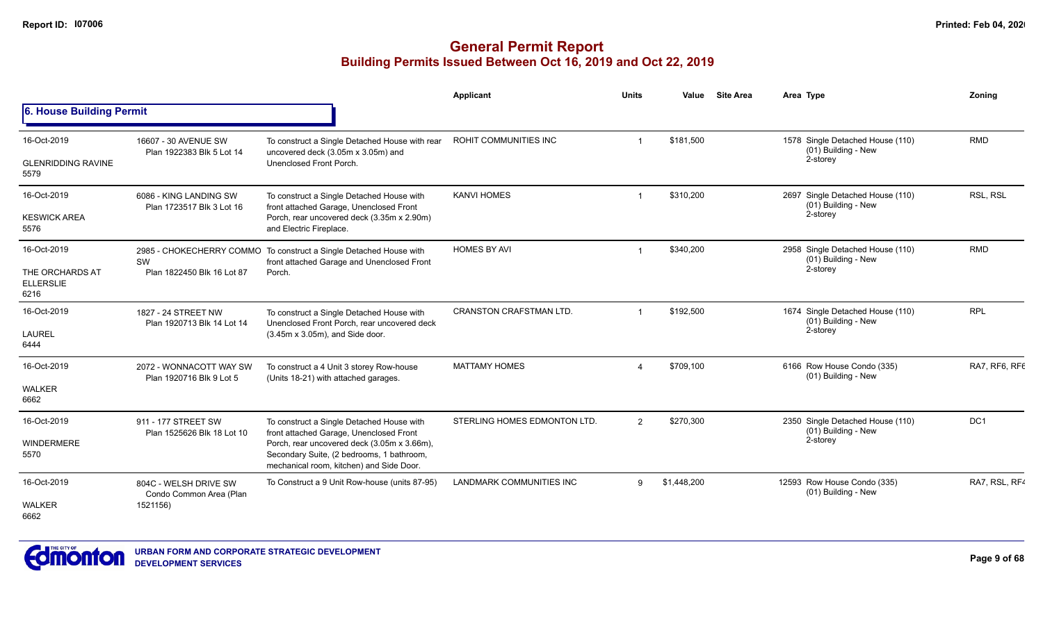# General Permit Report

## Building Permits Issued Between Oct 16, 2019 and Oct 22, 2019

### 6. House Building Permit

| Date / Neighbourhood | Address / Legal | Description | Applicant | Units | Value | Site Area | Area Type | Zoning |
|---|---|---|---|---|---|---|---|---|
| 16-Oct-2019<br>GLENRIDDING RAVINE<br>5579 | 16607 - 30 AVENUE SW<br>Plan 1922383 Blk 5 Lot 14 | To construct a Single Detached House with rear uncovered deck (3.05m x 3.05m) and Unenclosed Front Porch. | ROHIT COMMUNITIES INC | 1 | $181,500 | | 1578 Single Detached House (110)<br>(01) Building - New<br>2-storey | RMD |
| 16-Oct-2019<br>KESWICK AREA<br>5576 | 6086 - KING LANDING SW<br>Plan 1723517 Blk 3 Lot 16 | To construct a Single Detached House with front attached Garage, Unenclosed Front Porch, rear uncovered deck (3.35m x 2.90m) and Electric Fireplace. | KANVI HOMES | 1 | $310,200 | | 2697 Single Detached House (110)<br>(01) Building - New<br>2-storey | RSL, RSL |
| 16-Oct-2019<br>THE ORCHARDS AT ELLERSLIE<br>6216 | 2985 - CHOKECHERRY COMMO SW<br>Plan 1822450 Blk 16 Lot 87 | To construct a Single Detached House with front attached Garage and Unenclosed Front Porch. | HOMES BY AVI | 1 | $340,200 | | 2958 Single Detached House (110)<br>(01) Building - New<br>2-storey | RMD |
| 16-Oct-2019<br>LAUREL<br>6444 | 1827 - 24 STREET NW<br>Plan 1920713 Blk 14 Lot 14 | To construct a Single Detached House with Unenclosed Front Porch, rear uncovered deck (3.45m x 3.05m), and Side door. | CRANSTON CRAFTSMAN LTD. | 1 | $192,500 | | 1674 Single Detached House (110)<br>(01) Building - New<br>2-storey | RPL |
| 16-Oct-2019<br>WALKER<br>6662 | 2072 - WONNACOTT WAY SW<br>Plan 1920716 Blk 9 Lot 5 | To construct a 4 Unit 3 storey Row-house (Units 18-21) with attached garages. | MATTAMY HOMES | 4 | $709,100 | | 6166 Row House Condo (335)<br>(01) Building - New | RA7, RF6, RF6 |
| 16-Oct-2019<br>WINDERMERE<br>5570 | 911 - 177 STREET SW<br>Plan 1525626 Blk 18 Lot 10 | To construct a Single Detached House with front attached Garage, Unenclosed Front Porch, rear uncovered deck (3.05m x 3.66m), Secondary Suite, (2 bedrooms, 1 bathroom, mechanical room, kitchen) and Side Door. | STERLING HOMES EDMONTON LTD. | 2 | $270,300 | | 2350 Single Detached House (110)<br>(01) Building - New<br>2-storey | DC1 |
| 16-Oct-2019<br>WALKER<br>6662 | 804C - WELSH DRIVE SW<br>Condo Common Area (Plan 1521156) | To Construct a 9 Unit Row-house (units 87-95) | LANDMARK COMMUNITIES INC | 9 | $1,448,200 | | 12593 Row House Condo (335)<br>(01) Building - New | RA7, RSL, RF4 |

URBAN FORM AND CORPORATE STRATEGIC DEVELOPMENT
DEVELOPMENT SERVICES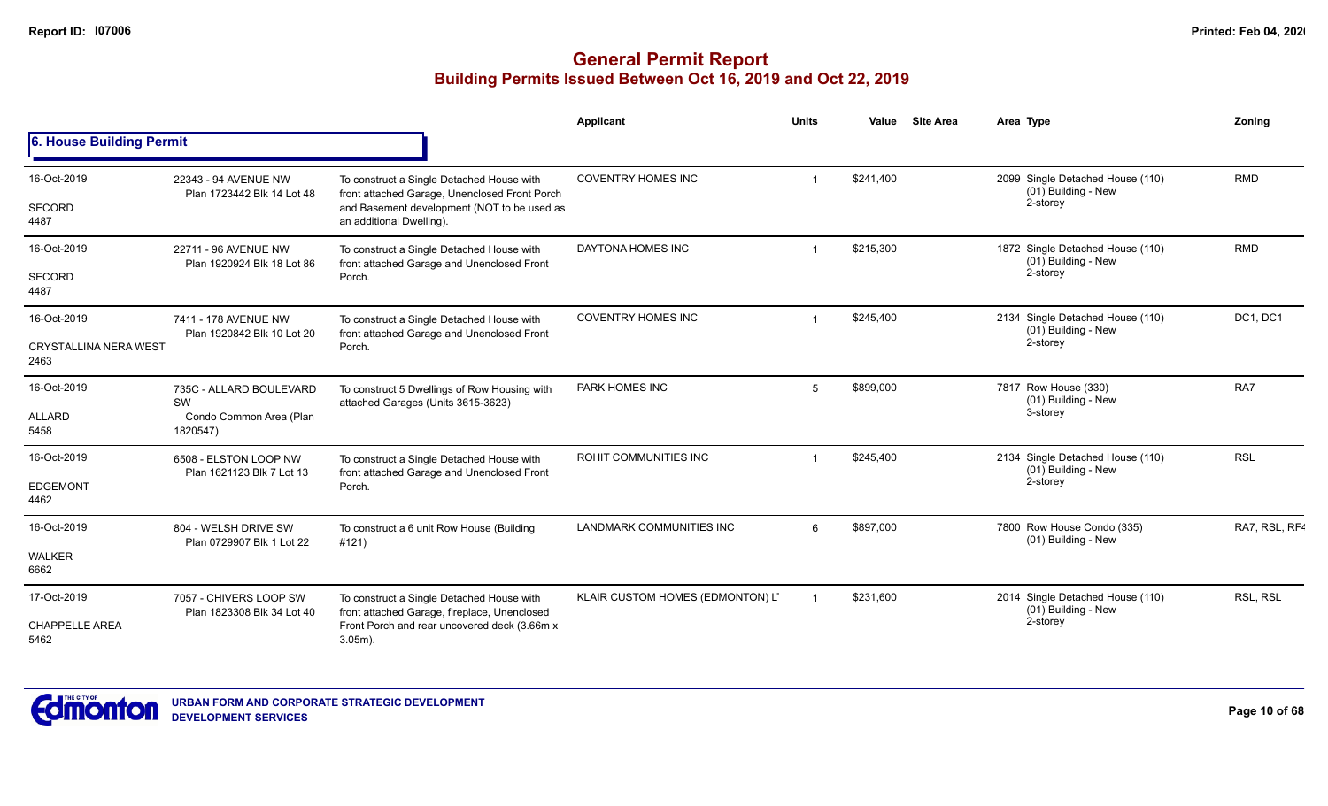# General Permit Report

## Building Permits Issued Between Oct 16, 2019 and Oct 22, 2019

### 6. House Building Permit

| Date / Neighbourhood | Address / Legal | Description | Applicant | Units | Value | Site Area | Area Type | Zoning |
|---|---|---|---|---|---|---|---|---|
| 16-Oct-2019<br>SECORD<br>4487 | 22343 - 94 AVENUE NW<br>Plan 1723442 Blk 14 Lot 48 | To construct a Single Detached House with front attached Garage, Unenclosed Front Porch and Basement development (NOT to be used as an additional Dwelling). | COVENTRY HOMES INC | 1 | $241,400 | | 2099 Single Detached House (110)<br>(01) Building - New<br>2-storey | RMD |
| 16-Oct-2019<br>SECORD<br>4487 | 22711 - 96 AVENUE NW<br>Plan 1920924 Blk 18 Lot 86 | To construct a Single Detached House with front attached Garage and Unenclosed Front Porch. | DAYTONA HOMES INC | 1 | $215,300 | | 1872 Single Detached House (110)<br>(01) Building - New<br>2-storey | RMD |
| 16-Oct-2019<br>CRYSTALLINA NERA WEST<br>2463 | 7411 - 178 AVENUE NW<br>Plan 1920842 Blk 10 Lot 20 | To construct a Single Detached House with front attached Garage and Unenclosed Front Porch. | COVENTRY HOMES INC | 1 | $245,400 | | 2134 Single Detached House (110)<br>(01) Building - New<br>2-storey | DC1, DC1 |
| 16-Oct-2019<br>ALLARD<br>5458 | 735C - ALLARD BOULEVARD SW<br>Condo Common Area (Plan 1820547) | To construct 5 Dwellings of Row Housing with attached Garages (Units 3615-3623) | PARK HOMES INC | 5 | $899,000 | | 7817 Row House (330)<br>(01) Building - New<br>3-storey | RA7 |
| 16-Oct-2019<br>EDGEMONT<br>4462 | 6508 - ELSTON LOOP NW<br>Plan 1621123 Blk 7 Lot 13 | To construct a Single Detached House with front attached Garage and Unenclosed Front Porch. | ROHIT COMMUNITIES INC | 1 | $245,400 | | 2134 Single Detached House (110)<br>(01) Building - New<br>2-storey | RSL |
| 16-Oct-2019<br>WALKER<br>6662 | 804 - WELSH DRIVE SW<br>Plan 0729907 Blk 1 Lot 22 | To construct a 6 unit Row House (Building #121) | LANDMARK COMMUNITIES INC | 6 | $897,000 | | 7800 Row House Condo (335)<br>(01) Building - New | RA7, RSL, RF4 |
| 17-Oct-2019<br>CHAPPELLE AREA<br>5462 | 7057 - CHIVERS LOOP SW<br>Plan 1823308 Blk 34 Lot 40 | To construct a Single Detached House with front attached Garage, fireplace, Unenclosed Front Porch and rear uncovered deck (3.66m x 3.05m). | KLAIR CUSTOM HOMES (EDMONTON) LT | 1 | $231,600 | | 2014 Single Detached House (110)<br>(01) Building - New<br>2-storey | RSL, RSL |

URBAN FORM AND CORPORATE STRATEGIC DEVELOPMENT
DEVELOPMENT SERVICES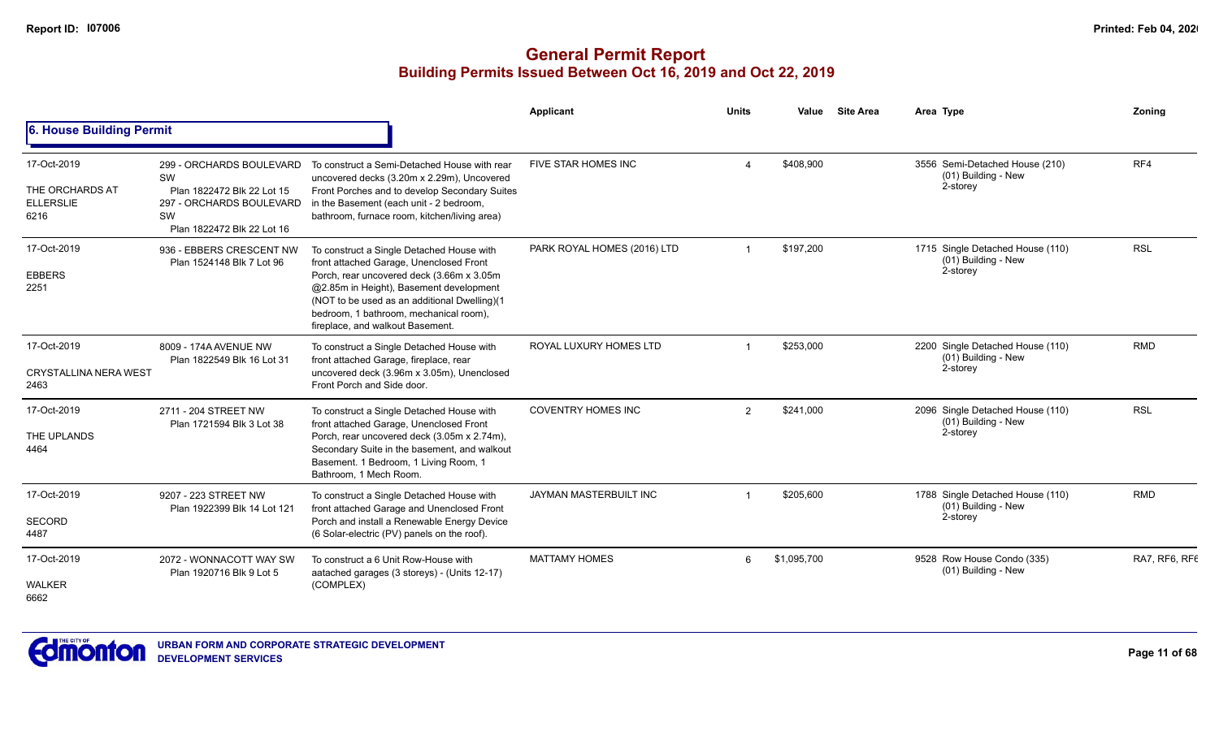# General Permit Report

## Building Permits Issued Between Oct 16, 2019 and Oct 22, 2019

### 6. House Building Permit

| Date / Neighbourhood | Address | Description | Applicant | Units | Value | Site Area | Area | Type | Zoning |
|---|---|---|---|---|---|---|---|---|---|
| 17-Oct-2019<br>THE ORCHARDS AT ELLERSLIE<br>6216 | 299 - ORCHARDS BOULEVARD SW<br>Plan 1822472 Blk 22 Lot 15<br>297 - ORCHARDS BOULEVARD SW<br>Plan 1822472 Blk 22 Lot 16 | To construct a Semi-Detached House with rear uncovered decks (3.20m x 2.29m), Uncovered Front Porches and to develop Secondary Suites in the Basement (each unit - 2 bedroom, bathroom, furnace room, kitchen/living area) | FIVE STAR HOMES INC | 4 | $408,900 | | 3556 | Semi-Detached House (210)<br>(01) Building - New<br>2-storey | RF4 |
| 17-Oct-2019<br>EBBERS<br>2251 | 936 - EBBERS CRESCENT NW<br>Plan 1524148 Blk 7 Lot 96 | To construct a Single Detached House with front attached Garage, Unenclosed Front Porch, rear uncovered deck (3.66m x 3.05m @2.85m in Height), Basement development (NOT to be used as an additional Dwelling)(1 bedroom, 1 bathroom, mechanical room), fireplace, and walkout Basement. | PARK ROYAL HOMES (2016) LTD | 1 | $197,200 | | 1715 | Single Detached House (110)<br>(01) Building - New<br>2-storey | RSL |
| 17-Oct-2019<br>CRYSTALLINA NERA WEST<br>2463 | 8009 - 174A AVENUE NW<br>Plan 1822549 Blk 16 Lot 31 | To construct a Single Detached House with front attached Garage, fireplace, rear uncovered deck (3.96m x 3.05m), Unenclosed Front Porch and Side door. | ROYAL LUXURY HOMES LTD | 1 | $253,000 | | 2200 | Single Detached House (110)<br>(01) Building - New<br>2-storey | RMD |
| 17-Oct-2019<br>THE UPLANDS<br>4464 | 2711 - 204 STREET NW<br>Plan 1721594 Blk 3 Lot 38 | To construct a Single Detached House with front attached Garage, Unenclosed Front Porch, rear uncovered deck (3.05m x 2.74m), Secondary Suite in the basement, and walkout Basement. 1 Bedroom, 1 Living Room, 1 Bathroom, 1 Mech Room. | COVENTRY HOMES INC | 2 | $241,000 | | 2096 | Single Detached House (110)<br>(01) Building - New<br>2-storey | RSL |
| 17-Oct-2019<br>SECORD<br>4487 | 9207 - 223 STREET NW<br>Plan 1922399 Blk 14 Lot 121 | To construct a Single Detached House with front attached Garage and Unenclosed Front Porch and install a Renewable Energy Device (6 Solar-electric (PV) panels on the roof). | JAYMAN MASTERBUILT INC | 1 | $205,600 | | 1788 | Single Detached House (110)<br>(01) Building - New<br>2-storey | RMD |
| 17-Oct-2019<br>WALKER<br>6662 | 2072 - WONNACOTT WAY SW<br>Plan 1920716 Blk 9 Lot 5 | To construct a 6 Unit Row-House with aatached garages (3 storeys) - (Units 12-17) (COMPLEX) | MATTAMY HOMES | 6 | $1,095,700 | | 9528 | Row House Condo (335)<br>(01) Building - New | RA7, RF6, RF6 |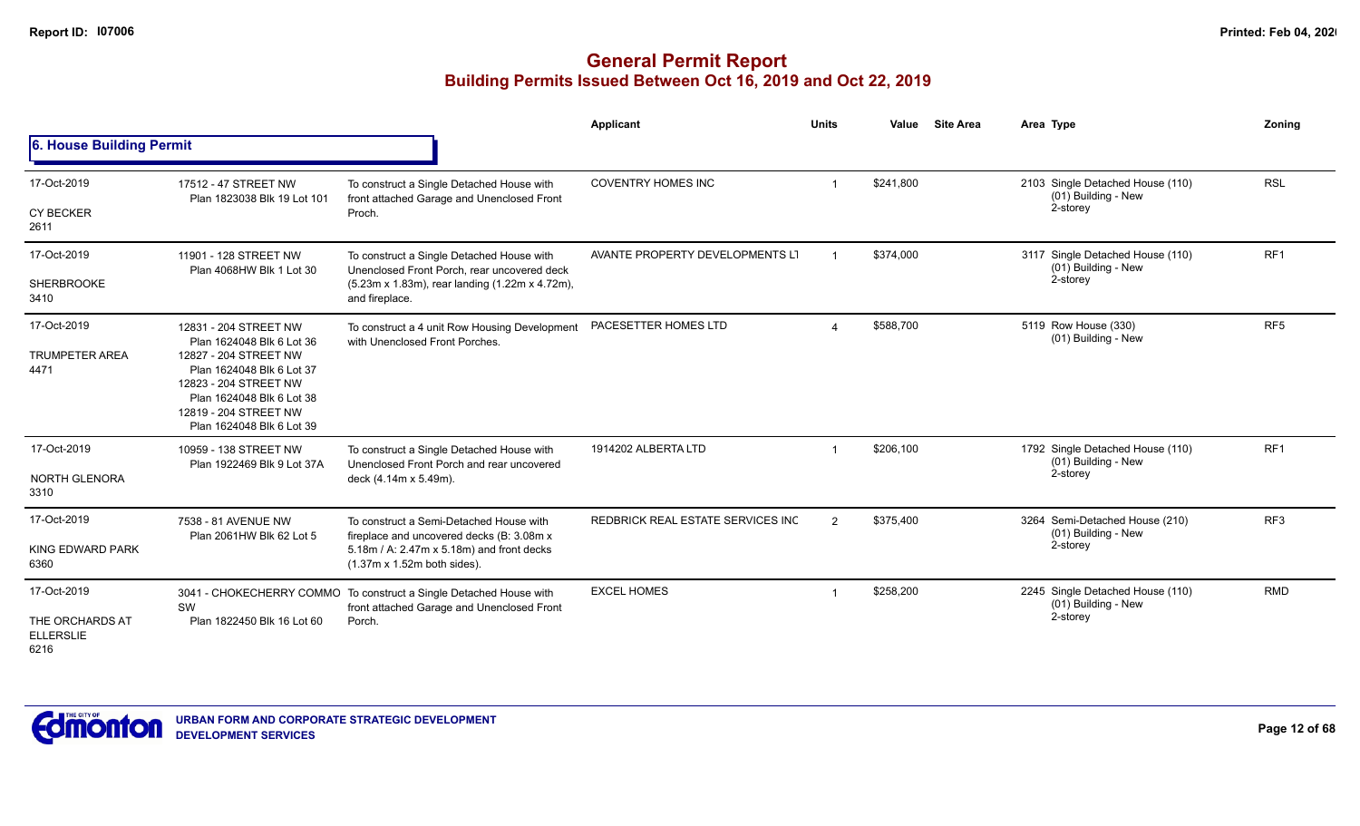# General Permit Report

## Building Permits Issued Between Oct 16, 2019 and Oct 22, 2019

### 6. House Building Permit

| Date / Neighbourhood | Address / Legal | Description | Applicant | Units | Value | Site Area | Area Type | Zoning |
|---|---|---|---|---|---|---|---|---|
| 17-Oct-2019<br>CY BECKER<br>2611 | 17512 - 47 STREET NW<br>Plan 1823038 Blk 19 Lot 101 | To construct a Single Detached House with front attached Garage and Unenclosed Front Proch. | COVENTRY HOMES INC | 1 | $241,800 | | 2103 Single Detached House (110)<br>(01) Building - New<br>2-storey | RSL |
| 17-Oct-2019<br>SHERBROOKE<br>3410 | 11901 - 128 STREET NW<br>Plan 4068HW Blk 1 Lot 30 | To construct a Single Detached House with Unenclosed Front Porch, rear uncovered deck (5.23m x 1.83m), rear landing (1.22m x 4.72m), and fireplace. | AVANTE PROPERTY DEVELOPMENTS LT | 1 | $374,000 | | 3117 Single Detached House (110)<br>(01) Building - New<br>2-storey | RF1 |
| 17-Oct-2019<br>TRUMPETER AREA<br>4471 | 12831 - 204 STREET NW<br>Plan 1624048 Blk 6 Lot 36<br>12827 - 204 STREET NW<br>Plan 1624048 Blk 6 Lot 37<br>12823 - 204 STREET NW<br>Plan 1624048 Blk 6 Lot 38<br>12819 - 204 STREET NW<br>Plan 1624048 Blk 6 Lot 39 | To construct a 4 unit Row Housing Development with Unenclosed Front Porches. | PACESETTER HOMES LTD | 4 | $588,700 | | 5119 Row House (330)<br>(01) Building - New | RF5 |
| 17-Oct-2019<br>NORTH GLENORA<br>3310 | 10959 - 138 STREET NW<br>Plan 1922469 Blk 9 Lot 37A | To construct a Single Detached House with Unenclosed Front Porch and rear uncovered deck (4.14m x 5.49m). | 1914202 ALBERTA LTD | 1 | $206,100 | | 1792 Single Detached House (110)<br>(01) Building - New<br>2-storey | RF1 |
| 17-Oct-2019<br>KING EDWARD PARK<br>6360 | 7538 - 81 AVENUE NW<br>Plan 2061HW Blk 62 Lot 5 | To construct a Semi-Detached House with fireplace and uncovered decks (B: 3.08m x 5.18m / A: 2.47m x 5.18m) and front decks (1.37m x 1.52m both sides). | REDBRICK REAL ESTATE SERVICES INC | 2 | $375,400 | | 3264 Semi-Detached House (210)<br>(01) Building - New<br>2-storey | RF3 |
| 17-Oct-2019<br>THE ORCHARDS AT ELLERSLIE<br>6216 | 3041 - CHOKECHERRY COMMO SW<br>Plan 1822450 Blk 16 Lot 60 | To construct a Single Detached House with front attached Garage and Unenclosed Front Porch. | EXCEL HOMES | 1 | $258,200 | | 2245 Single Detached House (110)<br>(01) Building - New<br>2-storey | RMD |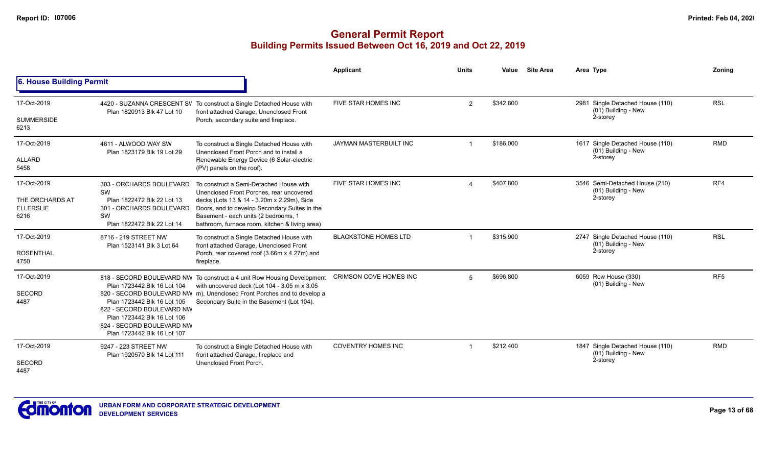# General Permit Report

## Building Permits Issued Between Oct 16, 2019 and Oct 22, 2019

### 6. House Building Permit

| Date / Neighbourhood | Address | Description | Applicant | Units | Value | Site Area | Area Type | Zoning |
|---|---|---|---|---|---|---|---|---|
| 17-Oct-2019<br>SUMMERSIDE<br>6213 | 4420 - SUZANNA CRESCENT SW<br>Plan 1820913 Blk 47 Lot 10 | To construct a Single Detached House with front attached Garage, Unenclosed Front Porch, secondary suite and fireplace. | FIVE STAR HOMES INC | 2 | $342,800 | | 2981 Single Detached House (110)<br>(01) Building - New<br>2-storey | RSL |
| 17-Oct-2019<br>ALLARD<br>5458 | 4611 - ALWOOD WAY SW<br>Plan 1823179 Blk 19 Lot 29 | To construct a Single Detached House with Unenclosed Front Porch and to install a Renewable Energy Device (6 Solar-electric (PV) panels on the roof). | JAYMAN MASTERBUILT INC | 1 | $186,000 | | 1617 Single Detached House (110)<br>(01) Building - New<br>2-storey | RMD |
| 17-Oct-2019<br>THE ORCHARDS AT ELLERSLIE<br>6216 | 303 - ORCHARDS BOULEVARD SW<br>Plan 1822472 Blk 22 Lot 13<br>301 - ORCHARDS BOULEVARD SW<br>Plan 1822472 Blk 22 Lot 14 | To construct a Semi-Detached House with Unenclosed Front Porches, rear uncovered decks (Lots 13 & 14 - 3.20m x 2.29m), Side Doors, and to develop Secondary Suites in the Basement - each units (2 bedrooms, 1 bathroom, furnace room, kitchen & living area) | FIVE STAR HOMES INC | 4 | $407,800 | | 3546 Semi-Detached House (210)<br>(01) Building - New<br>2-storey | RF4 |
| 17-Oct-2019<br>ROSENTHAL<br>4750 | 8716 - 219 STREET NW<br>Plan 1523141 Blk 3 Lot 64 | To construct a Single Detached House with front attached Garage, Unenclosed Front Porch, rear covered roof (3.66m x 4.27m) and fireplace. | BLACKSTONE HOMES LTD | 1 | $315,900 | | 2747 Single Detached House (110)<br>(01) Building - New<br>2-storey | RSL |
| 17-Oct-2019<br>SECORD<br>4487 | 818 - SECORD BOULEVARD NW<br>Plan 1723442 Blk 16 Lot 104<br>820 - SECORD BOULEVARD NW<br>Plan 1723442 Blk 16 Lot 105<br>822 - SECORD BOULEVARD NW<br>Plan 1723442 Blk 16 Lot 106<br>824 - SECORD BOULEVARD NW<br>Plan 1723442 Blk 16 Lot 107 | To construct a 4 unit Row Housing Development with uncovered deck (Lot 104 - 3.05 m x 3.05 m), Unenclosed Front Porches and to develop a Secondary Suite in the Basement (Lot 104). | CRIMSON COVE HOMES INC | 5 | $696,800 | | 6059 Row House (330)<br>(01) Building - New | RF5 |
| 17-Oct-2019<br>SECORD<br>4487 | 9247 - 223 STREET NW<br>Plan 1920570 Blk 14 Lot 111 | To construct a Single Detached House with front attached Garage, fireplace and Unenclosed Front Porch. | COVENTRY HOMES INC | 1 | $212,400 | | 1847 Single Detached House (110)<br>(01) Building - New<br>2-storey | RMD |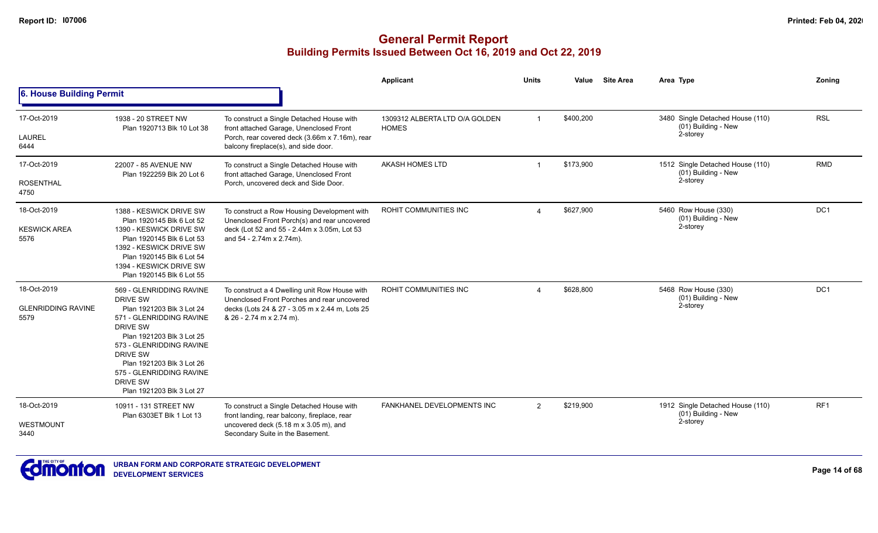# General Permit Report
## Building Permits Issued Between Oct 16, 2019 and Oct 22, 2019

### 6. House Building Permit

| Date / Neighbourhood | Address / Legal | Description | Applicant | Units | Value | Site Area | Area | Type | Zoning |
|---|---|---|---|---|---|---|---|---|---|
| 17-Oct-2019<br>LAUREL<br>6444 | 1938 - 20 STREET NW<br>Plan 1920713 Blk 10 Lot 38 | To construct a Single Detached House with front attached Garage, Unenclosed Front Porch, rear covered deck (3.66m x 7.16m), rear balcony fireplace(s), and side door. | 1309312 ALBERTA LTD O/A GOLDEN HOMES | 1 | $400,200 | | 3480 | Single Detached House (110)<br>(01) Building - New<br>2-storey | RSL |
| 17-Oct-2019<br>ROSENTHAL<br>4750 | 22007 - 85 AVENUE NW<br>Plan 1922259 Blk 20 Lot 6 | To construct a Single Detached House with front attached Garage, Unenclosed Front Porch, uncovered deck and Side Door. | AKASH HOMES LTD | 1 | $173,900 | | 1512 | Single Detached House (110)<br>(01) Building - New<br>2-storey | RMD |
| 18-Oct-2019<br>KESWICK AREA<br>5576 | 1388 - KESWICK DRIVE SW<br>Plan 1920145 Blk 6 Lot 52<br>1390 - KESWICK DRIVE SW<br>Plan 1920145 Blk 6 Lot 53<br>1392 - KESWICK DRIVE SW<br>Plan 1920145 Blk 6 Lot 54<br>1394 - KESWICK DRIVE SW<br>Plan 1920145 Blk 6 Lot 55 | To construct a Row Housing Development with Unenclosed Front Porch(s) and rear uncovered deck (Lot 52 and 55 - 2.44m x 3.05m, Lot 53 and 54 - 2.74m x 2.74m). | ROHIT COMMUNITIES INC | 4 | $627,900 | | 5460 | Row House (330)<br>(01) Building - New<br>2-storey | DC1 |
| 18-Oct-2019<br>GLENRIDDING RAVINE<br>5579 | 569 - GLENRIDDING RAVINE DRIVE SW<br>Plan 1921203 Blk 3 Lot 24<br>571 - GLENRIDDING RAVINE DRIVE SW<br>Plan 1921203 Blk 3 Lot 25<br>573 - GLENRIDDING RAVINE DRIVE SW<br>Plan 1921203 Blk 3 Lot 26<br>575 - GLENRIDDING RAVINE DRIVE SW<br>Plan 1921203 Blk 3 Lot 27 | To construct a 4 Dwelling unit Row House with Unenclosed Front Porches and rear uncovered decks (Lots 24 & 27 - 3.05 m x 2.44 m, Lots 25 & 26 - 2.74 m x 2.74 m). | ROHIT COMMUNITIES INC | 4 | $628,800 | | 5468 | Row House (330)<br>(01) Building - New<br>2-storey | DC1 |
| 18-Oct-2019<br>WESTMOUNT<br>3440 | 10911 - 131 STREET NW<br>Plan 6303ET Blk 1 Lot 13 | To construct a Single Detached House with front landing, rear balcony, fireplace, rear uncovered deck (5.18 m x 3.05 m), and Secondary Suite in the Basement. | FANKHANEL DEVELOPMENTS INC | 2 | $219,900 | | 1912 | Single Detached House (110)<br>(01) Building - New<br>2-storey | RF1 |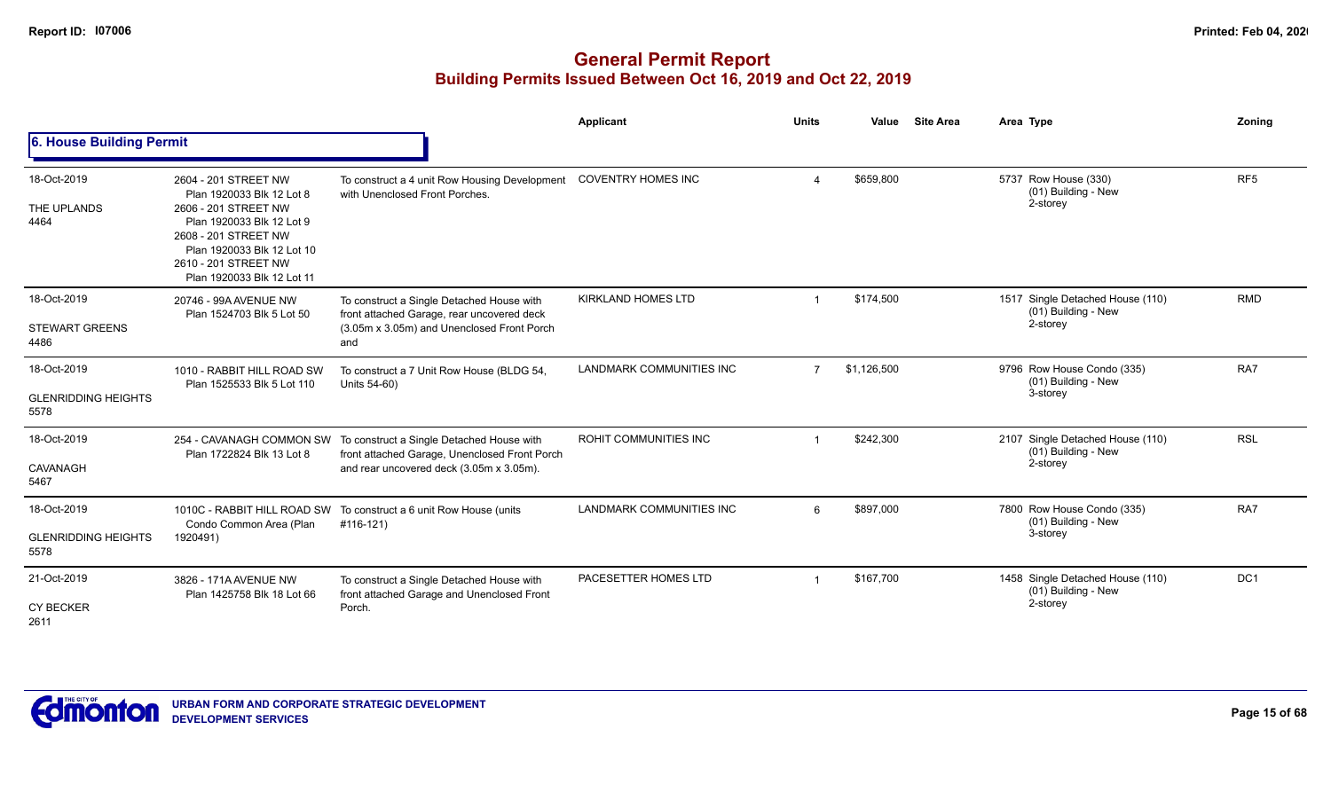# General Permit Report

## Building Permits Issued Between Oct 16, 2019 and Oct 22, 2019

### 6. House Building Permit

| Date / Neighbourhood | Address | Description | Applicant | Units | Value | Site Area | Area Type | Zoning |
|---|---|---|---|---|---|---|---|---|
| 18-Oct-2019<br>THE UPLANDS<br>4464 | 2604 - 201 STREET NW<br>Plan 1920033 Blk 12 Lot 8<br>2606 - 201 STREET NW<br>Plan 1920033 Blk 12 Lot 9<br>2608 - 201 STREET NW<br>Plan 1920033 Blk 12 Lot 10<br>2610 - 201 STREET NW<br>Plan 1920033 Blk 12 Lot 11 | To construct a 4 unit Row Housing Development with Unenclosed Front Porches. | COVENTRY HOMES INC | 4 | $659,800 | | 5737 Row House (330)<br>(01) Building - New<br>2-storey | RF5 |
| 18-Oct-2019<br>STEWART GREENS<br>4486 | 20746 - 99A AVENUE NW<br>Plan 1524703 Blk 5 Lot 50 | To construct a Single Detached House with front attached Garage, rear uncovered deck (3.05m x 3.05m) and Unenclosed Front Porch and | KIRKLAND HOMES LTD | 1 | $174,500 | | 1517 Single Detached House (110)<br>(01) Building - New<br>2-storey | RMD |
| 18-Oct-2019<br>GLENRIDDING HEIGHTS<br>5578 | 1010 - RABBIT HILL ROAD SW<br>Plan 1525533 Blk 5 Lot 110 | To construct a 7 Unit Row House (BLDG 54, Units 54-60) | LANDMARK COMMUNITIES INC | 7 | $1,126,500 | | 9796 Row House Condo (335)<br>(01) Building - New<br>3-storey | RA7 |
| 18-Oct-2019<br>CAVANAGH<br>5467 | 254 - CAVANAGH COMMON SW<br>Plan 1722824 Blk 13 Lot 8 | To construct a Single Detached House with front attached Garage, Unenclosed Front Porch and rear uncovered deck (3.05m x 3.05m). | ROHIT COMMUNITIES INC | 1 | $242,300 | | 2107 Single Detached House (110)<br>(01) Building - New<br>2-storey | RSL |
| 18-Oct-2019<br>GLENRIDDING HEIGHTS<br>5578 | 1010C - RABBIT HILL ROAD SW<br>Condo Common Area (Plan 1920491) | To construct a 6 unit Row House (units #116-121) | LANDMARK COMMUNITIES INC | 6 | $897,000 | | 7800 Row House Condo (335)<br>(01) Building - New<br>3-storey | RA7 |
| 21-Oct-2019<br>CY BECKER<br>2611 | 3826 - 171A AVENUE NW<br>Plan 1425758 Blk 18 Lot 66 | To construct a Single Detached House with front attached Garage and Unenclosed Front Porch. | PACESETTER HOMES LTD | 1 | $167,700 | | 1458 Single Detached House (110)<br>(01) Building - New<br>2-storey | DC1 |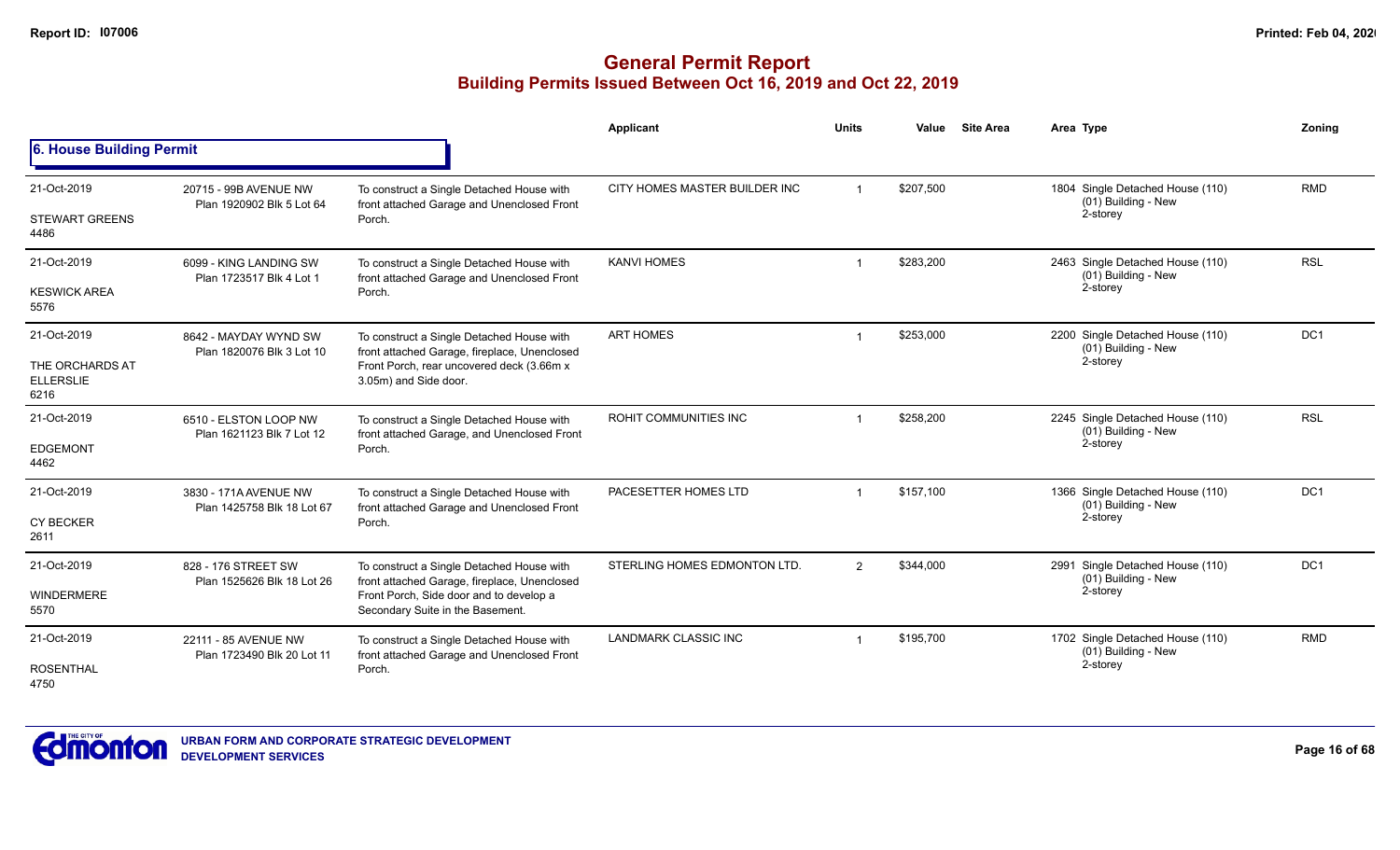# General Permit Report
## Building Permits Issued Between Oct 16, 2019 and Oct 22, 2019

### 6. House Building Permit

| Date / Neighbourhood | Address / Legal | Description | Applicant | Units | Value | Site Area | Area | Type | Zoning |
|---|---|---|---|---|---|---|---|---|---|
| 21-Oct-2019 STEWART GREENS 4486 | 20715 - 99B AVENUE NW Plan 1920902 Blk 5 Lot 64 | To construct a Single Detached House with front attached Garage and Unenclosed Front Porch. | CITY HOMES MASTER BUILDER INC | 1 | $207,500 | | 1804 | Single Detached House (110) (01) Building - New 2-storey | RMD |
| 21-Oct-2019 KESWICK AREA 5576 | 6099 - KING LANDING SW Plan 1723517 Blk 4 Lot 1 | To construct a Single Detached House with front attached Garage and Unenclosed Front Porch. | KANVI HOMES | 1 | $283,200 | | 2463 | Single Detached House (110) (01) Building - New 2-storey | RSL |
| 21-Oct-2019 THE ORCHARDS AT ELLERSLIE 6216 | 8642 - MAYDAY WYND SW Plan 1820076 Blk 3 Lot 10 | To construct a Single Detached House with front attached Garage, fireplace, Unenclosed Front Porch, rear uncovered deck (3.66m x 3.05m) and Side door. | ART HOMES | 1 | $253,000 | | 2200 | Single Detached House (110) (01) Building - New 2-storey | DC1 |
| 21-Oct-2019 EDGEMONT 4462 | 6510 - ELSTON LOOP NW Plan 1621123 Blk 7 Lot 12 | To construct a Single Detached House with front attached Garage, and Unenclosed Front Porch. | ROHIT COMMUNITIES INC | 1 | $258,200 | | 2245 | Single Detached House (110) (01) Building - New 2-storey | RSL |
| 21-Oct-2019 CY BECKER 2611 | 3830 - 171A AVENUE NW Plan 1425758 Blk 18 Lot 67 | To construct a Single Detached House with front attached Garage and Unenclosed Front Porch. | PACESETTER HOMES LTD | 1 | $157,100 | | 1366 | Single Detached House (110) (01) Building - New 2-storey | DC1 |
| 21-Oct-2019 WINDERMERE 5570 | 828 - 176 STREET SW Plan 1525626 Blk 18 Lot 26 | To construct a Single Detached House with front attached Garage, fireplace, Unenclosed Front Porch, Side door and to develop a Secondary Suite in the Basement. | STERLING HOMES EDMONTON LTD. | 2 | $344,000 | | 2991 | Single Detached House (110) (01) Building - New 2-storey | DC1 |
| 21-Oct-2019 ROSENTHAL 4750 | 22111 - 85 AVENUE NW Plan 1723490 Blk 20 Lot 11 | To construct a Single Detached House with front attached Garage and Unenclosed Front Porch. | LANDMARK CLASSIC INC | 1 | $195,700 | | 1702 | Single Detached House (110) (01) Building - New 2-storey | RMD |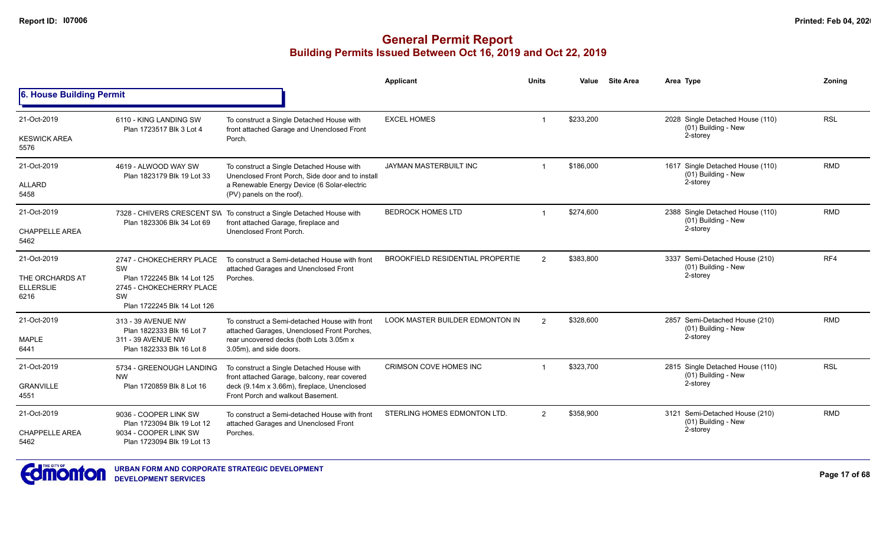# General Permit Report
## Building Permits Issued Between Oct 16, 2019 and Oct 22, 2019

### 6. House Building Permit

| Date / Neighbourhood | Address / Legal | Description | Applicant | Units | Value | Site Area | Area | Type | Zoning |
|---|---|---|---|---|---|---|---|---|---|
| 21-Oct-2019<br>KESWICK AREA<br>5576 | 6110 - KING LANDING SW<br>Plan 1723517 Blk 3 Lot 4 | To construct a Single Detached House with front attached Garage and Unenclosed Front Porch. | EXCEL HOMES | 1 | $233,200 | | 2028 | Single Detached House (110)<br>(01) Building - New<br>2-storey | RSL |
| 21-Oct-2019<br>ALLARD<br>5458 | 4619 - ALWOOD WAY SW<br>Plan 1823179 Blk 19 Lot 33 | To construct a Single Detached House with Unenclosed Front Porch, Side door and to install a Renewable Energy Device (6 Solar-electric (PV) panels on the roof). | JAYMAN MASTERBUILT INC | 1 | $186,000 | | 1617 | Single Detached House (110)<br>(01) Building - New<br>2-storey | RMD |
| 21-Oct-2019<br>CHAPPELLE AREA<br>5462 | 7328 - CHIVERS CRESCENT SW<br>Plan 1823306 Blk 34 Lot 69 | To construct a Single Detached House with front attached Garage, fireplace and Unenclosed Front Porch. | BEDROCK HOMES LTD | 1 | $274,600 | | 2388 | Single Detached House (110)<br>(01) Building - New<br>2-storey | RMD |
| 21-Oct-2019<br>THE ORCHARDS AT ELLERSLIE<br>6216 | 2747 - CHOKECHERRY PLACE SW<br>Plan 1722245 Blk 14 Lot 125<br>2745 - CHOKECHERRY PLACE SW<br>Plan 1722245 Blk 14 Lot 126 | To construct a Semi-detached House with front attached Garages and Unenclosed Front Porches. | BROOKFIELD RESIDENTIAL PROPERTIE | 2 | $383,800 | | 3337 | Semi-Detached House (210)<br>(01) Building - New<br>2-storey | RF4 |
| 21-Oct-2019<br>MAPLE<br>6441 | 313 - 39 AVENUE NW<br>Plan 1822333 Blk 16 Lot 7<br>311 - 39 AVENUE NW<br>Plan 1822333 Blk 16 Lot 8 | To construct a Semi-detached House with front attached Garages, Unenclosed Front Porches, rear uncovered decks (both Lots 3.05m x 3.05m), and side doors. | LOOK MASTER BUILDER EDMONTON IN | 2 | $328,600 | | 2857 | Semi-Detached House (210)<br>(01) Building - New<br>2-storey | RMD |
| 21-Oct-2019<br>GRANVILLE<br>4551 | 5734 - GREENOUGH LANDING NW<br>Plan 1720859 Blk 8 Lot 16 | To construct a Single Detached House with front attached Garage, balcony, rear covered deck (9.14m x 3.66m), fireplace, Unenclosed Front Porch and walkout Basement. | CRIMSON COVE HOMES INC | 1 | $323,700 | | 2815 | Single Detached House (110)<br>(01) Building - New<br>2-storey | RSL |
| 21-Oct-2019<br>CHAPPELLE AREA<br>5462 | 9036 - COOPER LINK SW<br>Plan 1723094 Blk 19 Lot 12<br>9034 - COOPER LINK SW<br>Plan 1723094 Blk 19 Lot 13 | To construct a Semi-detached House with front attached Garages and Unenclosed Front Porches. | STERLING HOMES EDMONTON LTD. | 2 | $358,900 | | 3121 | Semi-Detached House (210)<br>(01) Building - New<br>2-storey | RMD |

URBAN FORM AND CORPORATE STRATEGIC DEVELOPMENT
DEVELOPMENT SERVICES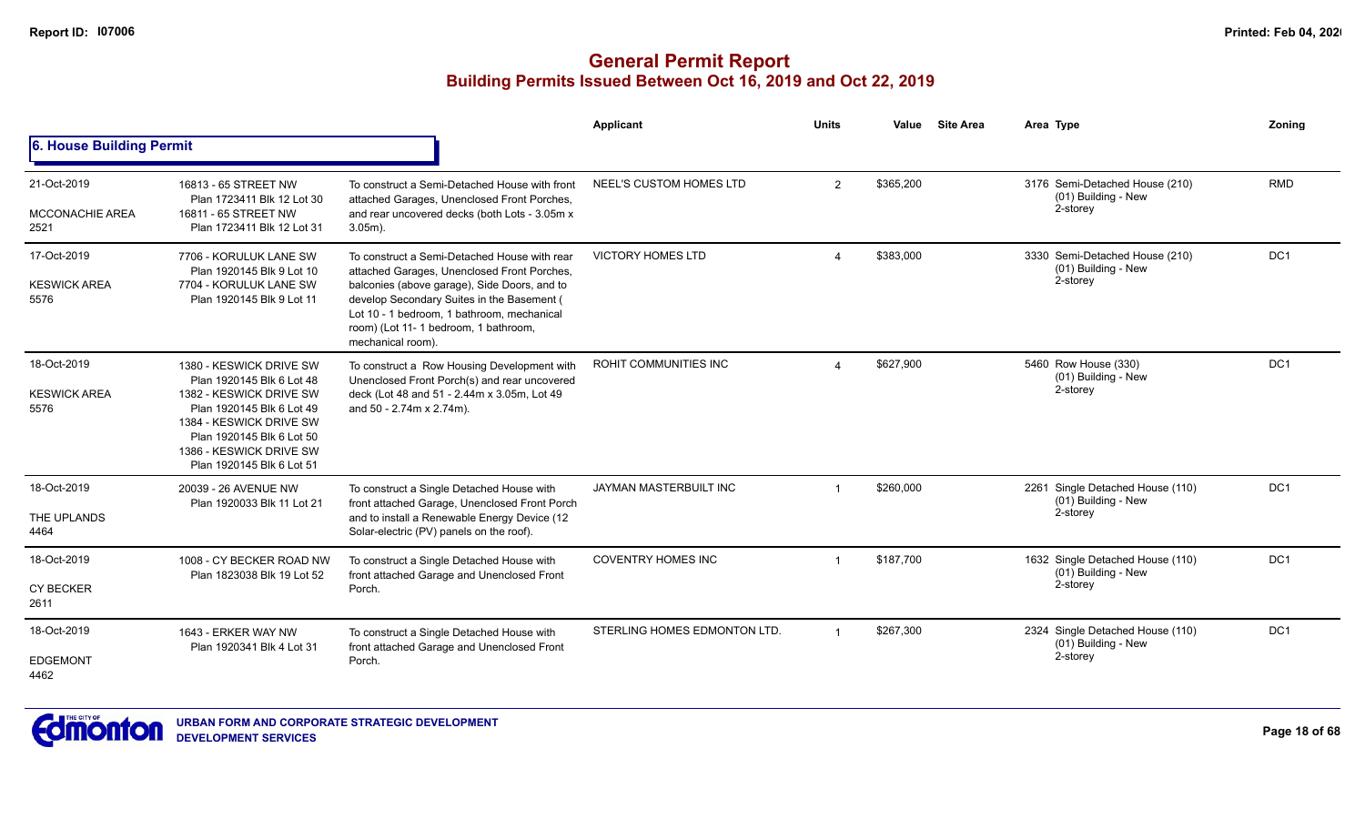# General Permit Report
## Building Permits Issued Between Oct 16, 2019 and Oct 22, 2019

### 6. House Building Permit

| Date / Area | Address | Description | Applicant | Units | Value | Site Area | Area | Type | Zoning |
|---|---|---|---|---|---|---|---|---|---|
| 21-Oct-2019<br>MCCONACHIE AREA<br>2521 | 16813 - 65 STREET NW<br>Plan 1723411 Blk 12 Lot 30<br>16811 - 65 STREET NW<br>Plan 1723411 Blk 12 Lot 31 | To construct a Semi-Detached House with front attached Garages, Unenclosed Front Porches, and rear uncovered decks (both Lots - 3.05m x 3.05m). | NEEL'S CUSTOM HOMES LTD | 2 | $365,200 | | 3176 | Semi-Detached House (210)<br>(01) Building - New<br>2-storey | RMD |
| 17-Oct-2019<br>KESWICK AREA<br>5576 | 7706 - KORULUK LANE SW<br>Plan 1920145 Blk 9 Lot 10<br>7704 - KORULUK LANE SW<br>Plan 1920145 Blk 9 Lot 11 | To construct a Semi-Detached House with rear attached Garages, Unenclosed Front Porches, balconies (above garage), Side Doors, and to develop Secondary Suites in the Basement ( Lot 10 - 1 bedroom, 1 bathroom, mechanical room) (Lot 11- 1 bedroom, 1 bathroom, mechanical room). | VICTORY HOMES LTD | 4 | $383,000 | | 3330 | Semi-Detached House (210)<br>(01) Building - New<br>2-storey | DC1 |
| 18-Oct-2019<br>KESWICK AREA<br>5576 | 1380 - KESWICK DRIVE SW<br>Plan 1920145 Blk 6 Lot 48<br>1382 - KESWICK DRIVE SW<br>Plan 1920145 Blk 6 Lot 49<br>1384 - KESWICK DRIVE SW<br>Plan 1920145 Blk 6 Lot 50<br>1386 - KESWICK DRIVE SW<br>Plan 1920145 Blk 6 Lot 51 | To construct a Row Housing Development with Unenclosed Front Porch(s) and rear uncovered deck (Lot 48 and 51 - 2.44m x 3.05m, Lot 49 and 50 - 2.74m x 2.74m). | ROHIT COMMUNITIES INC | 4 | $627,900 | | 5460 | Row House (330)<br>(01) Building - New<br>2-storey | DC1 |
| 18-Oct-2019<br>THE UPLANDS<br>4464 | 20039 - 26 AVENUE NW<br>Plan 1920033 Blk 11 Lot 21 | To construct a Single Detached House with front attached Garage, Unenclosed Front Porch and to install a Renewable Energy Device (12 Solar-electric (PV) panels on the roof). | JAYMAN MASTERBUILT INC | 1 | $260,000 | | 2261 | Single Detached House (110)<br>(01) Building - New<br>2-storey | DC1 |
| 18-Oct-2019<br>CY BECKER<br>2611 | 1008 - CY BECKER ROAD NW<br>Plan 1823038 Blk 19 Lot 52 | To construct a Single Detached House with front attached Garage and Unenclosed Front Porch. | COVENTRY HOMES INC | 1 | $187,700 | | 1632 | Single Detached House (110)<br>(01) Building - New<br>2-storey | DC1 |
| 18-Oct-2019<br>EDGEMONT<br>4462 | 1643 - ERKER WAY NW<br>Plan 1920341 Blk 4 Lot 31 | To construct a Single Detached House with front attached Garage and Unenclosed Front Porch. | STERLING HOMES EDMONTON LTD. | 1 | $267,300 | | 2324 | Single Detached House (110)<br>(01) Building - New<br>2-storey | DC1 |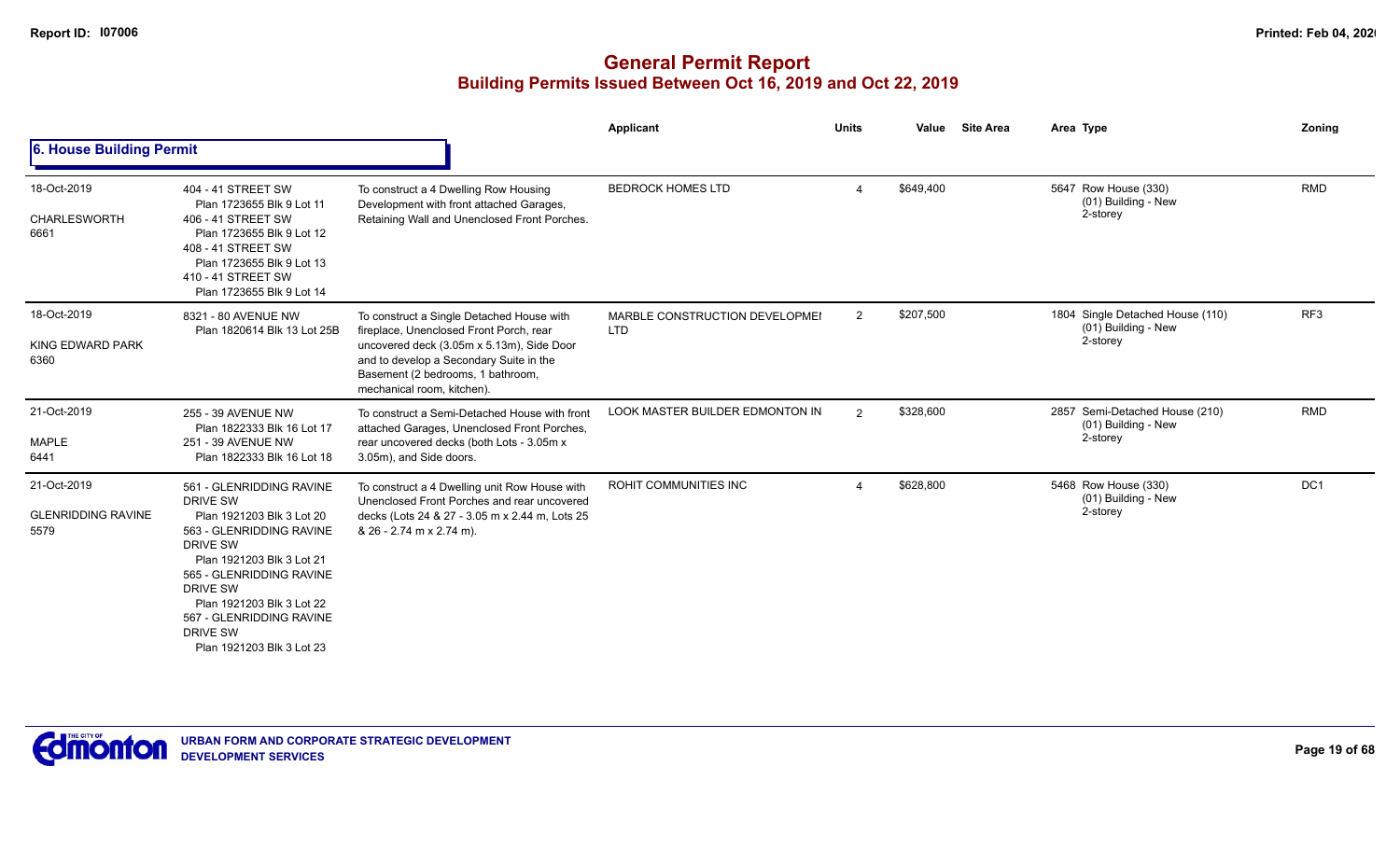# General Permit Report

## Building Permits Issued Between Oct 16, 2019 and Oct 22, 2019

### 6. House Building Permit

| Date / Neighbourhood | Address / Legal | Description | Applicant | Units | Value | Site Area | Area | Type | Zoning |
|---|---|---|---|---|---|---|---|---|---|
| 18-Oct-2019<br>CHARLESWORTH<br>6661 | 404 - 41 STREET SW<br>Plan 1723655 Blk 9 Lot 11<br>406 - 41 STREET SW<br>Plan 1723655 Blk 9 Lot 12<br>408 - 41 STREET SW<br>Plan 1723655 Blk 9 Lot 13<br>410 - 41 STREET SW<br>Plan 1723655 Blk 9 Lot 14 | To construct a 4 Dwelling Row Housing Development with front attached Garages, Retaining Wall and Unenclosed Front Porches. | BEDROCK HOMES LTD | 4 | $649,400 | | 5647 | Row House (330)<br>(01) Building - New<br>2-storey | RMD |
| 18-Oct-2019<br>KING EDWARD PARK<br>6360 | 8321 - 80 AVENUE NW<br>Plan 1820614 Blk 13 Lot 25B | To construct a Single Detached House with fireplace, Unenclosed Front Porch, rear uncovered deck (3.05m x 5.13m), Side Door and to develop a Secondary Suite in the Basement (2 bedrooms, 1 bathroom, mechanical room, kitchen). | MARBLE CONSTRUCTION DEVELOPMEI LTD | 2 | $207,500 | | 1804 | Single Detached House (110)<br>(01) Building - New<br>2-storey | RF3 |
| 21-Oct-2019<br>MAPLE<br>6441 | 255 - 39 AVENUE NW<br>Plan 1822333 Blk 16 Lot 17<br>251 - 39 AVENUE NW<br>Plan 1822333 Blk 16 Lot 18 | To construct a Semi-Detached House with front attached Garages, Unenclosed Front Porches, rear uncovered decks (both Lots - 3.05m x 3.05m), and Side doors. | LOOK MASTER BUILDER EDMONTON IN | 2 | $328,600 | | 2857 | Semi-Detached House (210)<br>(01) Building - New<br>2-storey | RMD |
| 21-Oct-2019<br>GLENRIDDING RAVINE<br>5579 | 561 - GLENRIDDING RAVINE DRIVE SW<br>Plan 1921203 Blk 3 Lot 20<br>563 - GLENRIDDING RAVINE DRIVE SW<br>Plan 1921203 Blk 3 Lot 21<br>565 - GLENRIDDING RAVINE DRIVE SW<br>Plan 1921203 Blk 3 Lot 22<br>567 - GLENRIDDING RAVINE DRIVE SW<br>Plan 1921203 Blk 3 Lot 23 | To construct a 4 Dwelling unit Row House with Unenclosed Front Porches and rear uncovered decks (Lots 24 & 27 - 3.05 m x 2.44 m, Lots 25 & 26 - 2.74 m x 2.74 m). | ROHIT COMMUNITIES INC | 4 | $628,800 | | 5468 | Row House (330)<br>(01) Building - New<br>2-storey | DC1 |

URBAN FORM AND CORPORATE STRATEGIC DEVELOPMENT
DEVELOPMENT SERVICES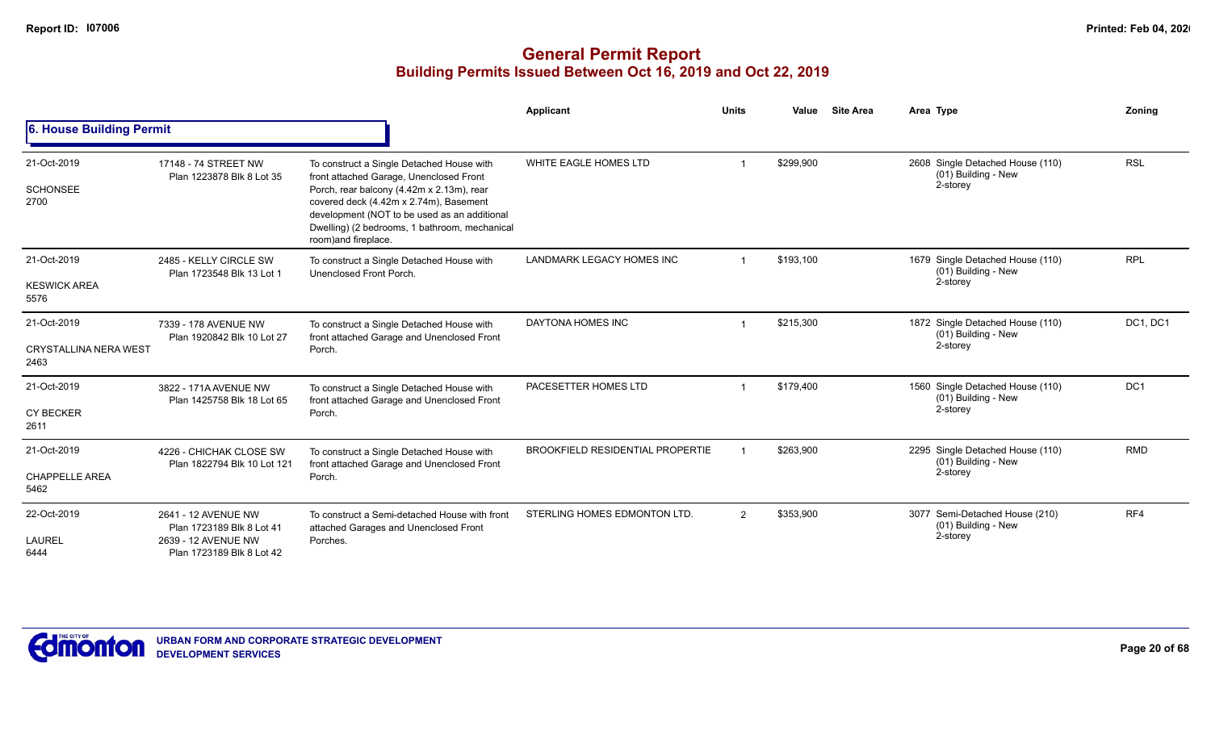# General Permit Report

## Building Permits Issued Between Oct 16, 2019 and Oct 22, 2019

### 6. House Building Permit

| Date / Neighbourhood | Address / Legal | Description | Applicant | Units | Value | Site Area | Area | Type | Zoning |
|---|---|---|---|---|---|---|---|---|---|
| 21-Oct-2019<br>SCHONSEE<br>2700 | 17148 - 74 STREET NW<br>Plan 1223878 Blk 8 Lot 35 | To construct a Single Detached House with front attached Garage, Unenclosed Front Porch, rear balcony (4.42m x 2.13m), rear covered deck (4.42m x 2.74m), Basement development (NOT to be used as an additional Dwelling) (2 bedrooms, 1 bathroom, mechanical room)and fireplace. | WHITE EAGLE HOMES LTD | 1 | $299,900 | | 2608 | Single Detached House (110)<br>(01) Building - New<br>2-storey | RSL |
| 21-Oct-2019<br>KESWICK AREA<br>5576 | 2485 - KELLY CIRCLE SW<br>Plan 1723548 Blk 13 Lot 1 | To construct a Single Detached House with Unenclosed Front Porch. | LANDMARK LEGACY HOMES INC | 1 | $193,100 | | 1679 | Single Detached House (110)<br>(01) Building - New<br>2-storey | RPL |
| 21-Oct-2019<br>CRYSTALLINA NERA WEST<br>2463 | 7339 - 178 AVENUE NW<br>Plan 1920842 Blk 10 Lot 27 | To construct a Single Detached House with front attached Garage and Unenclosed Front Porch. | DAYTONA HOMES INC | 1 | $215,300 | | 1872 | Single Detached House (110)<br>(01) Building - New<br>2-storey | DC1, DC1 |
| 21-Oct-2019<br>CY BECKER<br>2611 | 3822 - 171A AVENUE NW<br>Plan 1425758 Blk 18 Lot 65 | To construct a Single Detached House with front attached Garage and Unenclosed Front Porch. | PACESETTER HOMES LTD | 1 | $179,400 | | 1560 | Single Detached House (110)<br>(01) Building - New<br>2-storey | DC1 |
| 21-Oct-2019<br>CHAPPELLE AREA<br>5462 | 4226 - CHICHAK CLOSE SW<br>Plan 1822794 Blk 10 Lot 121 | To construct a Single Detached House with front attached Garage and Unenclosed Front Porch. | BROOKFIELD RESIDENTIAL PROPERTIE | 1 | $263,900 | | 2295 | Single Detached House (110)<br>(01) Building - New<br>2-storey | RMD |
| 22-Oct-2019<br>LAUREL<br>6444 | 2641 - 12 AVENUE NW<br>Plan 1723189 Blk 8 Lot 41<br>2639 - 12 AVENUE NW<br>Plan 1723189 Blk 8 Lot 42 | To construct a Semi-detached House with front attached Garages and Unenclosed Front Porches. | STERLING HOMES EDMONTON LTD. | 2 | $353,900 | | 3077 | Semi-Detached House (210)<br>(01) Building - New<br>2-storey | RF4 |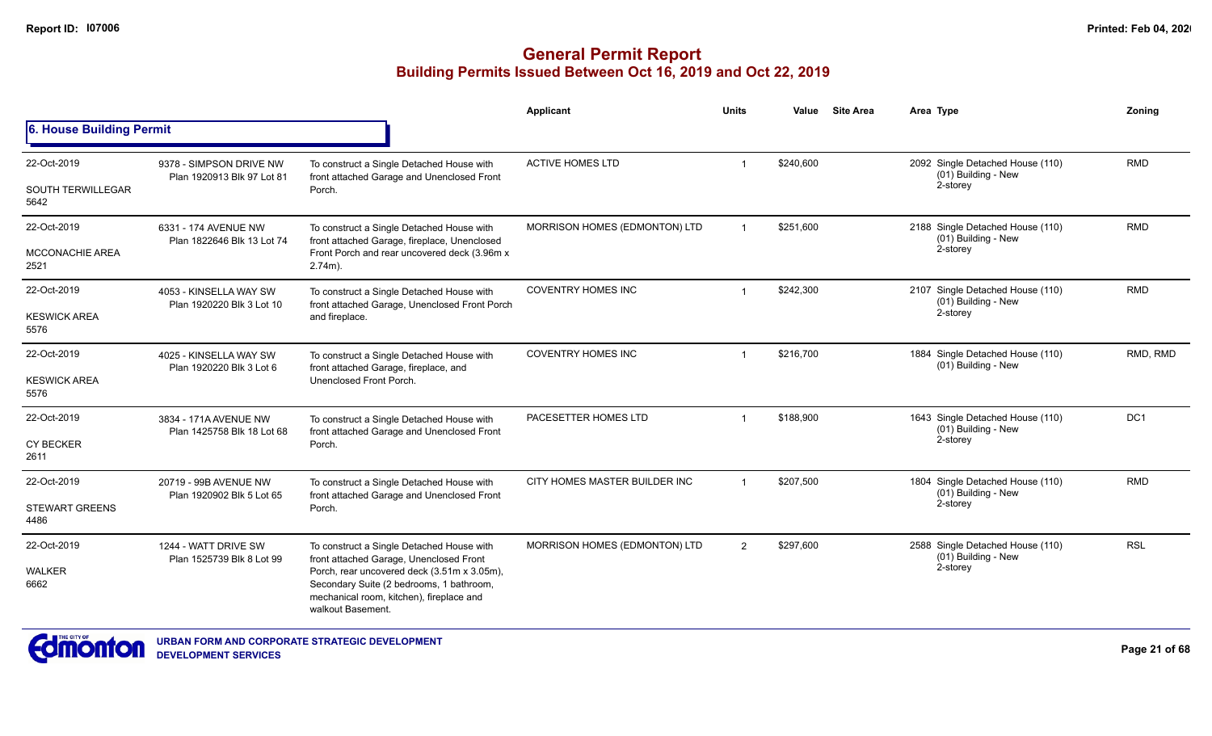# General Permit Report

## Building Permits Issued Between Oct 16, 2019 and Oct 22, 2019

### 6. House Building Permit

| Date / Neighbourhood | Address / Legal | Description | Applicant | Units | Value | Site Area | Area | Type | Zoning |
|---|---|---|---|---|---|---|---|---|---|
| 22-Oct-2019 SOUTH TERWILLEGAR 5642 | 9378 - SIMPSON DRIVE NW Plan 1920913 Blk 97 Lot 81 | To construct a Single Detached House with front attached Garage and Unenclosed Front Porch. | ACTIVE HOMES LTD | 1 | $240,600 | | 2092 | Single Detached House (110) (01) Building - New 2-storey | RMD |
| 22-Oct-2019 MCCONACHIE AREA 2521 | 6331 - 174 AVENUE NW Plan 1822646 Blk 13 Lot 74 | To construct a Single Detached House with front attached Garage, fireplace, Unenclosed Front Porch and rear uncovered deck (3.96m x 2.74m). | MORRISON HOMES (EDMONTON) LTD | 1 | $251,600 | | 2188 | Single Detached House (110) (01) Building - New 2-storey | RMD |
| 22-Oct-2019 KESWICK AREA 5576 | 4053 - KINSELLA WAY SW Plan 1920220 Blk 3 Lot 10 | To construct a Single Detached House with front attached Garage, Unenclosed Front Porch and fireplace. | COVENTRY HOMES INC | 1 | $242,300 | | 2107 | Single Detached House (110) (01) Building - New 2-storey | RMD |
| 22-Oct-2019 KESWICK AREA 5576 | 4025 - KINSELLA WAY SW Plan 1920220 Blk 3 Lot 6 | To construct a Single Detached House with front attached Garage, fireplace, and Unenclosed Front Porch. | COVENTRY HOMES INC | 1 | $216,700 | | 1884 | Single Detached House (110) (01) Building - New | RMD, RMD |
| 22-Oct-2019 CY BECKER 2611 | 3834 - 171A AVENUE NW Plan 1425758 Blk 18 Lot 68 | To construct a Single Detached House with front attached Garage and Unenclosed Front Porch. | PACESETTER HOMES LTD | 1 | $188,900 | | 1643 | Single Detached House (110) (01) Building - New 2-storey | DC1 |
| 22-Oct-2019 STEWART GREENS 4486 | 20719 - 99B AVENUE NW Plan 1920902 Blk 5 Lot 65 | To construct a Single Detached House with front attached Garage and Unenclosed Front Porch. | CITY HOMES MASTER BUILDER INC | 1 | $207,500 | | 1804 | Single Detached House (110) (01) Building - New 2-storey | RMD |
| 22-Oct-2019 WALKER 6662 | 1244 - WATT DRIVE SW Plan 1525739 Blk 8 Lot 99 | To construct a Single Detached House with front attached Garage, Unenclosed Front Porch, rear uncovered deck (3.51m x 3.05m), Secondary Suite (2 bedrooms, 1 bathroom, mechanical room, kitchen), fireplace and walkout Basement. | MORRISON HOMES (EDMONTON) LTD | 2 | $297,600 | | 2588 | Single Detached House (110) (01) Building - New 2-storey | RSL |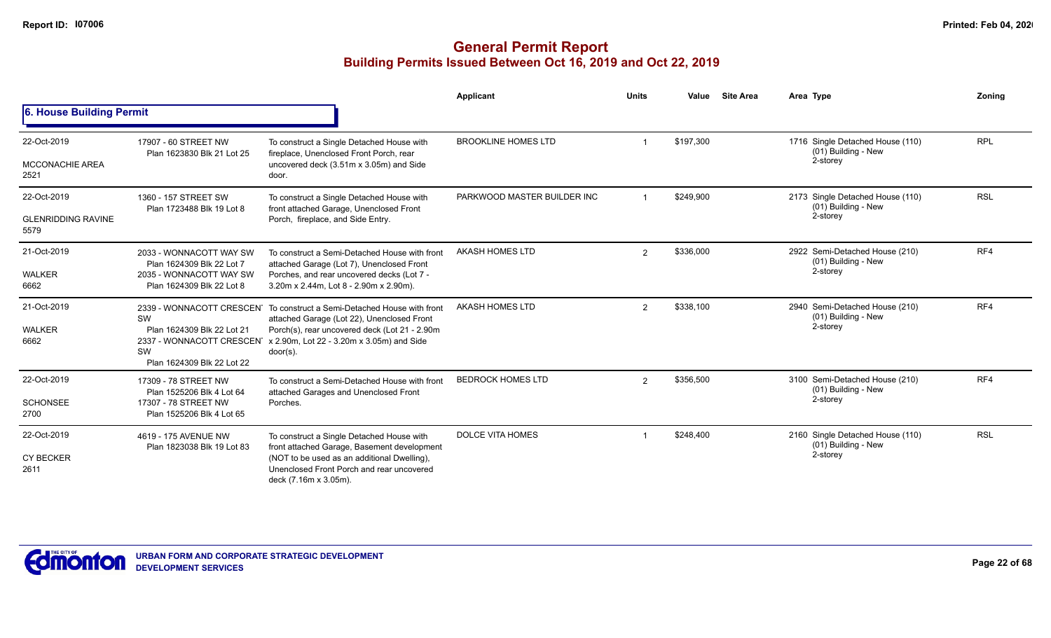## General Permit Report
### Building Permits Issued Between Oct 16, 2019 and Oct 22, 2019

**6. House Building Permit**

| Date / Neighbourhood | Address | Description | Applicant | Units | Value | Site Area | Area | Type | Zoning |
|---|---|---|---|---|---|---|---|---|---|
| 22-Oct-2019<br>MCCONACHIE AREA<br>2521 | 17907 - 60 STREET NW<br>Plan 1623830 Blk 21 Lot 25 | To construct a Single Detached House with fireplace, Unenclosed Front Porch, rear uncovered deck (3.51m x 3.05m) and Side door. | BROOKLINE HOMES LTD | 1 | $197,300 | | 1716 | Single Detached House (110)<br>(01) Building - New<br>2-storey | RPL |
| 22-Oct-2019<br>GLENRIDDING RAVINE<br>5579 | 1360 - 157 STREET SW<br>Plan 1723488 Blk 19 Lot 8 | To construct a Single Detached House with front attached Garage, Unenclosed Front Porch, fireplace, and Side Entry. | PARKWOOD MASTER BUILDER INC | 1 | $249,900 | | 2173 | Single Detached House (110)<br>(01) Building - New<br>2-storey | RSL |
| 21-Oct-2019<br>WALKER<br>6662 | 2033 - WONNACOTT WAY SW<br>Plan 1624309 Blk 22 Lot 7<br>2035 - WONNACOTT WAY SW<br>Plan 1624309 Blk 22 Lot 8 | To construct a Semi-Detached House with front attached Garage (Lot 7), Unenclosed Front Porches, and rear uncovered decks (Lot 7 - 3.20m x 2.44m, Lot 8 - 2.90m x 2.90m). | AKASH HOMES LTD | 2 | $336,000 | | 2922 | Semi-Detached House (210)<br>(01) Building - New<br>2-storey | RF4 |
| 21-Oct-2019<br>WALKER<br>6662 | 2339 - WONNACOTT CRESCENT SW<br>Plan 1624309 Blk 22 Lot 21<br>2337 - WONNACOTT CRESCENT SW<br>Plan 1624309 Blk 22 Lot 22 | To construct a Semi-Detached House with front attached Garage (Lot 22), Unenclosed Front Porch(s), rear uncovered deck (Lot 21 - 2.90m x 2.90m, Lot 22 - 3.20m x 3.05m) and Side door(s). | AKASH HOMES LTD | 2 | $338,100 | | 2940 | Semi-Detached House (210)<br>(01) Building - New<br>2-storey | RF4 |
| 22-Oct-2019<br>SCHONSEE<br>2700 | 17309 - 78 STREET NW<br>Plan 1525206 Blk 4 Lot 64<br>17307 - 78 STREET NW<br>Plan 1525206 Blk 4 Lot 65 | To construct a Semi-Detached House with front attached Garages and Unenclosed Front Porches. | BEDROCK HOMES LTD | 2 | $356,500 | | 3100 | Semi-Detached House (210)<br>(01) Building - New<br>2-storey | RF4 |
| 22-Oct-2019<br>CY BECKER<br>2611 | 4619 - 175 AVENUE NW<br>Plan 1823038 Blk 19 Lot 83 | To construct a Single Detached House with front attached Garage, Basement development (NOT to be used as an additional Dwelling), Unenclosed Front Porch and rear uncovered deck (7.16m x 3.05m). | DOLCE VITA HOMES | 1 | $248,400 | | 2160 | Single Detached House (110)<br>(01) Building - New<br>2-storey | RSL |

URBAN FORM AND CORPORATE STRATEGIC DEVELOPMENT
DEVELOPMENT SERVICES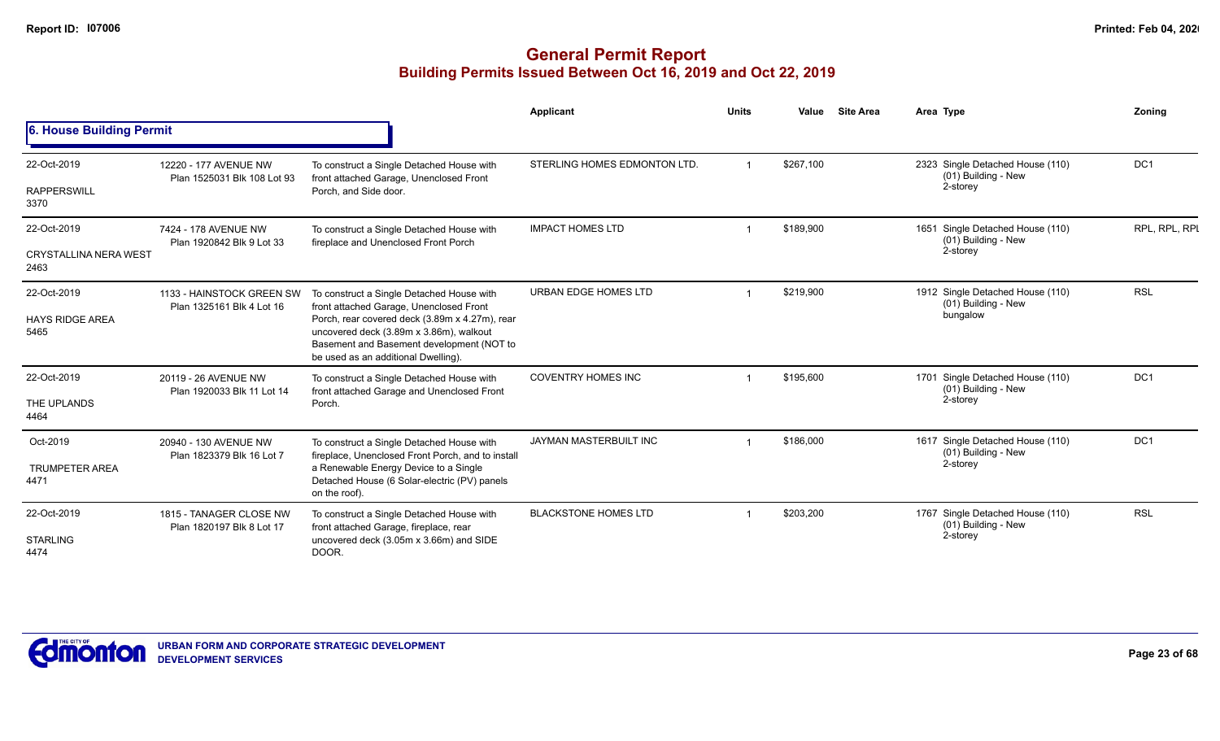# General Permit Report

## Building Permits Issued Between Oct 16, 2019 and Oct 22, 2019

### 6. House Building Permit

| Date / Neighbourhood | Address / Legal | Description | Applicant | Units | Value | Site Area | Area | Type | Zoning |
|---|---|---|---|---|---|---|---|---|---|
| 22-Oct-2019<br>RAPPERSWILL<br>3370 | 12220 - 177 AVENUE NW<br>Plan 1525031 Blk 108 Lot 93 | To construct a Single Detached House with front attached Garage, Unenclosed Front Porch, and Side door. | STERLING HOMES EDMONTON LTD. | 1 | $267,100 | | 2323 | Single Detached House (110)<br>(01) Building - New<br>2-storey | DC1 |
| 22-Oct-2019<br>CRYSTALLINA NERA WEST<br>2463 | 7424 - 178 AVENUE NW<br>Plan 1920842 Blk 9 Lot 33 | To construct a Single Detached House with fireplace and Unenclosed Front Porch | IMPACT HOMES LTD | 1 | $189,900 | | 1651 | Single Detached House (110)<br>(01) Building - New<br>2-storey | RPL, RPL, RPL |
| 22-Oct-2019<br>HAYS RIDGE AREA<br>5465 | 1133 - HAINSTOCK GREEN SW<br>Plan 1325161 Blk 4 Lot 16 | To construct a Single Detached House with front attached Garage, Unenclosed Front Porch, rear covered deck (3.89m x 4.27m), rear uncovered deck (3.89m x 3.86m), walkout Basement and Basement development (NOT to be used as an additional Dwelling). | URBAN EDGE HOMES LTD | 1 | $219,900 | | 1912 | Single Detached House (110)<br>(01) Building - New<br>bungalow | RSL |
| 22-Oct-2019<br>THE UPLANDS<br>4464 | 20119 - 26 AVENUE NW<br>Plan 1920033 Blk 11 Lot 14 | To construct a Single Detached House with front attached Garage and Unenclosed Front Porch. | COVENTRY HOMES INC | 1 | $195,600 | | 1701 | Single Detached House (110)<br>(01) Building - New<br>2-storey | DC1 |
| Oct-2019<br>TRUMPETER AREA<br>4471 | 20940 - 130 AVENUE NW<br>Plan 1823379 Blk 16 Lot 7 | To construct a Single Detached House with fireplace, Unenclosed Front Porch, and to install a Renewable Energy Device to a Single Detached House (6 Solar-electric (PV) panels on the roof). | JAYMAN MASTERBUILT INC | 1 | $186,000 | | 1617 | Single Detached House (110)<br>(01) Building - New<br>2-storey | DC1 |
| 22-Oct-2019<br>STARLING<br>4474 | 1815 - TANAGER CLOSE NW<br>Plan 1820197 Blk 8 Lot 17 | To construct a Single Detached House with front attached Garage, fireplace, rear uncovered deck (3.05m x 3.66m) and SIDE DOOR. | BLACKSTONE HOMES LTD | 1 | $203,200 | | 1767 | Single Detached House (110)<br>(01) Building - New<br>2-storey | RSL |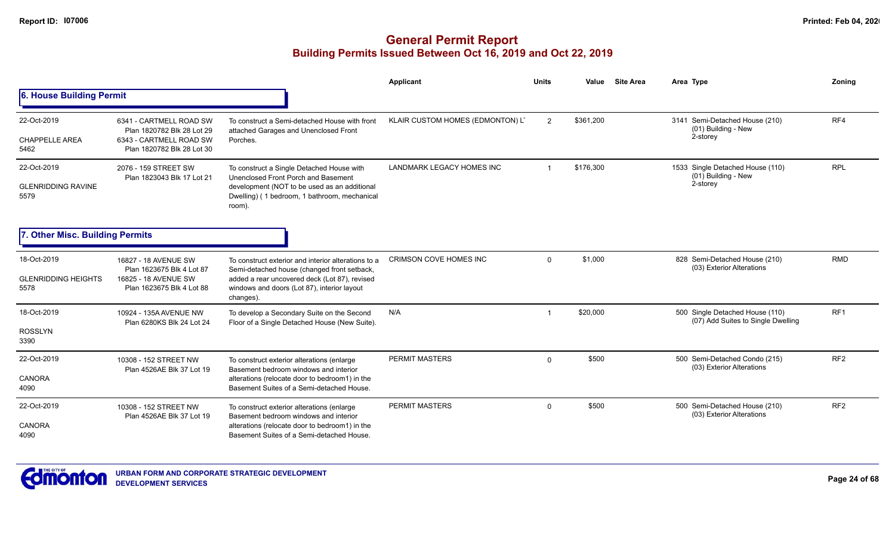# General Permit Report
## Building Permits Issued Between Oct 16, 2019 and Oct 22, 2019

### 6. House Building Permit

| Date / Neighbourhood | Address / Legal | Description | Applicant | Units | Value | Site Area | Area Type | Zoning |
|---|---|---|---|---|---|---|---|---|
| 22-Oct-2019<br>CHAPPELLE AREA<br>5462 | 6341 - CARTMELL ROAD SW<br>Plan 1820782 Blk 28 Lot 29<br>6343 - CARTMELL ROAD SW<br>Plan 1820782 Blk 28 Lot 30 | To construct a Semi-detached House with front attached Garages and Unenclosed Front Porches. | KLAIR CUSTOM HOMES (EDMONTON) L | 2 | $361,200 | | 3141 Semi-Detached House (210)<br>(01) Building - New<br>2-storey | RF4 |
| 22-Oct-2019<br>GLENRIDDING RAVINE<br>5579 | 2076 - 159 STREET SW<br>Plan 1823043 Blk 17 Lot 21 | To construct a Single Detached House with Unenclosed Front Porch and Basement development (NOT to be used as an additional Dwelling) ( 1 bedroom, 1 bathroom, mechanical room). | LANDMARK LEGACY HOMES INC | 1 | $176,300 | | 1533 Single Detached House (110)<br>(01) Building - New<br>2-storey | RPL |

### 7. Other Misc. Building Permits

| Date / Neighbourhood | Address / Legal | Description | Applicant | Units | Value | Site Area | Area Type | Zoning |
|---|---|---|---|---|---|---|---|---|
| 18-Oct-2019<br>GLENRIDDING HEIGHTS<br>5578 | 16827 - 18 AVENUE SW<br>Plan 1623675 Blk 4 Lot 87<br>16825 - 18 AVENUE SW<br>Plan 1623675 Blk 4 Lot 88 | To construct exterior and interior alterations to a Semi-detached house (changed front setback, added a rear uncovered deck (Lot 87), revised windows and doors (Lot 87), interior layout changes). | CRIMSON COVE HOMES INC | 0 | $1,000 | | 828 Semi-Detached House (210)<br>(03) Exterior Alterations | RMD |
| 18-Oct-2019<br>ROSSLYN<br>3390 | 10924 - 135A AVENUE NW<br>Plan 6280KS Blk 24 Lot 24 | To develop a Secondary Suite on the Second Floor of a Single Detached House (New Suite). | N/A | 1 | $20,000 | | 500 Single Detached House (110)<br>(07) Add Suites to Single Dwelling | RF1 |
| 22-Oct-2019<br>CANORA<br>4090 | 10308 - 152 STREET NW<br>Plan 4526AE Blk 37 Lot 19 | To construct exterior alterations (enlarge Basement bedroom windows and interior alterations (relocate door to bedroom1) in the Basement Suites of a Semi-detached House. | PERMIT MASTERS | 0 | $500 | | 500 Semi-Detached Condo (215)<br>(03) Exterior Alterations | RF2 |
| 22-Oct-2019<br>CANORA<br>4090 | 10308 - 152 STREET NW<br>Plan 4526AE Blk 37 Lot 19 | To construct exterior alterations (enlarge Basement bedroom windows and interior alterations (relocate door to bedroom1) in the Basement Suites of a Semi-detached House. | PERMIT MASTERS | 0 | $500 | | 500 Semi-Detached House (210)<br>(03) Exterior Alterations | RF2 |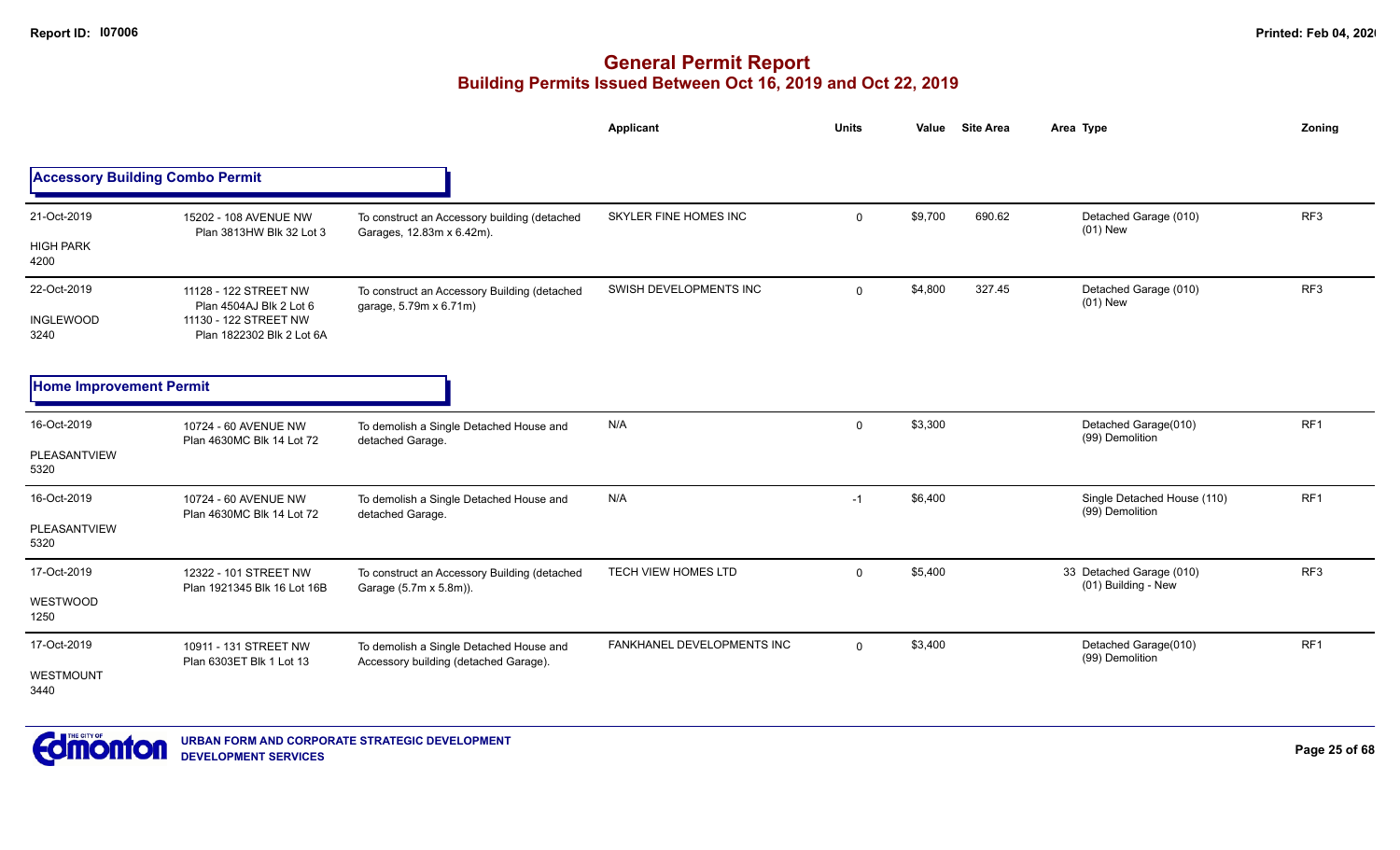# General Permit Report

## Building Permits Issued Between Oct 16, 2019 and Oct 22, 2019

### Accessory Building Combo Permit

| Date / Neighbourhood | Address / Legal | Description | Applicant | Units | Value | Site Area | Area | Type | Zoning |
|---|---|---|---|---|---|---|---|---|---|
| 21-Oct-2019<br>HIGH PARK<br>4200 | 15202 - 108 AVENUE NW<br>Plan 3813HW Blk 32 Lot 3 | To construct an Accessory building (detached Garages, 12.83m x 6.42m). | SKYLER FINE HOMES INC | 0 | $9,700 | 690.62 | | Detached Garage (010)<br>(01) New | RF3 |
| 22-Oct-2019<br>INGLEWOOD<br>3240 | 11128 - 122 STREET NW<br>Plan 4504AJ Blk 2 Lot 6<br>11130 - 122 STREET NW<br>Plan 1822302 Blk 2 Lot 6A | To construct an Accessory Building (detached garage, 5.79m x 6.71m) | SWISH DEVELOPMENTS INC | 0 | $4,800 | 327.45 | | Detached Garage (010)<br>(01) New | RF3 |

### Home Improvement Permit

| Date / Neighbourhood | Address / Legal | Description | Applicant | Units | Value | Site Area | Area | Type | Zoning |
|---|---|---|---|---|---|---|---|---|---|
| 16-Oct-2019<br>PLEASANTVIEW<br>5320 | 10724 - 60 AVENUE NW<br>Plan 4630MC Blk 14 Lot 72 | To demolish a Single Detached House and detached Garage. | N/A | 0 | $3,300 | | | Detached Garage(010)<br>(99) Demolition | RF1 |
| 16-Oct-2019<br>PLEASANTVIEW<br>5320 | 10724 - 60 AVENUE NW<br>Plan 4630MC Blk 14 Lot 72 | To demolish a Single Detached House and detached Garage. | N/A | -1 | $6,400 | | | Single Detached House (110)<br>(99) Demolition | RF1 |
| 17-Oct-2019<br>WESTWOOD<br>1250 | 12322 - 101 STREET NW<br>Plan 1921345 Blk 16 Lot 16B | To construct an Accessory Building (detached Garage (5.7m x 5.8m)). | TECH VIEW HOMES LTD | 0 | $5,400 | | 33 | Detached Garage (010)<br>(01) Building - New | RF3 |
| 17-Oct-2019<br>WESTMOUNT<br>3440 | 10911 - 131 STREET NW<br>Plan 6303ET Blk 1 Lot 13 | To demolish a Single Detached House and Accessory building (detached Garage). | FANKHANEL DEVELOPMENTS INC | 0 | $3,400 | | | Detached Garage(010)<br>(99) Demolition | RF1 |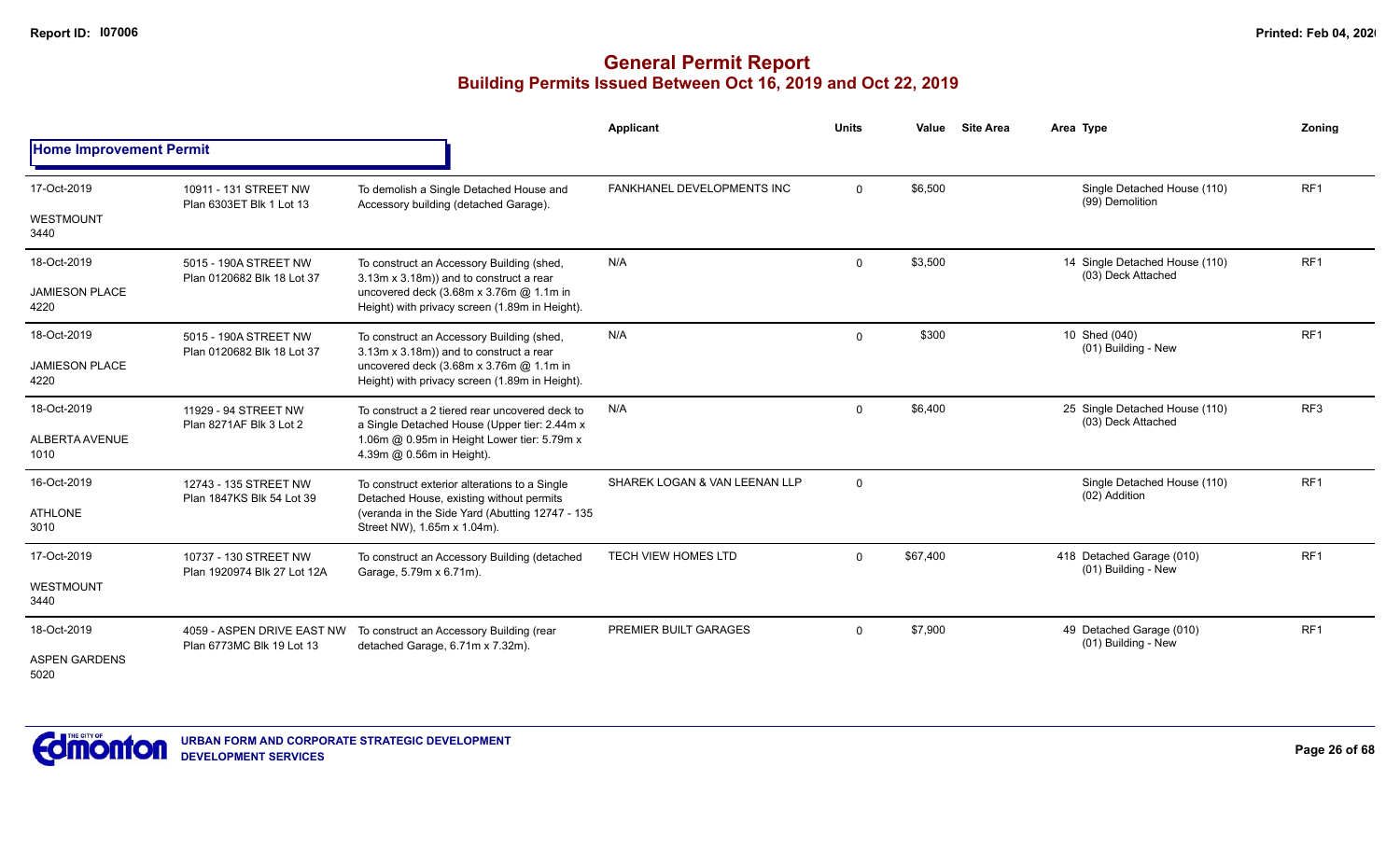# General Permit Report

## Building Permits Issued Between Oct 16, 2019 and Oct 22, 2019

### Home Improvement Permit

| Date / Neighbourhood | Address / Legal | Description | Applicant | Units | Value | Site Area | Area | Type | Zoning |
|---|---|---|---|---|---|---|---|---|---|
| 17-Oct-2019<br>WESTMOUNT<br>3440 | 10911 - 131 STREET NW<br>Plan 6303ET Blk 1 Lot 13 | To demolish a Single Detached House and Accessory building (detached Garage). | FANKHANEL DEVELOPMENTS INC | 0 | $6,500 | | | Single Detached House (110)<br>(99) Demolition | RF1 |
| 18-Oct-2019<br>JAMIESON PLACE<br>4220 | 5015 - 190A STREET NW<br>Plan 0120682 Blk 18 Lot 37 | To construct an Accessory Building (shed, 3.13m x 3.18m)) and to construct a rear uncovered deck (3.68m x 3.76m @ 1.1m in Height) with privacy screen (1.89m in Height). | N/A | 0 | $3,500 | | 14 | Single Detached House (110)<br>(03) Deck Attached | RF1 |
| 18-Oct-2019<br>JAMIESON PLACE<br>4220 | 5015 - 190A STREET NW<br>Plan 0120682 Blk 18 Lot 37 | To construct an Accessory Building (shed, 3.13m x 3.18m)) and to construct a rear uncovered deck (3.68m x 3.76m @ 1.1m in Height) with privacy screen (1.89m in Height). | N/A | 0 | $300 | | 10 | Shed (040)<br>(01) Building - New | RF1 |
| 18-Oct-2019<br>ALBERTA AVENUE<br>1010 | 11929 - 94 STREET NW<br>Plan 8271AF Blk 3 Lot 2 | To construct a 2 tiered rear uncovered deck to a Single Detached House (Upper tier: 2.44m x 1.06m @ 0.95m in Height Lower tier: 5.79m x 4.39m @ 0.56m in Height). | N/A | 0 | $6,400 | | 25 | Single Detached House (110)<br>(03) Deck Attached | RF3 |
| 16-Oct-2019<br>ATHLONE<br>3010 | 12743 - 135 STREET NW<br>Plan 1847KS Blk 54 Lot 39 | To construct exterior alterations to a Single Detached House, existing without permits (veranda in the Side Yard (Abutting 12747 - 135 Street NW), 1.65m x 1.04m). | SHAREK LOGAN & VAN LEENAN LLP | 0 | | | | Single Detached House (110)<br>(02) Addition | RF1 |
| 17-Oct-2019<br>WESTMOUNT<br>3440 | 10737 - 130 STREET NW<br>Plan 1920974 Blk 27 Lot 12A | To construct an Accessory Building (detached Garage, 5.79m x 6.71m). | TECH VIEW HOMES LTD | 0 | $67,400 | | 418 | Detached Garage (010)<br>(01) Building - New | RF1 |
| 18-Oct-2019<br>ASPEN GARDENS<br>5020 | 4059 - ASPEN DRIVE EAST NW<br>Plan 6773MC Blk 19 Lot 13 | To construct an Accessory Building (rear detached Garage, 6.71m x 7.32m). | PREMIER BUILT GARAGES | 0 | $7,900 | | 49 | Detached Garage (010)<br>(01) Building - New | RF1 |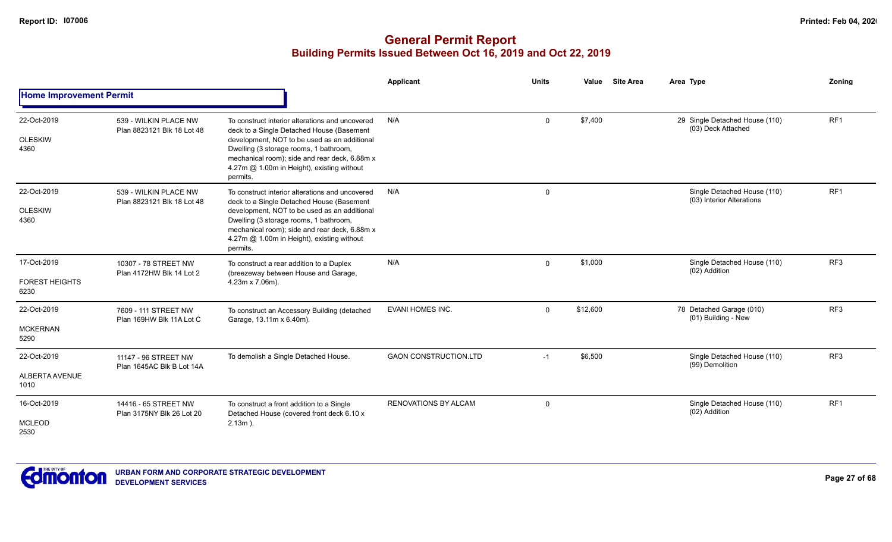# General Permit Report
## Building Permits Issued Between Oct 16, 2019 and Oct 22, 2019

**Home Improvement Permit**

| Date / Neighbourhood | Address / Legal | Description | Applicant | Units | Value | Site Area | Area | Type | Zoning |
|---|---|---|---|---|---|---|---|---|---|
| 22-Oct-2019<br>OLESKIW<br>4360 | 539 - WILKIN PLACE NW<br>Plan 8823121 Blk 18 Lot 48 | To construct interior alterations and uncovered deck to a Single Detached House (Basement development, NOT to be used as an additional Dwelling (3 storage rooms, 1 bathroom, mechanical room); side and rear deck, 6.88m x 4.27m @ 1.00m in Height), existing without permits. | N/A | 0 | $7,400 | | 29 | Single Detached House (110)<br>(03) Deck Attached | RF1 |
| 22-Oct-2019<br>OLESKIW<br>4360 | 539 - WILKIN PLACE NW<br>Plan 8823121 Blk 18 Lot 48 | To construct interior alterations and uncovered deck to a Single Detached House (Basement development, NOT to be used as an additional Dwelling (3 storage rooms, 1 bathroom, mechanical room); side and rear deck, 6.88m x 4.27m @ 1.00m in Height), existing without permits. | N/A | 0 | | | | Single Detached House (110)<br>(03) Interior Alterations | RF1 |
| 17-Oct-2019<br>FOREST HEIGHTS<br>6230 | 10307 - 78 STREET NW<br>Plan 4172HW Blk 14 Lot 2 | To construct a rear addition to a Duplex (breezeway between House and Garage, 4.23m x 7.06m). | N/A | 0 | $1,000 | | | Single Detached House (110)<br>(02) Addition | RF3 |
| 22-Oct-2019<br>MCKERNAN<br>5290 | 7609 - 111 STREET NW<br>Plan 169HW Blk 11A Lot C | To construct an Accessory Building (detached Garage, 13.11m x 6.40m). | EVANI HOMES INC. | 0 | $12,600 | | 78 | Detached Garage (010)<br>(01) Building - New | RF3 |
| 22-Oct-2019<br>ALBERTA AVENUE<br>1010 | 11147 - 96 STREET NW<br>Plan 1645AC Blk B Lot 14A | To demolish a Single Detached House. | GAON CONSTRUCTION.LTD | -1 | $6,500 | | | Single Detached House (110)<br>(99) Demolition | RF3 |
| 16-Oct-2019<br>MCLEOD<br>2530 | 14416 - 65 STREET NW<br>Plan 3175NY Blk 26 Lot 20 | To construct a front addition to a Single Detached House (covered front deck 6.10 x 2.13m ). | RENOVATIONS BY ALCAM | 0 | | | | Single Detached House (110)<br>(02) Addition | RF1 |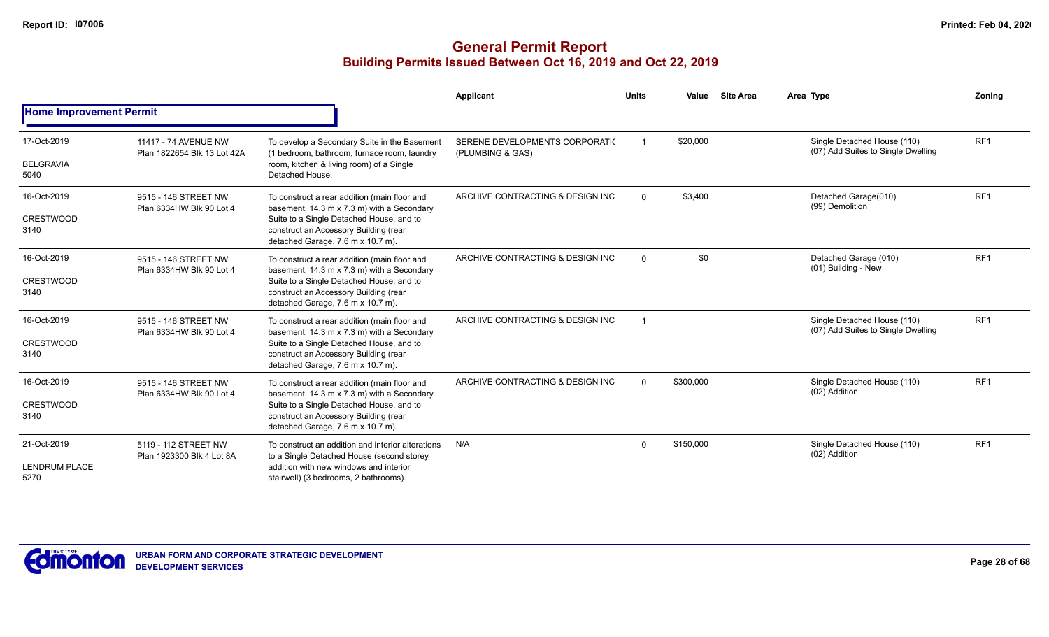# General Permit Report

## Building Permits Issued Between Oct 16, 2019 and Oct 22, 2019

### Home Improvement Permit

| Date / Neighbourhood | Address / Legal | Description | Applicant | Units | Value | Site Area | Area Type | Zoning |
|---|---|---|---|---|---|---|---|---|
| 17-Oct-2019 BELGRAVIA 5040 | 11417 - 74 AVENUE NW Plan 1822654 Blk 13 Lot 42A | To develop a Secondary Suite in the Basement (1 bedroom, bathroom, furnace room, laundry room, kitchen & living room) of a Single Detached House. | SERENE DEVELOPMENTS CORPORATIC (PLUMBING & GAS) | 1 | $20,000 | | Single Detached House (110) (07) Add Suites to Single Dwelling | RF1 |
| 16-Oct-2019 CRESTWOOD 3140 | 9515 - 146 STREET NW Plan 6334HW Blk 90 Lot 4 | To construct a rear addition (main floor and basement, 14.3 m x 7.3 m) with a Secondary Suite to a Single Detached House, and to construct an Accessory Building (rear detached Garage, 7.6 m x 10.7 m). | ARCHIVE CONTRACTING & DESIGN INC | 0 | $3,400 | | Detached Garage(010) (99) Demolition | RF1 |
| 16-Oct-2019 CRESTWOOD 3140 | 9515 - 146 STREET NW Plan 6334HW Blk 90 Lot 4 | To construct a rear addition (main floor and basement, 14.3 m x 7.3 m) with a Secondary Suite to a Single Detached House, and to construct an Accessory Building (rear detached Garage, 7.6 m x 10.7 m). | ARCHIVE CONTRACTING & DESIGN INC | 0 | $0 | | Detached Garage (010) (01) Building - New | RF1 |
| 16-Oct-2019 CRESTWOOD 3140 | 9515 - 146 STREET NW Plan 6334HW Blk 90 Lot 4 | To construct a rear addition (main floor and basement, 14.3 m x 7.3 m) with a Secondary Suite to a Single Detached House, and to construct an Accessory Building (rear detached Garage, 7.6 m x 10.7 m). | ARCHIVE CONTRACTING & DESIGN INC | 1 | | | Single Detached House (110) (07) Add Suites to Single Dwelling | RF1 |
| 16-Oct-2019 CRESTWOOD 3140 | 9515 - 146 STREET NW Plan 6334HW Blk 90 Lot 4 | To construct a rear addition (main floor and basement, 14.3 m x 7.3 m) with a Secondary Suite to a Single Detached House, and to construct an Accessory Building (rear detached Garage, 7.6 m x 10.7 m). | ARCHIVE CONTRACTING & DESIGN INC | 0 | $300,000 | | Single Detached House (110) (02) Addition | RF1 |
| 21-Oct-2019 LENDRUM PLACE 5270 | 5119 - 112 STREET NW Plan 1923300 Blk 4 Lot 8A | To construct an addition and interior alterations to a Single Detached House (second storey addition with new windows and interior stairwell) (3 bedrooms, 2 bathrooms). | N/A | 0 | $150,000 | | Single Detached House (110) (02) Addition | RF1 |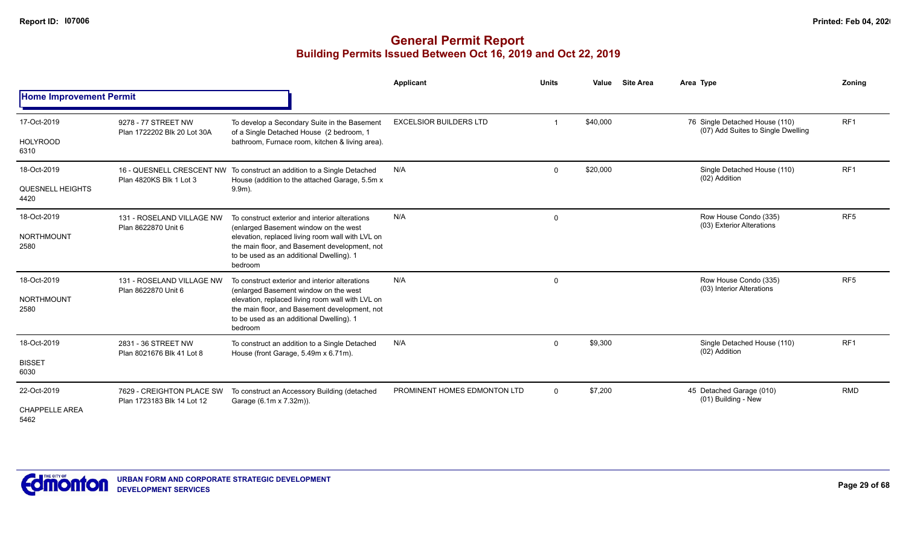# General Permit Report

## Building Permits Issued Between Oct 16, 2019 and Oct 22, 2019

### Home Improvement Permit

| Date / Neighbourhood | Address / Legal | Description | Applicant | Units | Value | Site Area | Area | Type | Zoning |
|---|---|---|---|---|---|---|---|---|---|
| 17-Oct-2019 HOLYROOD 6310 | 9278 - 77 STREET NW Plan 1722202 Blk 20 Lot 30A | To develop a Secondary Suite in the Basement of a Single Detached House (2 bedroom, 1 bathroom, Furnace room, kitchen & living area). | EXCELSIOR BUILDERS LTD | 1 | $40,000 | | 76 | Single Detached House (110) (07) Add Suites to Single Dwelling | RF1 |
| 18-Oct-2019 QUESNELL HEIGHTS 4420 | 16 - QUESNELL CRESCENT NW Plan 4820KS Blk 1 Lot 3 | To construct an addition to a Single Detached House (addition to the attached Garage, 5.5m x 9.9m). | N/A | 0 | $20,000 | | | Single Detached House (110) (02) Addition | RF1 |
| 18-Oct-2019 NORTHMOUNT 2580 | 131 - ROSELAND VILLAGE NW Plan 8622870 Unit 6 | To construct exterior and interior alterations (enlarged Basement window on the west elevation, replaced living room wall with LVL on the main floor, and Basement development, not to be used as an additional Dwelling). 1 bedroom | N/A | 0 | | | | Row House Condo (335) (03) Exterior Alterations | RF5 |
| 18-Oct-2019 NORTHMOUNT 2580 | 131 - ROSELAND VILLAGE NW Plan 8622870 Unit 6 | To construct exterior and interior alterations (enlarged Basement window on the west elevation, replaced living room wall with LVL on the main floor, and Basement development, not to be used as an additional Dwelling). 1 bedroom | N/A | 0 | | | | Row House Condo (335) (03) Interior Alterations | RF5 |
| 18-Oct-2019 BISSET 6030 | 2831 - 36 STREET NW Plan 8021676 Blk 41 Lot 8 | To construct an addition to a Single Detached House (front Garage, 5.49m x 6.71m). | N/A | 0 | $9,300 | | | Single Detached House (110) (02) Addition | RF1 |
| 22-Oct-2019 CHAPPELLE AREA 5462 | 7629 - CREIGHTON PLACE SW Plan 1723183 Blk 14 Lot 12 | To construct an Accessory Building (detached Garage (6.1m x 7.32m)). | PROMINENT HOMES EDMONTON LTD | 0 | $7,200 | | 45 | Detached Garage (010) (01) Building - New | RMD |

URBAN FORM AND CORPORATE STRATEGIC DEVELOPMENT
DEVELOPMENT SERVICES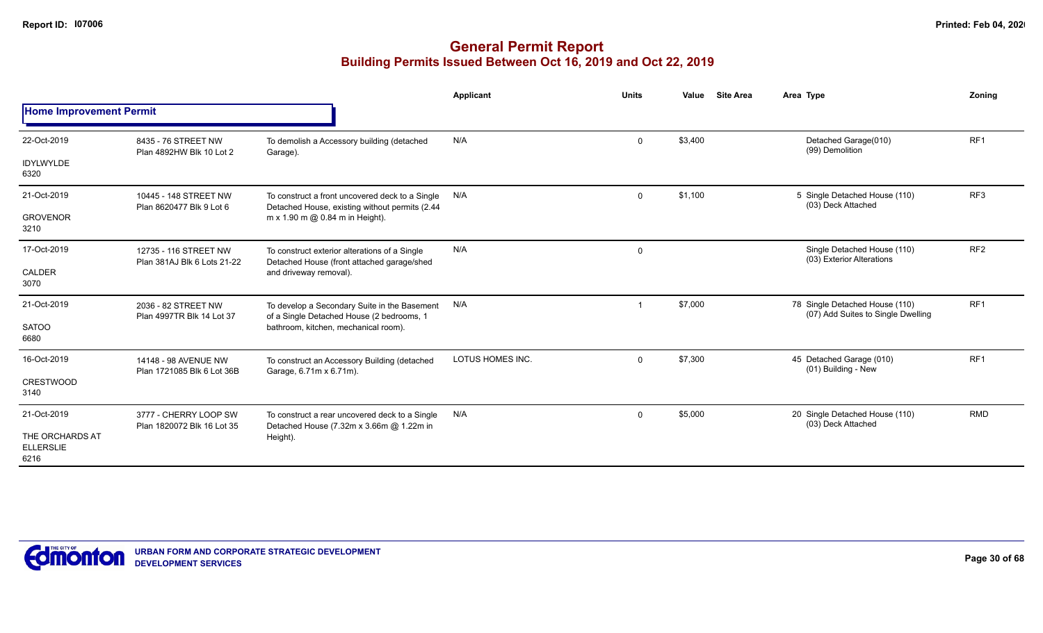# General Permit Report

## Building Permits Issued Between Oct 16, 2019 and Oct 22, 2019

### Home Improvement Permit

| Date / Neighbourhood | Address / Legal | Description | Applicant | Units | Value | Site Area | Area | Type | Zoning |
|---|---|---|---|---|---|---|---|---|---|
| 22-Oct-2019<br>IDYLWYLDE<br>6320 | 8435 - 76 STREET NW<br>Plan 4892HW Blk 10 Lot 2 | To demolish a Accessory building (detached Garage). | N/A | 0 | $3,400 | | | Detached Garage(010)<br>(99) Demolition | RF1 |
| 21-Oct-2019<br>GROVENOR<br>3210 | 10445 - 148 STREET NW<br>Plan 8620477 Blk 9 Lot 6 | To construct a front uncovered deck to a Single Detached House, existing without permits (2.44 m x 1.90 m @ 0.84 m in Height). | N/A | 0 | $1,100 | | 5 | Single Detached House (110)<br>(03) Deck Attached | RF3 |
| 17-Oct-2019<br>CALDER<br>3070 | 12735 - 116 STREET NW<br>Plan 381AJ Blk 6 Lots 21-22 | To construct exterior alterations of a Single Detached House (front attached garage/shed and driveway removal). | N/A | 0 | | | | Single Detached House (110)<br>(03) Exterior Alterations | RF2 |
| 21-Oct-2019<br>SATOO<br>6680 | 2036 - 82 STREET NW<br>Plan 4997TR Blk 14 Lot 37 | To develop a Secondary Suite in the Basement of a Single Detached House (2 bedrooms, 1 bathroom, kitchen, mechanical room). | N/A | 1 | $7,000 | | 78 | Single Detached House (110)<br>(07) Add Suites to Single Dwelling | RF1 |
| 16-Oct-2019<br>CRESTWOOD<br>3140 | 14148 - 98 AVENUE NW<br>Plan 1721085 Blk 6 Lot 36B | To construct an Accessory Building (detached Garage, 6.71m x 6.71m). | LOTUS HOMES INC. | 0 | $7,300 | | 45 | Detached Garage (010)<br>(01) Building - New | RF1 |
| 21-Oct-2019<br>THE ORCHARDS AT ELLERSLIE<br>6216 | 3777 - CHERRY LOOP SW<br>Plan 1820072 Blk 16 Lot 35 | To construct a rear uncovered deck to a Single Detached House (7.32m x 3.66m @ 1.22m in Height). | N/A | 0 | $5,000 | | 20 | Single Detached House (110)<br>(03) Deck Attached | RMD |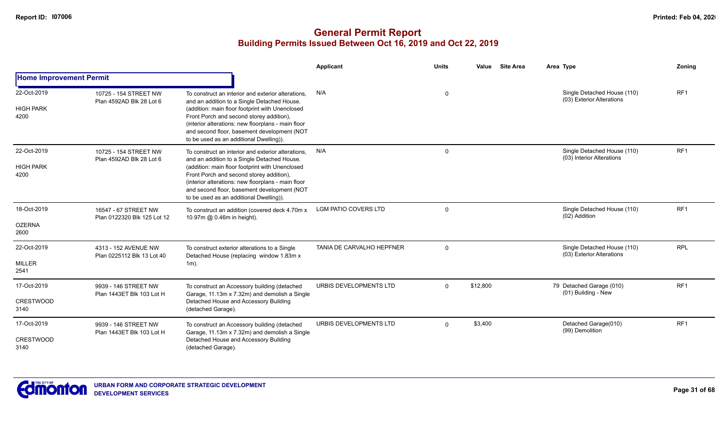# General Permit Report
## Building Permits Issued Between Oct 16, 2019 and Oct 22, 2019

| | | | Applicant | Units | Value | Site Area | Area | Type | Zoning |
|---|---|---|---|---|---|---|---|---|---|
| **Home Improvement Permit** | | | | | | | | | |
| 22-Oct-2019<br>HIGH PARK<br>4200 | 10725 - 154 STREET NW<br>Plan 4592AD Blk 28 Lot 6 | To construct an interior and exterior alterations, and an addition to a Single Detached House. (addition: main floor footprint with Unenclosed Front Porch and second storey addition), (interior alterations: new floorplans - main floor and second floor, basement development (NOT to be used as an additional Dwelling)). | N/A | 0 | | | | Single Detached House (110)<br>(03) Exterior Alterations | RF1 |
| 22-Oct-2019<br>HIGH PARK<br>4200 | 10725 - 154 STREET NW<br>Plan 4592AD Blk 28 Lot 6 | To construct an interior and exterior alterations, and an addition to a Single Detached House. (addition: main floor footprint with Unenclosed Front Porch and second storey addition), (interior alterations: new floorplans - main floor and second floor, basement development (NOT to be used as an additional Dwelling)). | N/A | 0 | | | | Single Detached House (110)<br>(03) Interior Alterations | RF1 |
| 18-Oct-2019<br>OZERNA<br>2600 | 16547 - 67 STREET NW<br>Plan 0122320 Blk 125 Lot 12 | To construct an addition (covered deck 4.70m x 10.97m @ 0.46m in height). | LGM PATIO COVERS LTD | 0 | | | | Single Detached House (110)<br>(02) Addition | RF1 |
| 22-Oct-2019<br>MILLER<br>2541 | 4313 - 152 AVENUE NW<br>Plan 0225112 Blk 13 Lot 40 | To construct exterior alterations to a Single Detached House (replacing window 1.83m x 1m). | TANIA DE CARVALHO HEPFNER | 0 | | | | Single Detached House (110)<br>(03) Exterior Alterations | RPL |
| 17-Oct-2019<br>CRESTWOOD<br>3140 | 9939 - 146 STREET NW<br>Plan 1443ET Blk 103 Lot H | To construct an Accessory building (detached Garage, 11.13m x 7.32m) and demolish a Single Detached House and Accessory Building (detached Garage). | URBIS DEVELOPMENTS LTD | 0 | $12,800 | | 79 | Detached Garage (010)<br>(01) Building - New | RF1 |
| 17-Oct-2019<br>CRESTWOOD<br>3140 | 9939 - 146 STREET NW<br>Plan 1443ET Blk 103 Lot H | To construct an Accessory building (detached Garage, 11.13m x 7.32m) and demolish a Single Detached House and Accessory Building (detached Garage). | URBIS DEVELOPMENTS LTD | 0 | $3,400 | | | Detached Garage(010)<br>(99) Demolition | RF1 |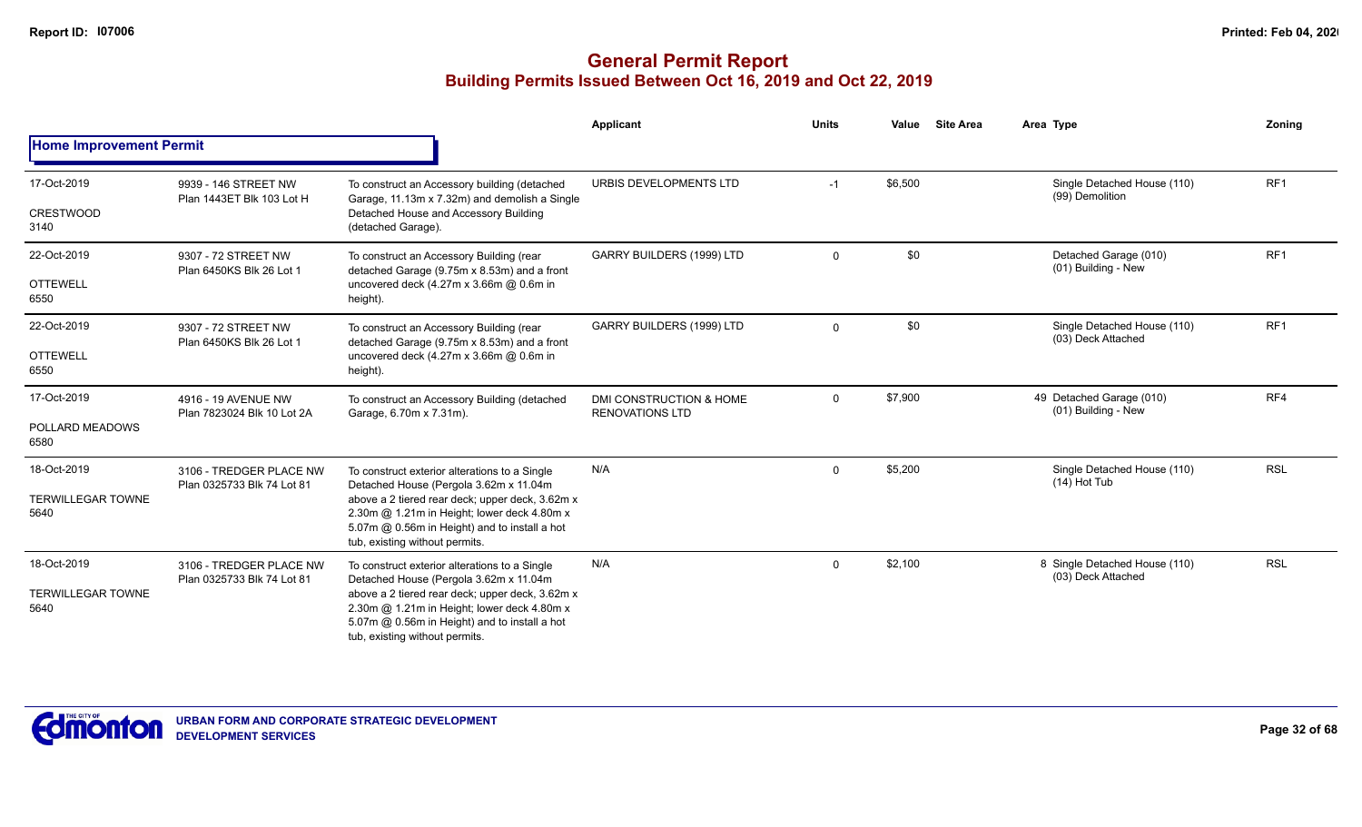# General Permit Report

## Building Permits Issued Between Oct 16, 2019 and Oct 22, 2019

| | | | Applicant | Units | Value | Site Area | Area Type | Zoning |
|---|---|---|---|---|---|---|---|---|
| **Home Improvement Permit** | | | | | | | | |
| 17-Oct-2019 CRESTWOOD 3140 | 9939 - 146 STREET NW Plan 1443ET Blk 103 Lot H | To construct an Accessory building (detached Garage, 11.13m x 7.32m) and demolish a Single Detached House and Accessory Building (detached Garage). | URBIS DEVELOPMENTS LTD | -1 | $6,500 | | Single Detached House (110) (99) Demolition | RF1 |
| 22-Oct-2019 OTTEWELL 6550 | 9307 - 72 STREET NW Plan 6450KS Blk 26 Lot 1 | To construct an Accessory Building (rear detached Garage (9.75m x 8.53m) and a front uncovered deck (4.27m x 3.66m @ 0.6m in height). | GARRY BUILDERS (1999) LTD | 0 | $0 | | Detached Garage (010) (01) Building - New | RF1 |
| 22-Oct-2019 OTTEWELL 6550 | 9307 - 72 STREET NW Plan 6450KS Blk 26 Lot 1 | To construct an Accessory Building (rear detached Garage (9.75m x 8.53m) and a front uncovered deck (4.27m x 3.66m @ 0.6m in height). | GARRY BUILDERS (1999) LTD | 0 | $0 | | Single Detached House (110) (03) Deck Attached | RF1 |
| 17-Oct-2019 POLLARD MEADOWS 6580 | 4916 - 19 AVENUE NW Plan 7823024 Blk 10 Lot 2A | To construct an Accessory Building (detached Garage, 6.70m x 7.31m). | DMI CONSTRUCTION & HOME RENOVATIONS LTD | 0 | $7,900 | 49 | Detached Garage (010) (01) Building - New | RF4 |
| 18-Oct-2019 TERWILLEGAR TOWNE 5640 | 3106 - TREDGER PLACE NW Plan 0325733 Blk 74 Lot 81 | To construct exterior alterations to a Single Detached House (Pergola 3.62m x 11.04m above a 2 tiered rear deck; upper deck, 3.62m x 2.30m @ 1.21m in Height; lower deck 4.80m x 5.07m @ 0.56m in Height) and to install a hot tub, existing without permits. | N/A | 0 | $5,200 | | Single Detached House (110) (14) Hot Tub | RSL |
| 18-Oct-2019 TERWILLEGAR TOWNE 5640 | 3106 - TREDGER PLACE NW Plan 0325733 Blk 74 Lot 81 | To construct exterior alterations to a Single Detached House (Pergola 3.62m x 11.04m above a 2 tiered rear deck; upper deck, 3.62m x 2.30m @ 1.21m in Height; lower deck 4.80m x 5.07m @ 0.56m in Height) and to install a hot tub, existing without permits. | N/A | 0 | $2,100 | 8 | Single Detached House (110) (03) Deck Attached | RSL |

URBAN FORM AND CORPORATE STRATEGIC DEVELOPMENT
DEVELOPMENT SERVICES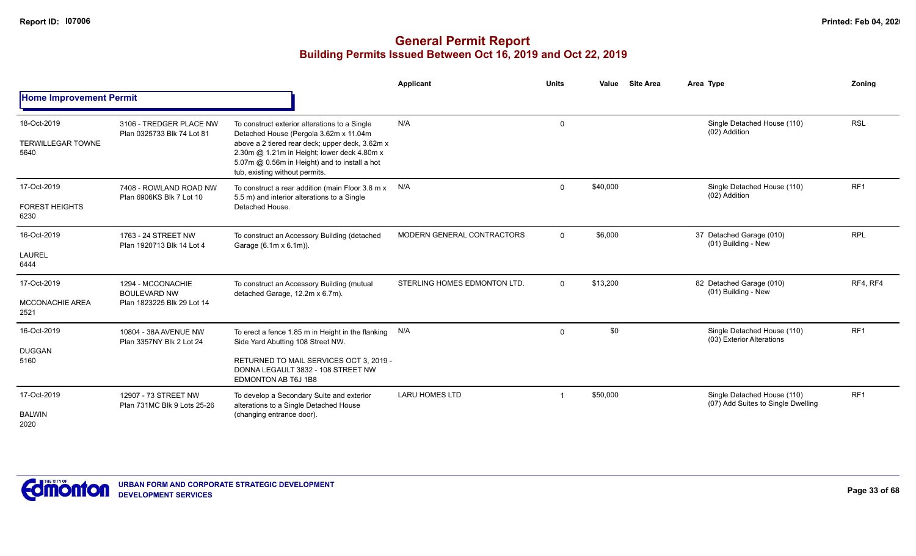# General Permit Report

## Building Permits Issued Between Oct 16, 2019 and Oct 22, 2019

**Home Improvement Permit**

| Date / Neighbourhood | Address / Legal | Description | Applicant | Units | Value | Site Area | Area Type | Zoning |
|---|---|---|---|---|---|---|---|---|
| 18-Oct-2019<br>TERWILLEGAR TOWNE<br>5640 | 3106 - TREDGER PLACE NW<br>Plan 0325733 Blk 74 Lot 81 | To construct exterior alterations to a Single Detached House (Pergola 3.62m x 11.04m above a 2 tiered rear deck; upper deck, 3.62m x 2.30m @ 1.21m in Height; lower deck 4.80m x 5.07m @ 0.56m in Height) and to install a hot tub, existing without permits. | N/A | 0 | | | Single Detached House (110)<br>(02) Addition | RSL |
| 17-Oct-2019<br>FOREST HEIGHTS<br>6230 | 7408 - ROWLAND ROAD NW<br>Plan 6906KS Blk 7 Lot 10 | To construct a rear addition (main Floor 3.8 m x 5.5 m) and interior alterations to a Single Detached House. | N/A | 0 | $40,000 | | Single Detached House (110)<br>(02) Addition | RF1 |
| 16-Oct-2019<br>LAUREL<br>6444 | 1763 - 24 STREET NW<br>Plan 1920713 Blk 14 Lot 4 | To construct an Accessory Building (detached Garage (6.1m x 6.1m)). | MODERN GENERAL CONTRACTORS | 0 | $6,000 | | 37 Detached Garage (010)<br>(01) Building - New | RPL |
| 17-Oct-2019<br>MCCONACHIE AREA<br>2521 | 1294 - MCCONACHIE BOULEVARD NW<br>Plan 1823225 Blk 29 Lot 14 | To construct an Accessory Building (mutual detached Garage, 12.2m x 6.7m). | STERLING HOMES EDMONTON LTD. | 0 | $13,200 | | 82 Detached Garage (010)<br>(01) Building - New | RF4, RF4 |
| 16-Oct-2019<br>DUGGAN<br>5160 | 10804 - 38A AVENUE NW<br>Plan 3357NY Blk 2 Lot 24 | To erect a fence 1.85 m in Height in the flanking Side Yard Abutting 108 Street NW.<br><br>RETURNED TO MAIL SERVICES OCT 3, 2019 - DONNA LEGAULT 3832 - 108 STREET NW EDMONTON AB T6J 1B8 | N/A | 0 | $0 | | Single Detached House (110)<br>(03) Exterior Alterations | RF1 |
| 17-Oct-2019<br>BALWIN<br>2020 | 12907 - 73 STREET NW<br>Plan 731MC Blk 9 Lots 25-26 | To develop a Secondary Suite and exterior alterations to a Single Detached House (changing entrance door). | LARU HOMES LTD | 1 | $50,000 | | Single Detached House (110)<br>(07) Add Suites to Single Dwelling | RF1 |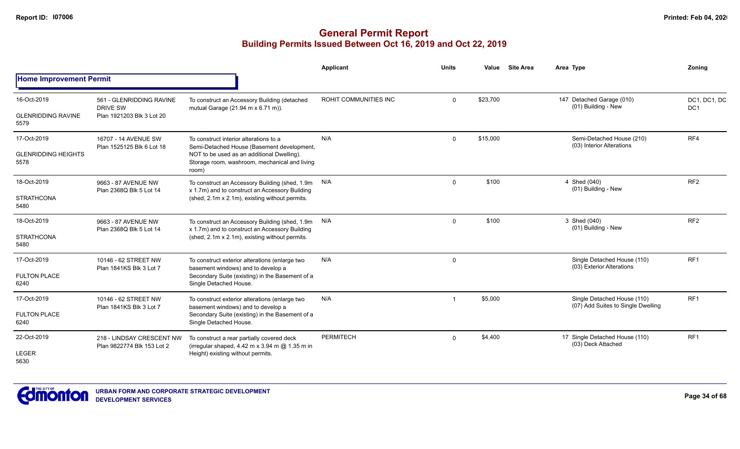# General Permit Report

## Building Permits Issued Between Oct 16, 2019 and Oct 22, 2019

### Home Improvement Permit

| Date / Neighbourhood | Address / Legal | Description | Applicant | Units | Value | Site Area | Area Type | Zoning |
|---|---|---|---|---|---|---|---|---|
| 16-Oct-2019<br>GLENRIDDING RAVINE<br>5579 | 561 - GLENRIDDING RAVINE DRIVE SW<br>Plan 1921203 Blk 3 Lot 20 | To construct an Accessory Building (detached mutual Garage (21.94 m x 6.71 m)). | ROHIT COMMUNITIES INC | 0 | $23,700 | | 147 Detached Garage (010)<br>(01) Building - New | DC1, DC1, DC DC1 |
| 17-Oct-2019<br>GLENRIDDING HEIGHTS<br>5578 | 16707 - 14 AVENUE SW<br>Plan 1525125 Blk 6 Lot 18 | To construct interior alterations to a Semi-Detached House (Basement development, NOT to be used as an additional Dwelling). Storage room, washroom, mechanical and living room) | N/A | 0 | $15,000 | | Semi-Detached House (210)<br>(03) Interior Alterations | RF4 |
| 18-Oct-2019<br>STRATHCONA<br>5480 | 9663 - 87 AVENUE NW<br>Plan 2368Q Blk 5 Lot 14 | To construct an Accessory Building (shed, 1.9m x 1.7m) and to construct an Accessory Building (shed, 2.1m x 2.1m), existing without permits. | N/A | 0 | $100 | | 4 Shed (040)<br>(01) Building - New | RF2 |
| 18-Oct-2019<br>STRATHCONA<br>5480 | 9663 - 87 AVENUE NW<br>Plan 2368Q Blk 5 Lot 14 | To construct an Accessory Building (shed, 1.9m x 1.7m) and to construct an Accessory Building (shed, 2.1m x 2.1m), existing without permits. | N/A | 0 | $100 | | 3 Shed (040)<br>(01) Building - New | RF2 |
| 17-Oct-2019<br>FULTON PLACE<br>6240 | 10146 - 62 STREET NW<br>Plan 1841KS Blk 3 Lot 7 | To construct exterior alterations (enlarge two basement windows) and to develop a Secondary Suite (existing) in the Basement of a Single Detached House. | N/A | 0 | | | Single Detached House (110)<br>(03) Exterior Alterations | RF1 |
| 17-Oct-2019<br>FULTON PLACE<br>6240 | 10146 - 62 STREET NW<br>Plan 1841KS Blk 3 Lot 7 | To construct exterior alterations (enlarge two basement windows) and to develop a Secondary Suite (existing) in the Basement of a Single Detached House. | N/A | 1 | $5,000 | | Single Detached House (110)<br>(07) Add Suites to Single Dwelling | RF1 |
| 22-Oct-2019<br>LEGER<br>5630 | 218 - LINDSAY CRESCENT NW<br>Plan 9822774 Blk 153 Lot 2 | To construct a rear partially covered deck (irregular shaped, 4.42 m x 3.94 m @ 1.35 m in Height) existing without permits. | PERMITECH | 0 | $4,400 | | 17 Single Detached House (110)<br>(03) Deck Attached | RF1 |

URBAN FORM AND CORPORATE STRATEGIC DEVELOPMENT
DEVELOPMENT SERVICES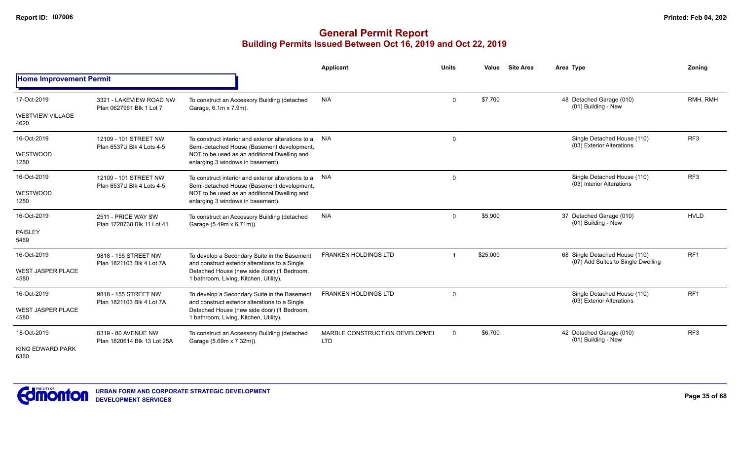# General Permit Report
## Building Permits Issued Between Oct 16, 2019 and Oct 22, 2019

### Home Improvement Permit

| Date / Neighbourhood | Address / Legal | Description | Applicant | Units | Value | Site Area | Area | Type | Zoning |
|---|---|---|---|---|---|---|---|---|---|
| 17-Oct-2019<br>WESTVIEW VILLAGE<br>4620 | 3321 - LAKEVIEW ROAD NW<br>Plan 0627961 Blk 1 Lot 7 | To construct an Accessory Building (detached Garage, 6.1m x 7.9m). | N/A | 0 | $7,700 | | 48 | Detached Garage (010)<br>(01) Building - New | RMH, RMH |
| 16-Oct-2019<br>WESTWOOD<br>1250 | 12109 - 101 STREET NW<br>Plan 6537U Blk 4 Lots 4-5 | To construct interior and exterior alterations to a Semi-detached House (Basement development, NOT to be used as an additional Dwelling and enlarging 3 windows in basement). | N/A | 0 | | | | Single Detached House (110)<br>(03) Exterior Alterations | RF3 |
| 16-Oct-2019<br>WESTWOOD<br>1250 | 12109 - 101 STREET NW<br>Plan 6537U Blk 4 Lots 4-5 | To construct interior and exterior alterations to a Semi-detached House (Basement development, NOT to be used as an additional Dwelling and enlarging 3 windows in basement). | N/A | 0 | | | | Single Detached House (110)<br>(03) Interior Alterations | RF3 |
| 16-Oct-2019<br>PAISLEY<br>5469 | 2511 - PRICE WAY SW<br>Plan 1720738 Blk 11 Lot 41 | To construct an Accessory Building (detached Garage (5.49m x 6.71m)). | N/A | 0 | $5,900 | | 37 | Detached Garage (010)<br>(01) Building - New | HVLD |
| 16-Oct-2019<br>WEST JASPER PLACE<br>4580 | 9818 - 155 STREET NW<br>Plan 1821103 Blk 4 Lot 7A | To develop a Secondary Suite in the Basement and construct exterior alterations to a Single Detached House (new side door) (1 Bedroom, 1 bathroom, Living, Kitchen, Utility). | FRANKEN HOLDINGS LTD | 1 | $25,000 | | 68 | Single Detached House (110)<br>(07) Add Suites to Single Dwelling | RF1 |
| 16-Oct-2019<br>WEST JASPER PLACE<br>4580 | 9818 - 155 STREET NW<br>Plan 1821103 Blk 4 Lot 7A | To develop a Secondary Suite in the Basement and construct exterior alterations to a Single Detached House (new side door) (1 Bedroom, 1 bathroom, Living, Kitchen, Utility). | FRANKEN HOLDINGS LTD | 0 | | | | Single Detached House (110)<br>(03) Exterior Alterations | RF1 |
| 18-Oct-2019<br>KING EDWARD PARK<br>6360 | 8319 - 80 AVENUE NW<br>Plan 1820614 Blk 13 Lot 25A | To construct an Accessory Building (detached Garage (5.69m x 7.32m)). | MARBLE CONSTRUCTION DEVELOPMEI LTD | 0 | $6,700 | | 42 | Detached Garage (010)<br>(01) Building - New | RF3 |

URBAN FORM AND CORPORATE STRATEGIC DEVELOPMENT
DEVELOPMENT SERVICES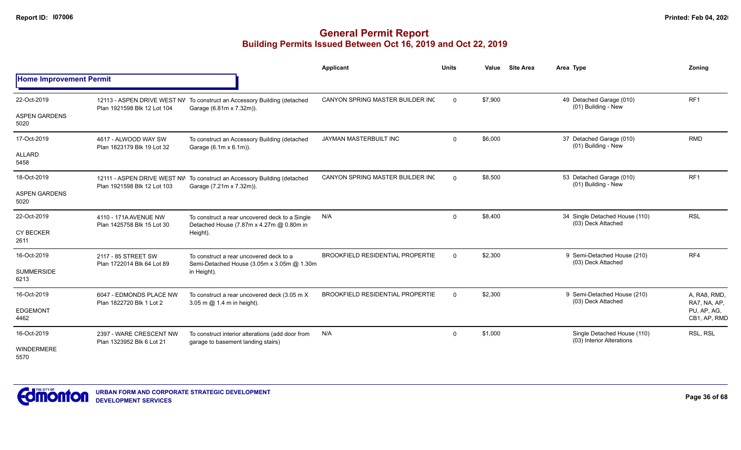# General Permit Report
## Building Permits Issued Between Oct 16, 2019 and Oct 22, 2019

**Home Improvement Permit**

| Date / Neighbourhood | Address / Legal | Description | Applicant | Units | Value | Site Area | Area Type | Zoning |
|---|---|---|---|---|---|---|---|---|
| 22-Oct-2019<br>ASPEN GARDENS<br>5020 | 12113 - ASPEN DRIVE WEST NW<br>Plan 1921598 Blk 12 Lot 104 | To construct an Accessory Building (detached Garage (6.81m x 7.32m)). | CANYON SPRING MASTER BUILDER INC | 0 | $7,900 | | 49 Detached Garage (010)<br>(01) Building - New | RF1 |
| 17-Oct-2019<br>ALLARD<br>5458 | 4617 - ALWOOD WAY SW<br>Plan 1823179 Blk 19 Lot 32 | To construct an Accessory Building (detached Garage (6.1m x 6.1m)). | JAYMAN MASTERBUILT INC | 0 | $6,000 | | 37 Detached Garage (010)<br>(01) Building - New | RMD |
| 18-Oct-2019<br>ASPEN GARDENS<br>5020 | 12111 - ASPEN DRIVE WEST NW<br>Plan 1921598 Blk 12 Lot 103 | To construct an Accessory Building (detached Garage (7.21m x 7.32m)). | CANYON SPRING MASTER BUILDER INC | 0 | $8,500 | | 53 Detached Garage (010)<br>(01) Building - New | RF1 |
| 22-Oct-2019<br>CY BECKER<br>2611 | 4110 - 171A AVENUE NW<br>Plan 1425758 Blk 15 Lot 30 | To construct a rear uncovered deck to a Single Detached House (7.87m x 4.27m @ 0.80m in Height). | N/A | 0 | $8,400 | | 34 Single Detached House (110)<br>(03) Deck Attached | RSL |
| 16-Oct-2019<br>SUMMERSIDE<br>6213 | 2117 - 85 STREET SW<br>Plan 1722014 Blk 64 Lot 89 | To construct a rear uncovered deck to a Semi-Detached House (3.05m x 3.05m @ 1.30m in Height). | BROOKFIELD RESIDENTIAL PROPERTIE | 0 | $2,300 | | 9 Semi-Detached House (210)<br>(03) Deck Attached | RF4 |
| 16-Oct-2019<br>EDGEMONT<br>4462 | 6047 - EDMONDS PLACE NW<br>Plan 1822720 Blk 1 Lot 2 | To construct a rear uncovered deck (3.05 m X 3.05 m @ 1.4 m in height). | BROOKFIELD RESIDENTIAL PROPERTIE | 0 | $2,300 | | 9 Semi-Detached House (210)<br>(03) Deck Attached | A, RA8, RMD, RA7, NA, AP, PU, AP, AG, CB1, AP, RMD |
| 16-Oct-2019<br>WINDERMERE<br>5570 | 2397 - WARE CRESCENT NW<br>Plan 1323952 Blk 6 Lot 21 | To construct interior alterations (add door from garage to basement landing stairs) | N/A | 0 | $1,000 | | Single Detached House (110)<br>(03) Interior Alterations | RSL, RSL |

URBAN FORM AND CORPORATE STRATEGIC DEVELOPMENT
DEVELOPMENT SERVICES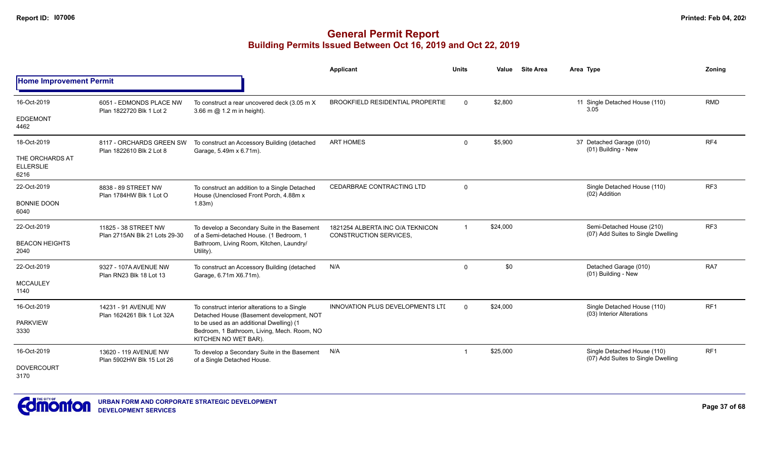# General Permit Report

## Building Permits Issued Between Oct 16, 2019 and Oct 22, 2019

### Home Improvement Permit

| Date / Neighbourhood | Address / Legal | Description | Applicant | Units | Value | Site Area | Area Type | Zoning |
|---|---|---|---|---|---|---|---|---|
| 16-Oct-2019<br>EDGEMONT<br>4462 | 6051 - EDMONDS PLACE NW<br>Plan 1822720 Blk 1 Lot 2 | To construct a rear uncovered deck (3.05 m X 3.66 m @ 1.2 m in height). | BROOKFIELD RESIDENTIAL PROPERTIE | 0 | $2,800 | | 11 Single Detached House (110)<br>3.05 | RMD |
| 18-Oct-2019<br>THE ORCHARDS AT ELLERSLIE<br>6216 | 8117 - ORCHARDS GREEN SW<br>Plan 1822610 Blk 2 Lot 8 | To construct an Accessory Building (detached Garage, 5.49m x 6.71m). | ART HOMES | 0 | $5,900 | | 37 Detached Garage (010)<br>(01) Building - New | RF4 |
| 22-Oct-2019<br>BONNIE DOON<br>6040 | 8838 - 89 STREET NW<br>Plan 1784HW Blk 1 Lot O | To construct an addition to a Single Detached House (Unenclosed Front Porch, 4.88m x 1.83m) | CEDARBRAE CONTRACTING LTD | 0 | | | Single Detached House (110)<br>(02) Addition | RF3 |
| 22-Oct-2019<br>BEACON HEIGHTS<br>2040 | 11825 - 38 STREET NW<br>Plan 2715AN Blk 21 Lots 29-30 | To develop a Secondary Suite in the Basement of a Semi-detached House. (1 Bedroom, 1 Bathroom, Living Room, Kitchen, Laundry/ Utility). | 1821254 ALBERTA INC O/A TEKNICON CONSTRUCTION SERVICES, | 1 | $24,000 | | Semi-Detached House (210)<br>(07) Add Suites to Single Dwelling | RF3 |
| 22-Oct-2019<br>MCCAULEY<br>1140 | 9327 - 107A AVENUE NW<br>Plan RN23 Blk 18 Lot 13 | To construct an Accessory Building (detached Garage, 6.71m X6.71m). | N/A | 0 | $0 | | Detached Garage (010)<br>(01) Building - New | RA7 |
| 16-Oct-2019<br>PARKVIEW<br>3330 | 14231 - 91 AVENUE NW<br>Plan 1624261 Blk 1 Lot 32A | To construct interior alterations to a Single Detached House (Basement development, NOT to be used as an additional Dwelling) (1 Bedroom, 1 Bathroom, Living, Mech. Room, NO KITCHEN NO WET BAR). | INNOVATION PLUS DEVELOPMENTS LTI | 0 | $24,000 | | Single Detached House (110)<br>(03) Interior Alterations | RF1 |
| 16-Oct-2019<br>DOVERCOURT<br>3170 | 13620 - 119 AVENUE NW<br>Plan 5902HW Blk 15 Lot 26 | To develop a Secondary Suite in the Basement of a Single Detached House. | N/A | 1 | $25,000 | | Single Detached House (110)<br>(07) Add Suites to Single Dwelling | RF1 |

URBAN FORM AND CORPORATE STRATEGIC DEVELOPMENT
DEVELOPMENT SERVICES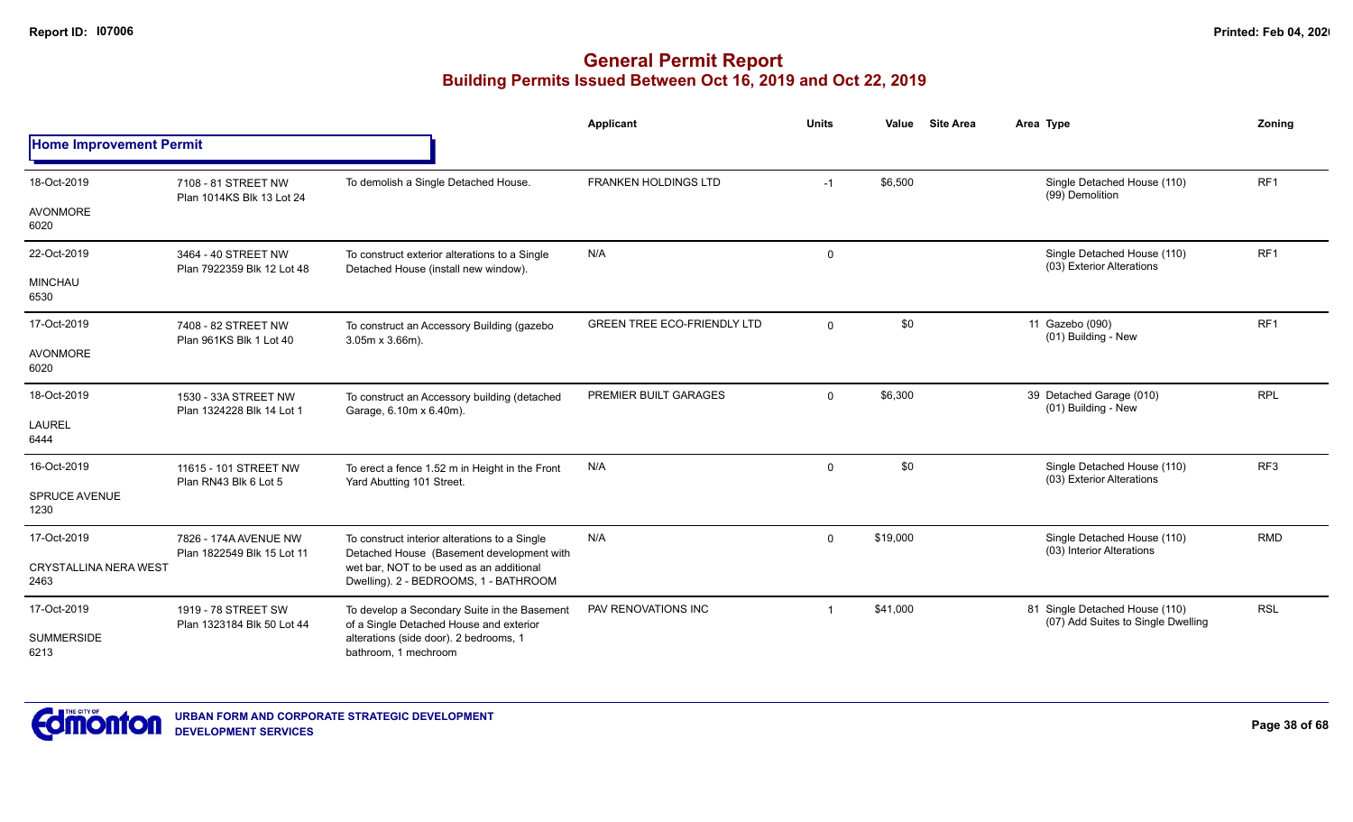# General Permit Report

## Building Permits Issued Between Oct 16, 2019 and Oct 22, 2019

### Home Improvement Permit

| Date / Neighbourhood | Address / Legal | Description | Applicant | Units | Value | Site Area | Area Type | Zoning |
|---|---|---|---|---|---|---|---|---|
| 18-Oct-2019<br>AVONMORE<br>6020 | 7108 - 81 STREET NW<br>Plan 1014KS Blk 13 Lot 24 | To demolish a Single Detached House. | FRANKEN HOLDINGS LTD | -1 | $6,500 | | Single Detached House (110)<br>(99) Demolition | RF1 |
| 22-Oct-2019<br>MINCHAU<br>6530 | 3464 - 40 STREET NW<br>Plan 7922359 Blk 12 Lot 48 | To construct exterior alterations to a Single Detached House (install new window). | N/A | 0 | | | Single Detached House (110)<br>(03) Exterior Alterations | RF1 |
| 17-Oct-2019<br>AVONMORE<br>6020 | 7408 - 82 STREET NW<br>Plan 961KS Blk 1 Lot 40 | To construct an Accessory Building (gazebo 3.05m x 3.66m). | GREEN TREE ECO-FRIENDLY LTD | 0 | $0 | | 11 Gazebo (090)<br>(01) Building - New | RF1 |
| 18-Oct-2019<br>LAUREL<br>6444 | 1530 - 33A STREET NW<br>Plan 1324228 Blk 14 Lot 1 | To construct an Accessory building (detached Garage, 6.10m x 6.40m). | PREMIER BUILT GARAGES | 0 | $6,300 | | 39 Detached Garage (010)<br>(01) Building - New | RPL |
| 16-Oct-2019<br>SPRUCE AVENUE<br>1230 | 11615 - 101 STREET NW<br>Plan RN43 Blk 6 Lot 5 | To erect a fence 1.52 m in Height in the Front Yard Abutting 101 Street. | N/A | 0 | $0 | | Single Detached House (110)<br>(03) Exterior Alterations | RF3 |
| 17-Oct-2019<br>CRYSTALLINA NERA WEST<br>2463 | 7826 - 174A AVENUE NW<br>Plan 1822549 Blk 15 Lot 11 | To construct interior alterations to a Single Detached House (Basement development with wet bar, NOT to be used as an additional Dwelling). 2 - BEDROOMS, 1 - BATHROOM | N/A | 0 | $19,000 | | Single Detached House (110)<br>(03) Interior Alterations | RMD |
| 17-Oct-2019<br>SUMMERSIDE<br>6213 | 1919 - 78 STREET SW<br>Plan 1323184 Blk 50 Lot 44 | To develop a Secondary Suite in the Basement of a Single Detached House and exterior alterations (side door). 2 bedrooms, 1 bathroom, 1 mechroom | PAV RENOVATIONS INC | 1 | $41,000 | | 81 Single Detached House (110)<br>(07) Add Suites to Single Dwelling | RSL |

URBAN FORM AND CORPORATE STRATEGIC DEVELOPMENT
DEVELOPMENT SERVICES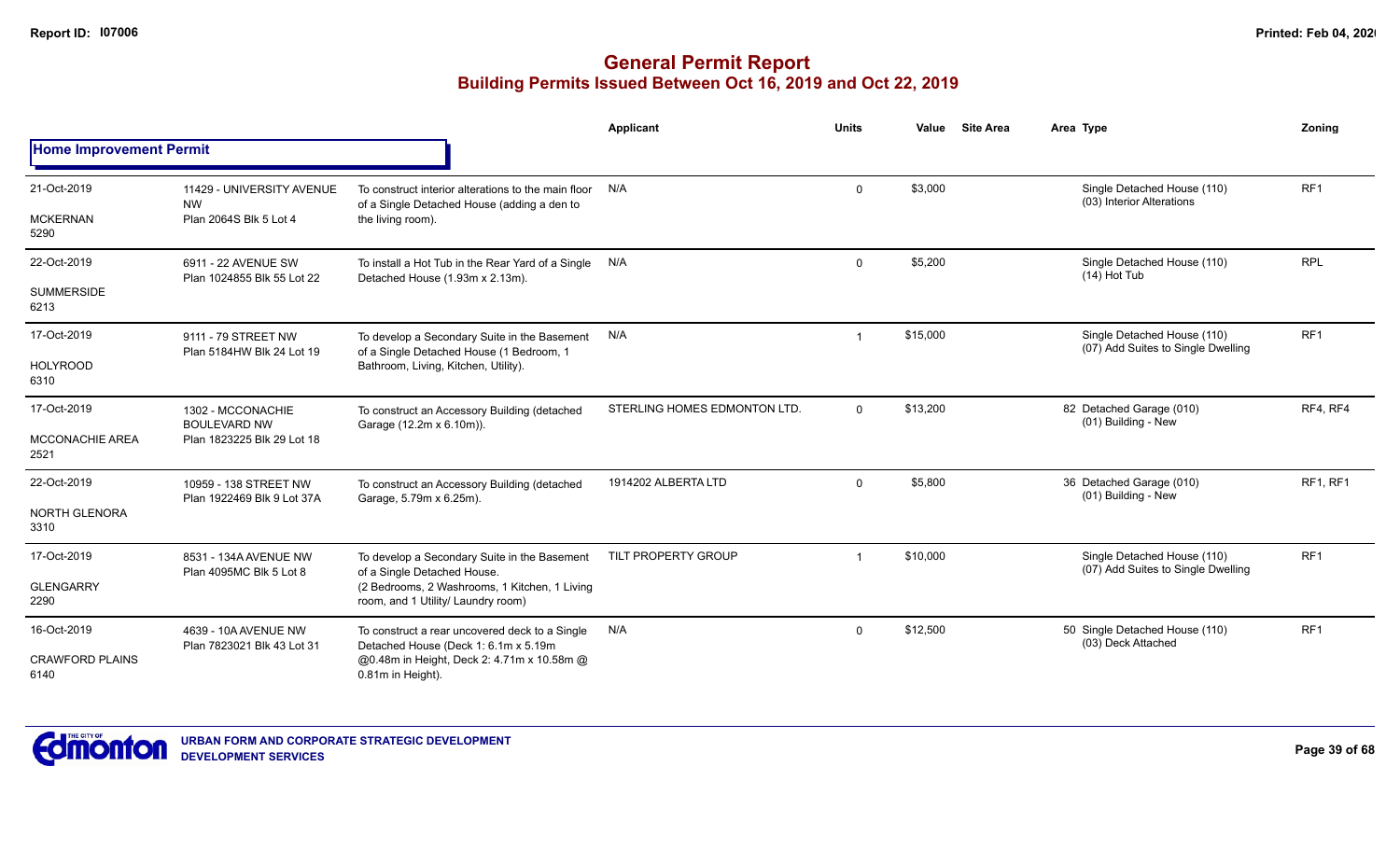# General Permit Report
## Building Permits Issued Between Oct 16, 2019 and Oct 22, 2019

### Home Improvement Permit

| Date / Neighbourhood | Address / Legal | Description | Applicant | Units | Value | Site Area | Area | Type | Zoning |
|---|---|---|---|---|---|---|---|---|---|
| 21-Oct-2019<br>MCKERNAN<br>5290 | 11429 - UNIVERSITY AVENUE NW<br>Plan 2064S Blk 5 Lot 4 | To construct interior alterations to the main floor of a Single Detached House (adding a den to the living room). | N/A | 0 | $3,000 | | | Single Detached House (110)<br>(03) Interior Alterations | RF1 |
| 22-Oct-2019<br>SUMMERSIDE<br>6213 | 6911 - 22 AVENUE SW<br>Plan 1024855 Blk 55 Lot 22 | To install a Hot Tub in the Rear Yard of a Single Detached House (1.93m x 2.13m). | N/A | 0 | $5,200 | | | Single Detached House (110)<br>(14) Hot Tub | RPL |
| 17-Oct-2019<br>HOLYROOD<br>6310 | 9111 - 79 STREET NW<br>Plan 5184HW Blk 24 Lot 19 | To develop a Secondary Suite in the Basement of a Single Detached House (1 Bedroom, 1 Bathroom, Living, Kitchen, Utility). | N/A | 1 | $15,000 | | | Single Detached House (110)<br>(07) Add Suites to Single Dwelling | RF1 |
| 17-Oct-2019<br>MCCONACHIE AREA<br>2521 | 1302 - MCCONACHIE BOULEVARD NW<br>Plan 1823225 Blk 29 Lot 18 | To construct an Accessory Building (detached Garage (12.2m x 6.10m)). | STERLING HOMES EDMONTON LTD. | 0 | $13,200 | | 82 | Detached Garage (010)<br>(01) Building - New | RF4, RF4 |
| 22-Oct-2019<br>NORTH GLENORA<br>3310 | 10959 - 138 STREET NW<br>Plan 1922469 Blk 9 Lot 37A | To construct an Accessory Building (detached Garage, 5.79m x 6.25m). | 1914202 ALBERTA LTD | 0 | $5,800 | | 36 | Detached Garage (010)<br>(01) Building - New | RF1, RF1 |
| 17-Oct-2019<br>GLENGARRY<br>2290 | 8531 - 134A AVENUE NW<br>Plan 4095MC Blk 5 Lot 8 | To develop a Secondary Suite in the Basement of a Single Detached House.<br>(2 Bedrooms, 2 Washrooms, 1 Kitchen, 1 Living room, and 1 Utility/ Laundry room) | TILT PROPERTY GROUP | 1 | $10,000 | | | Single Detached House (110)<br>(07) Add Suites to Single Dwelling | RF1 |
| 16-Oct-2019<br>CRAWFORD PLAINS<br>6140 | 4639 - 10A AVENUE NW<br>Plan 7823021 Blk 43 Lot 31 | To construct a rear uncovered deck to a Single Detached House (Deck 1: 6.1m x 5.19m @0.48m in Height, Deck 2: 4.71m x 10.58m @ 0.81m in Height). | N/A | 0 | $12,500 | | 50 | Single Detached House (110)<br>(03) Deck Attached | RF1 |

URBAN FORM AND CORPORATE STRATEGIC DEVELOPMENT
DEVELOPMENT SERVICES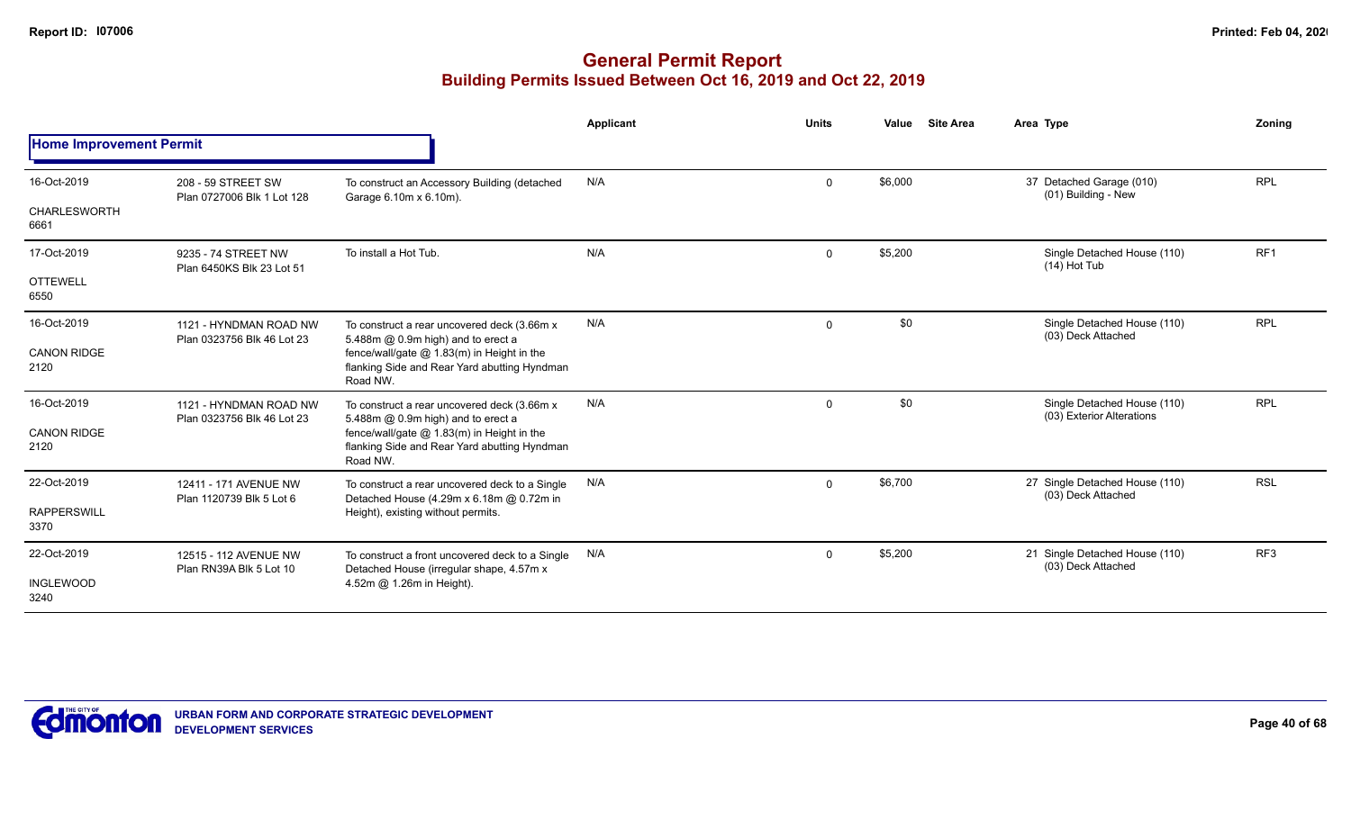# General Permit Report

## Building Permits Issued Between Oct 16, 2019 and Oct 22, 2019

### Home Improvement Permit

| Date / Neighbourhood | Address / Legal | Description | Applicant | Units | Value | Site Area | Area Type | Zoning |
|---|---|---|---|---|---|---|---|---|
| 16-Oct-2019 CHARLESWORTH 6661 | 208 - 59 STREET SW Plan 0727006 Blk 1 Lot 128 | To construct an Accessory Building (detached Garage 6.10m x 6.10m). | N/A | 0 | $6,000 | | 37 Detached Garage (010) (01) Building - New | RPL |
| 17-Oct-2019 OTTEWELL 6550 | 9235 - 74 STREET NW Plan 6450KS Blk 23 Lot 51 | To install a Hot Tub. | N/A | 0 | $5,200 | | Single Detached House (110) (14) Hot Tub | RF1 |
| 16-Oct-2019 CANON RIDGE 2120 | 1121 - HYNDMAN ROAD NW Plan 0323756 Blk 46 Lot 23 | To construct a rear uncovered deck (3.66m x 5.488m @ 0.9m high) and to erect a fence/wall/gate @ 1.83(m) in Height in the flanking Side and Rear Yard abutting Hyndman Road NW. | N/A | 0 | $0 | | Single Detached House (110) (03) Deck Attached | RPL |
| 16-Oct-2019 CANON RIDGE 2120 | 1121 - HYNDMAN ROAD NW Plan 0323756 Blk 46 Lot 23 | To construct a rear uncovered deck (3.66m x 5.488m @ 0.9m high) and to erect a fence/wall/gate @ 1.83(m) in Height in the flanking Side and Rear Yard abutting Hyndman Road NW. | N/A | 0 | $0 | | Single Detached House (110) (03) Exterior Alterations | RPL |
| 22-Oct-2019 RAPPERSWILL 3370 | 12411 - 171 AVENUE NW Plan 1120739 Blk 5 Lot 6 | To construct a rear uncovered deck to a Single Detached House (4.29m x 6.18m @ 0.72m in Height), existing without permits. | N/A | 0 | $6,700 | | 27 Single Detached House (110) (03) Deck Attached | RSL |
| 22-Oct-2019 INGLEWOOD 3240 | 12515 - 112 AVENUE NW Plan RN39A Blk 5 Lot 10 | To construct a front uncovered deck to a Single Detached House (irregular shape, 4.57m x 4.52m @ 1.26m in Height). | N/A | 0 | $5,200 | | 21 Single Detached House (110) (03) Deck Attached | RF3 |

URBAN FORM AND CORPORATE STRATEGIC DEVELOPMENT
DEVELOPMENT SERVICES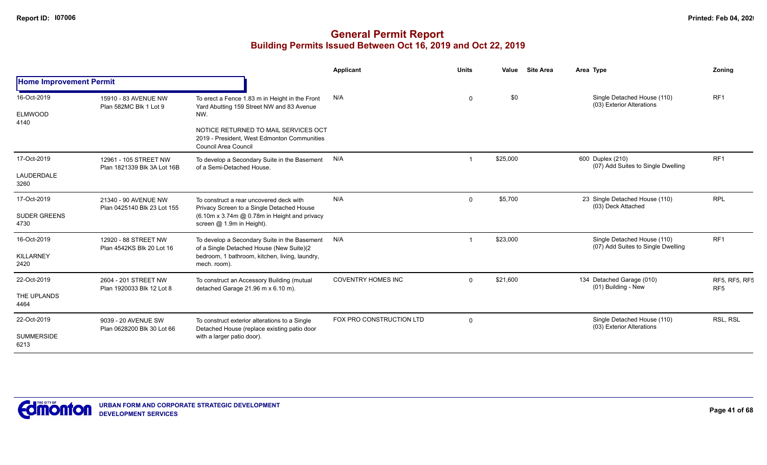# General Permit Report
## Building Permits Issued Between Oct 16, 2019 and Oct 22, 2019

| | | | Applicant | Units | Value | Site Area | Area Type | Zoning |
|---|---|---|---|---|---|---|---|---|
| **Home Improvement Permit** | | | | | | | | |
| 16-Oct-2019<br>ELMWOOD<br>4140 | 15910 - 83 AVENUE NW<br>Plan 582MC Blk 1 Lot 9 | To erect a Fence 1.83 m in Height in the Front Yard Abutting 159 Street NW and 83 Avenue NW.<br><br>NOTICE RETURNED TO MAIL SERVICES OCT 2019 - President, West Edmonton Communities Council Area Council | N/A | 0 | $0 | | Single Detached House (110)<br>(03) Exterior Alterations | RF1 |
| 17-Oct-2019<br>LAUDERDALE<br>3260 | 12961 - 105 STREET NW<br>Plan 1821339 Blk 3A Lot 16B | To develop a Secondary Suite in the Basement of a Semi-Detached House. | N/A | 1 | $25,000 | | 600 Duplex (210)<br>(07) Add Suites to Single Dwelling | RF1 |
| 17-Oct-2019<br>SUDER GREENS<br>4730 | 21340 - 90 AVENUE NW<br>Plan 0425140 Blk 23 Lot 155 | To construct a rear uncovered deck with Privacy Screen to a Single Detached House (6.10m x 3.74m @ 0.78m in Height and privacy screen @ 1.9m in Height). | N/A | 0 | $5,700 | | 23 Single Detached House (110)<br>(03) Deck Attached | RPL |
| 16-Oct-2019<br>KILLARNEY<br>2420 | 12920 - 88 STREET NW<br>Plan 4542KS Blk 20 Lot 16 | To develop a Secondary Suite in the Basement of a Single Detached House (New Suite)(2 bedroom, 1 bathroom, kitchen, living, laundry, mech. room). | N/A | 1 | $23,000 | | Single Detached House (110)<br>(07) Add Suites to Single Dwelling | RF1 |
| 22-Oct-2019<br>THE UPLANDS<br>4464 | 2604 - 201 STREET NW<br>Plan 1920033 Blk 12 Lot 8 | To construct an Accessory Building (mutual detached Garage 21.96 m x 6.10 m). | COVENTRY HOMES INC | 0 | $21,600 | | 134 Detached Garage (010)<br>(01) Building - New | RF5, RF5, RF5<br>RF5 |
| 22-Oct-2019<br>SUMMERSIDE<br>6213 | 9039 - 20 AVENUE SW<br>Plan 0628200 Blk 30 Lot 66 | To construct exterior alterations to a Single Detached House (replace existing patio door with a larger patio door). | FOX PRO CONSTRUCTION LTD | 0 | | | Single Detached House (110)<br>(03) Exterior Alterations | RSL, RSL |

URBAN FORM AND CORPORATE STRATEGIC DEVELOPMENT
DEVELOPMENT SERVICES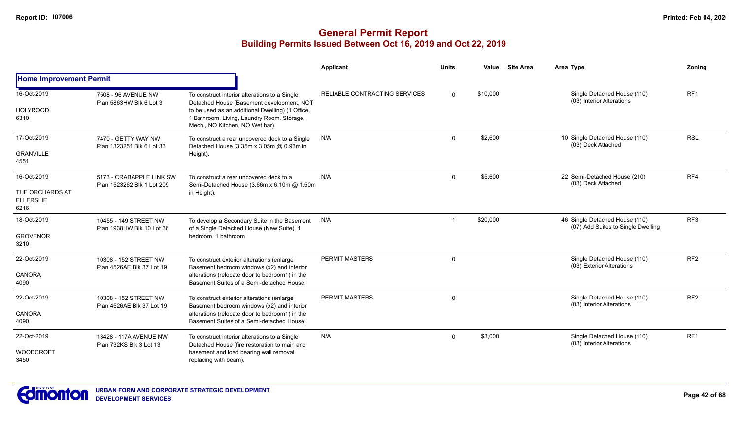# General Permit Report

## Building Permits Issued Between Oct 16, 2019 and Oct 22, 2019

| | | | Applicant | Units | Value | Site Area | Area | Type | Zoning |
|---|---|---|---|---|---|---|---|---|---|
| **Home Improvement Permit** | | | | | | | | | |
| 16-Oct-2019<br>HOLYROOD<br>6310 | 7508 - 96 AVENUE NW<br>Plan 5863HW Blk 6 Lot 3 | To construct interior alterations to a Single Detached House (Basement development, NOT to be used as an additional Dwelling) (1 Office, 1 Bathroom, Living, Laundry Room, Storage, Mech., NO Kitchen, NO Wet bar). | RELIABLE CONTRACTING SERVICES | 0 | $10,000 | | | Single Detached House (110)<br>(03) Interior Alterations | RF1 |
| 17-Oct-2019<br>GRANVILLE<br>4551 | 7470 - GETTY WAY NW<br>Plan 1323251 Blk 6 Lot 33 | To construct a rear uncovered deck to a Single Detached House (3.35m x 3.05m @ 0.93m in Height). | N/A | 0 | $2,600 | | 10 | Single Detached House (110)<br>(03) Deck Attached | RSL |
| 16-Oct-2019<br>THE ORCHARDS AT ELLERSLIE<br>6216 | 5173 - CRABAPPLE LINK SW<br>Plan 1523262 Blk 1 Lot 209 | To construct a rear uncovered deck to a Semi-Detached House (3.66m x 6.10m @ 1.50m in Height). | N/A | 0 | $5,600 | | 22 | Semi-Detached House (210)<br>(03) Deck Attached | RF4 |
| 18-Oct-2019<br>GROVENOR<br>3210 | 10455 - 149 STREET NW<br>Plan 1938HW Blk 10 Lot 36 | To develop a Secondary Suite in the Basement of a Single Detached House (New Suite). 1 bedroom, 1 bathroom | N/A | 1 | $20,000 | | 46 | Single Detached House (110)<br>(07) Add Suites to Single Dwelling | RF3 |
| 22-Oct-2019<br>CANORA<br>4090 | 10308 - 152 STREET NW<br>Plan 4526AE Blk 37 Lot 19 | To construct exterior alterations (enlarge Basement bedroom windows (x2) and interior alterations (relocate door to bedroom1) in the Basement Suites of a Semi-detached House. | PERMIT MASTERS | 0 | | | | Single Detached House (110)<br>(03) Exterior Alterations | RF2 |
| 22-Oct-2019<br>CANORA<br>4090 | 10308 - 152 STREET NW<br>Plan 4526AE Blk 37 Lot 19 | To construct exterior alterations (enlarge Basement bedroom windows (x2) and interior alterations (relocate door to bedroom1) in the Basement Suites of a Semi-detached House. | PERMIT MASTERS | 0 | | | | Single Detached House (110)<br>(03) Interior Alterations | RF2 |
| 22-Oct-2019<br>WOODCROFT<br>3450 | 13428 - 117A AVENUE NW<br>Plan 732KS Blk 3 Lot 13 | To construct interior alterations to a Single Detached House (fire restoration to main and basement and load bearing wall removal replacing with beam). | N/A | 0 | $3,000 | | | Single Detached House (110)<br>(03) Interior Alterations | RF1 |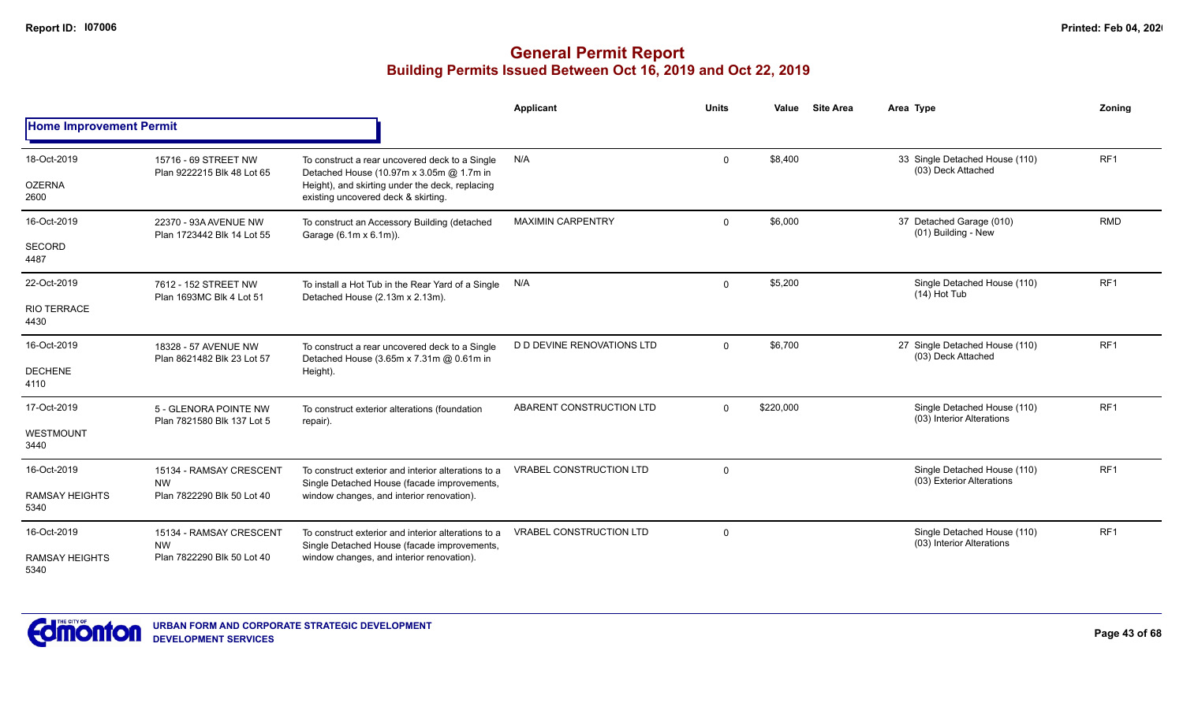# General Permit Report
## Building Permits Issued Between Oct 16, 2019 and Oct 22, 2019

| | | | Applicant | Units | Value | Site Area | Area Type | Zoning |
|---|---|---|---|---|---|---|---|---|
| **Home Improvement Permit** | | | | | | | | |
| 18-Oct-2019<br>OZERNA<br>2600 | 15716 - 69 STREET NW<br>Plan 9222215 Blk 48 Lot 65 | To construct a rear uncovered deck to a Single Detached House (10.97m x 3.05m @ 1.7m in Height), and skirting under the deck, replacing existing uncovered deck & skirting. | N/A | 0 | $8,400 | | 33 Single Detached House (110)<br>(03) Deck Attached | RF1 |
| 16-Oct-2019<br>SECORD<br>4487 | 22370 - 93A AVENUE NW<br>Plan 1723442 Blk 14 Lot 55 | To construct an Accessory Building (detached Garage (6.1m x 6.1m)). | MAXIMIN CARPENTRY | 0 | $6,000 | | 37 Detached Garage (010)<br>(01) Building - New | RMD |
| 22-Oct-2019<br>RIO TERRACE<br>4430 | 7612 - 152 STREET NW<br>Plan 1693MC Blk 4 Lot 51 | To install a Hot Tub in the Rear Yard of a Single Detached House (2.13m x 2.13m). | N/A | 0 | $5,200 | | Single Detached House (110)<br>(14) Hot Tub | RF1 |
| 16-Oct-2019<br>DECHENE<br>4110 | 18328 - 57 AVENUE NW<br>Plan 8621482 Blk 23 Lot 57 | To construct a rear uncovered deck to a Single Detached House (3.65m x 7.31m @ 0.61m in Height). | D D DEVINE RENOVATIONS LTD | 0 | $6,700 | | 27 Single Detached House (110)<br>(03) Deck Attached | RF1 |
| 17-Oct-2019<br>WESTMOUNT<br>3440 | 5 - GLENORA POINTE NW<br>Plan 7821580 Blk 137 Lot 5 | To construct exterior alterations (foundation repair). | ABARENT CONSTRUCTION LTD | 0 | $220,000 | | Single Detached House (110)<br>(03) Interior Alterations | RF1 |
| 16-Oct-2019<br>RAMSAY HEIGHTS<br>5340 | 15134 - RAMSAY CRESCENT NW<br>Plan 7822290 Blk 50 Lot 40 | To construct exterior and interior alterations to a Single Detached House (facade improvements, window changes, and interior renovation). | VRABEL CONSTRUCTION LTD | 0 | | | Single Detached House (110)<br>(03) Exterior Alterations | RF1 |
| 16-Oct-2019<br>RAMSAY HEIGHTS<br>5340 | 15134 - RAMSAY CRESCENT NW<br>Plan 7822290 Blk 50 Lot 40 | To construct exterior and interior alterations to a Single Detached House (facade improvements, window changes, and interior renovation). | VRABEL CONSTRUCTION LTD | 0 | | | Single Detached House (110)<br>(03) Interior Alterations | RF1 |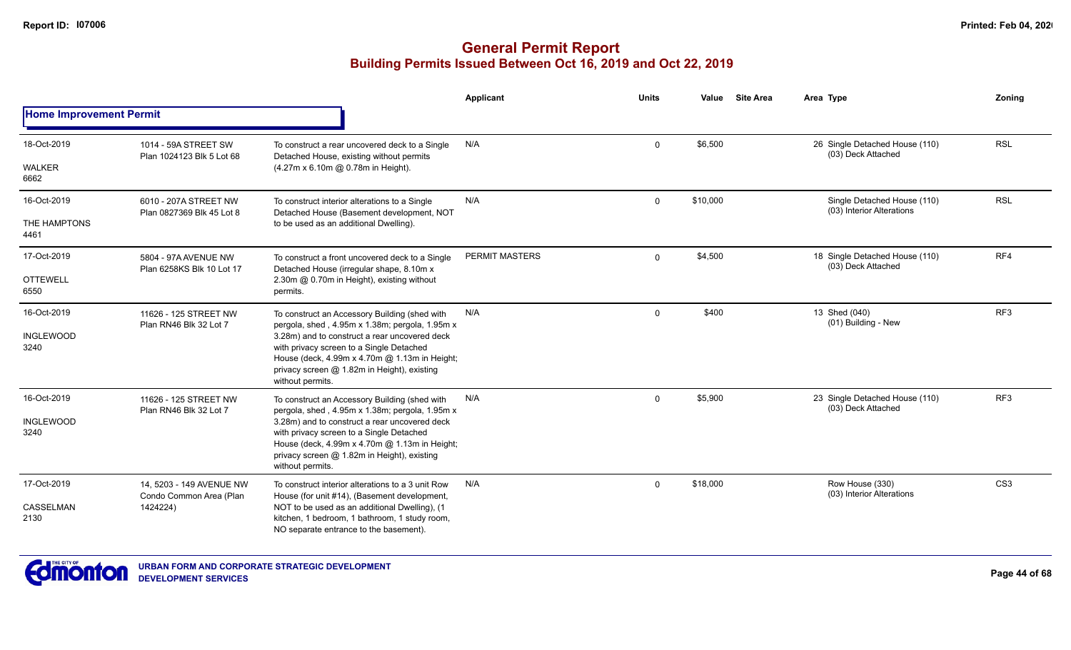# General Permit Report

## Building Permits Issued Between Oct 16, 2019 and Oct 22, 2019

| | | | Applicant | Units | Value | Site Area | Area | Type | Zoning |
|---|---|---|---|---|---|---|---|---|---|
| **Home Improvement Permit** | | | | | | | | | |
| 18-Oct-2019<br>WALKER<br>6662 | 1014 - 59A STREET SW<br>Plan 1024123 Blk 5 Lot 68 | To construct a rear uncovered deck to a Single Detached House, existing without permits (4.27m x 6.10m @ 0.78m in Height). | N/A | 0 | $6,500 | | 26 | Single Detached House (110)<br>(03) Deck Attached | RSL |
| 16-Oct-2019<br>THE HAMPTONS<br>4461 | 6010 - 207A STREET NW<br>Plan 0827369 Blk 45 Lot 8 | To construct interior alterations to a Single Detached House (Basement development, NOT to be used as an additional Dwelling). | N/A | 0 | $10,000 | | | Single Detached House (110)<br>(03) Interior Alterations | RSL |
| 17-Oct-2019<br>OTTEWELL<br>6550 | 5804 - 97A AVENUE NW<br>Plan 6258KS Blk 10 Lot 17 | To construct a front uncovered deck to a Single Detached House (irregular shape, 8.10m x 2.30m @ 0.70m in Height), existing without permits. | PERMIT MASTERS | 0 | $4,500 | | 18 | Single Detached House (110)<br>(03) Deck Attached | RF4 |
| 16-Oct-2019<br>INGLEWOOD<br>3240 | 11626 - 125 STREET NW<br>Plan RN46 Blk 32 Lot 7 | To construct an Accessory Building (shed with pergola, shed , 4.95m x 1.38m; pergola, 1.95m x 3.28m) and to construct a rear uncovered deck with privacy screen to a Single Detached House (deck, 4.99m x 4.70m @ 1.13m in Height; privacy screen @ 1.82m in Height), existing without permits. | N/A | 0 | $400 | | 13 | Shed (040)<br>(01) Building - New | RF3 |
| 16-Oct-2019<br>INGLEWOOD<br>3240 | 11626 - 125 STREET NW<br>Plan RN46 Blk 32 Lot 7 | To construct an Accessory Building (shed with pergola, shed , 4.95m x 1.38m; pergola, 1.95m x 3.28m) and to construct a rear uncovered deck with privacy screen to a Single Detached House (deck, 4.99m x 4.70m @ 1.13m in Height; privacy screen @ 1.82m in Height), existing without permits. | N/A | 0 | $5,900 | | 23 | Single Detached House (110)<br>(03) Deck Attached | RF3 |
| 17-Oct-2019<br>CASSELMAN<br>2130 | 14, 5203 - 149 AVENUE NW<br>Condo Common Area (Plan 1424224) | To construct interior alterations to a 3 unit Row House (for unit #14), (Basement development, NOT to be used as an additional Dwelling), (1 kitchen, 1 bedroom, 1 bathroom, 1 study room, NO separate entrance to the basement). | N/A | 0 | $18,000 | | | Row House (330)<br>(03) Interior Alterations | CS3 |

URBAN FORM AND CORPORATE STRATEGIC DEVELOPMENT
DEVELOPMENT SERVICES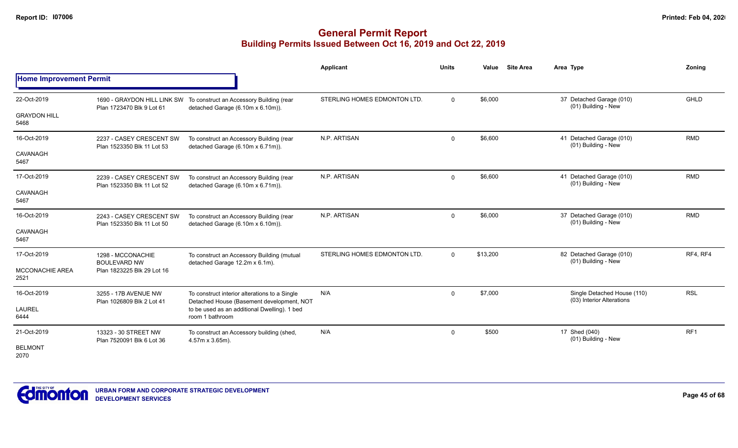# General Permit Report
## Building Permits Issued Between Oct 16, 2019 and Oct 22, 2019

### Home Improvement Permit

| Date / Neighbourhood | Address / Legal | Description | Applicant | Units | Value | Site Area | Area Type | Zoning |
|---|---|---|---|---|---|---|---|---|
| 22-Oct-2019<br>GRAYDON HILL<br>5468 | 1690 - GRAYDON HILL LINK SW<br>Plan 1723470 Blk 9 Lot 61 | To construct an Accessory Building (rear detached Garage (6.10m x 6.10m)). | STERLING HOMES EDMONTON LTD. | 0 | $6,000 | | 37 Detached Garage (010)<br>(01) Building - New | GHLD |
| 16-Oct-2019<br>CAVANAGH<br>5467 | 2237 - CASEY CRESCENT SW<br>Plan 1523350 Blk 11 Lot 53 | To construct an Accessory Building (rear detached Garage (6.10m x 6.71m)). | N.P. ARTISAN | 0 | $6,600 | | 41 Detached Garage (010)<br>(01) Building - New | RMD |
| 17-Oct-2019<br>CAVANAGH<br>5467 | 2239 - CASEY CRESCENT SW<br>Plan 1523350 Blk 11 Lot 52 | To construct an Accessory Building (rear detached Garage (6.10m x 6.71m)). | N.P. ARTISAN | 0 | $6,600 | | 41 Detached Garage (010)<br>(01) Building - New | RMD |
| 16-Oct-2019<br>CAVANAGH<br>5467 | 2243 - CASEY CRESCENT SW<br>Plan 1523350 Blk 11 Lot 50 | To construct an Accessory Building (rear detached Garage (6.10m x 6.10m)). | N.P. ARTISAN | 0 | $6,000 | | 37 Detached Garage (010)<br>(01) Building - New | RMD |
| 17-Oct-2019<br>MCCONACHIE AREA<br>2521 | 1298 - MCCONACHIE BOULEVARD NW<br>Plan 1823225 Blk 29 Lot 16 | To construct an Accessory Building (mutual detached Garage 12.2m x 6.1m). | STERLING HOMES EDMONTON LTD. | 0 | $13,200 | | 82 Detached Garage (010)<br>(01) Building - New | RF4, RF4 |
| 16-Oct-2019<br>LAUREL<br>6444 | 3255 - 17B AVENUE NW<br>Plan 1026809 Blk 2 Lot 41 | To construct interior alterations to a Single Detached House (Basement development, NOT to be used as an additional Dwelling). 1 bed room 1 bathroom | N/A | 0 | $7,000 | | Single Detached House (110)<br>(03) Interior Alterations | RSL |
| 21-Oct-2019<br>BELMONT<br>2070 | 13323 - 30 STREET NW<br>Plan 7520091 Blk 6 Lot 36 | To construct an Accessory building (shed, 4.57m x 3.65m). | N/A | 0 | $500 | | 17 Shed (040)<br>(01) Building - New | RF1 |

URBAN FORM AND CORPORATE STRATEGIC DEVELOPMENT
DEVELOPMENT SERVICES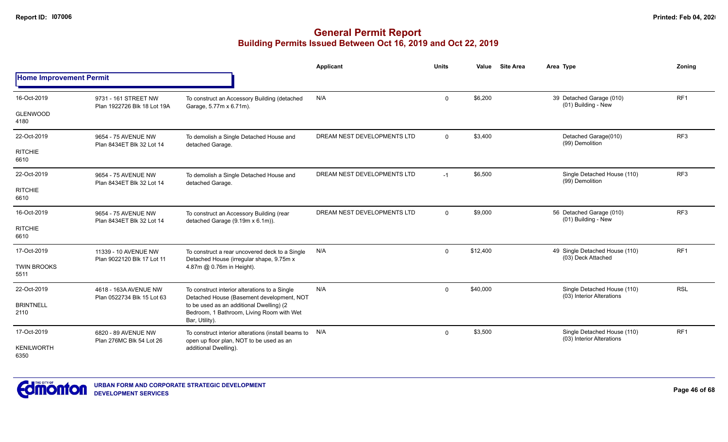# General Permit Report

## Building Permits Issued Between Oct 16, 2019 and Oct 22, 2019

### Home Improvement Permit

| Date / Neighbourhood | Address / Legal | Description | Applicant | Units | Value | Site Area | Area Type | Zoning |
|---|---|---|---|---|---|---|---|---|
| 16-Oct-2019 GLENWOOD 4180 | 9731 - 161 STREET NW Plan 1922726 Blk 18 Lot 19A | To construct an Accessory Building (detached Garage, 5.77m x 6.71m). | N/A | 0 | $6,200 | | 39 Detached Garage (010) (01) Building - New | RF1 |
| 22-Oct-2019 RITCHIE 6610 | 9654 - 75 AVENUE NW Plan 8434ET Blk 32 Lot 14 | To demolish a Single Detached House and detached Garage. | DREAM NEST DEVELOPMENTS LTD | 0 | $3,400 | | Detached Garage(010) (99) Demolition | RF3 |
| 22-Oct-2019 RITCHIE 6610 | 9654 - 75 AVENUE NW Plan 8434ET Blk 32 Lot 14 | To demolish a Single Detached House and detached Garage. | DREAM NEST DEVELOPMENTS LTD | -1 | $6,500 | | Single Detached House (110) (99) Demolition | RF3 |
| 16-Oct-2019 RITCHIE 6610 | 9654 - 75 AVENUE NW Plan 8434ET Blk 32 Lot 14 | To construct an Accessory Building (rear detached Garage (9.19m x 6.1m)). | DREAM NEST DEVELOPMENTS LTD | 0 | $9,000 | | 56 Detached Garage (010) (01) Building - New | RF3 |
| 17-Oct-2019 TWIN BROOKS 5511 | 11339 - 10 AVENUE NW Plan 9022120 Blk 17 Lot 11 | To construct a rear uncovered deck to a Single Detached House (irregular shape, 9.75m x 4.87m @ 0.76m in Height). | N/A | 0 | $12,400 | | 49 Single Detached House (110) (03) Deck Attached | RF1 |
| 22-Oct-2019 BRINTNELL 2110 | 4618 - 163A AVENUE NW Plan 0522734 Blk 15 Lot 63 | To construct interior alterations to a Single Detached House (Basement development, NOT to be used as an additional Dwelling) (2 Bedroom, 1 Bathroom, Living Room with Wet Bar, Utility). | N/A | 0 | $40,000 | | Single Detached House (110) (03) Interior Alterations | RSL |
| 17-Oct-2019 KENILWORTH 6350 | 6820 - 89 AVENUE NW Plan 276MC Blk 54 Lot 26 | To construct interior alterations (install beams to open up floor plan, NOT to be used as an additional Dwelling). | N/A | 0 | $3,500 | | Single Detached House (110) (03) Interior Alterations | RF1 |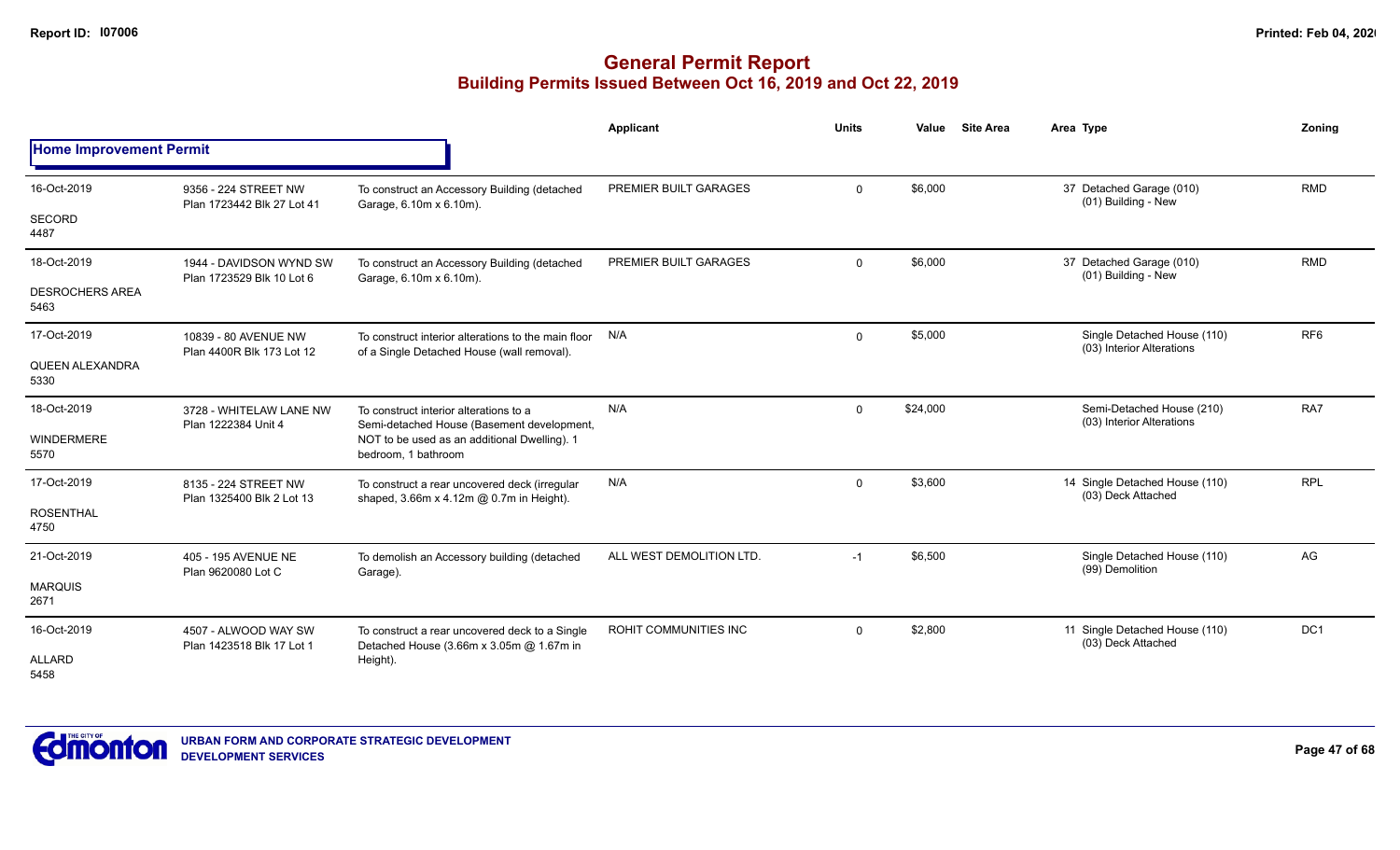## General Permit Report
### Building Permits Issued Between Oct 16, 2019 and Oct 22, 2019

**Home Improvement Permit**

| Date / Neighbourhood | Address / Legal | Description | Applicant | Units | Value | Site Area | Area | Type | Zoning |
|---|---|---|---|---|---|---|---|---|---|
| 16-Oct-2019<br>SECORD<br>4487 | 9356 - 224 STREET NW<br>Plan 1723442 Blk 27 Lot 41 | To construct an Accessory Building (detached Garage, 6.10m x 6.10m). | PREMIER BUILT GARAGES | 0 | $6,000 | | 37 | Detached Garage (010)<br>(01) Building - New | RMD |
| 18-Oct-2019<br>DESROCHERS AREA<br>5463 | 1944 - DAVIDSON WYND SW<br>Plan 1723529 Blk 10 Lot 6 | To construct an Accessory Building (detached Garage, 6.10m x 6.10m). | PREMIER BUILT GARAGES | 0 | $6,000 | | 37 | Detached Garage (010)<br>(01) Building - New | RMD |
| 17-Oct-2019<br>QUEEN ALEXANDRA<br>5330 | 10839 - 80 AVENUE NW<br>Plan 4400R Blk 173 Lot 12 | To construct interior alterations to the main floor of a Single Detached House (wall removal). | N/A | 0 | $5,000 | | | Single Detached House (110)<br>(03) Interior Alterations | RF6 |
| 18-Oct-2019<br>WINDERMERE<br>5570 | 3728 - WHITELAW LANE NW<br>Plan 1222384 Unit 4 | To construct interior alterations to a Semi-detached House (Basement development, NOT to be used as an additional Dwelling). 1 bedroom, 1 bathroom | N/A | 0 | $24,000 | | | Semi-Detached House (210)<br>(03) Interior Alterations | RA7 |
| 17-Oct-2019<br>ROSENTHAL<br>4750 | 8135 - 224 STREET NW<br>Plan 1325400 Blk 2 Lot 13 | To construct a rear uncovered deck (irregular shaped, 3.66m x 4.12m @ 0.7m in Height). | N/A | 0 | $3,600 | | 14 | Single Detached House (110)<br>(03) Deck Attached | RPL |
| 21-Oct-2019<br>MARQUIS<br>2671 | 405 - 195 AVENUE NE<br>Plan 9620080 Lot C | To demolish an Accessory building (detached Garage). | ALL WEST DEMOLITION LTD. | -1 | $6,500 | | | Single Detached House (110)<br>(99) Demolition | AG |
| 16-Oct-2019<br>ALLARD<br>5458 | 4507 - ALWOOD WAY SW<br>Plan 1423518 Blk 17 Lot 1 | To construct a rear uncovered deck to a Single Detached House (3.66m x 3.05m @ 1.67m in Height). | ROHIT COMMUNITIES INC | 0 | $2,800 | | 11 | Single Detached House (110)<br>(03) Deck Attached | DC1 |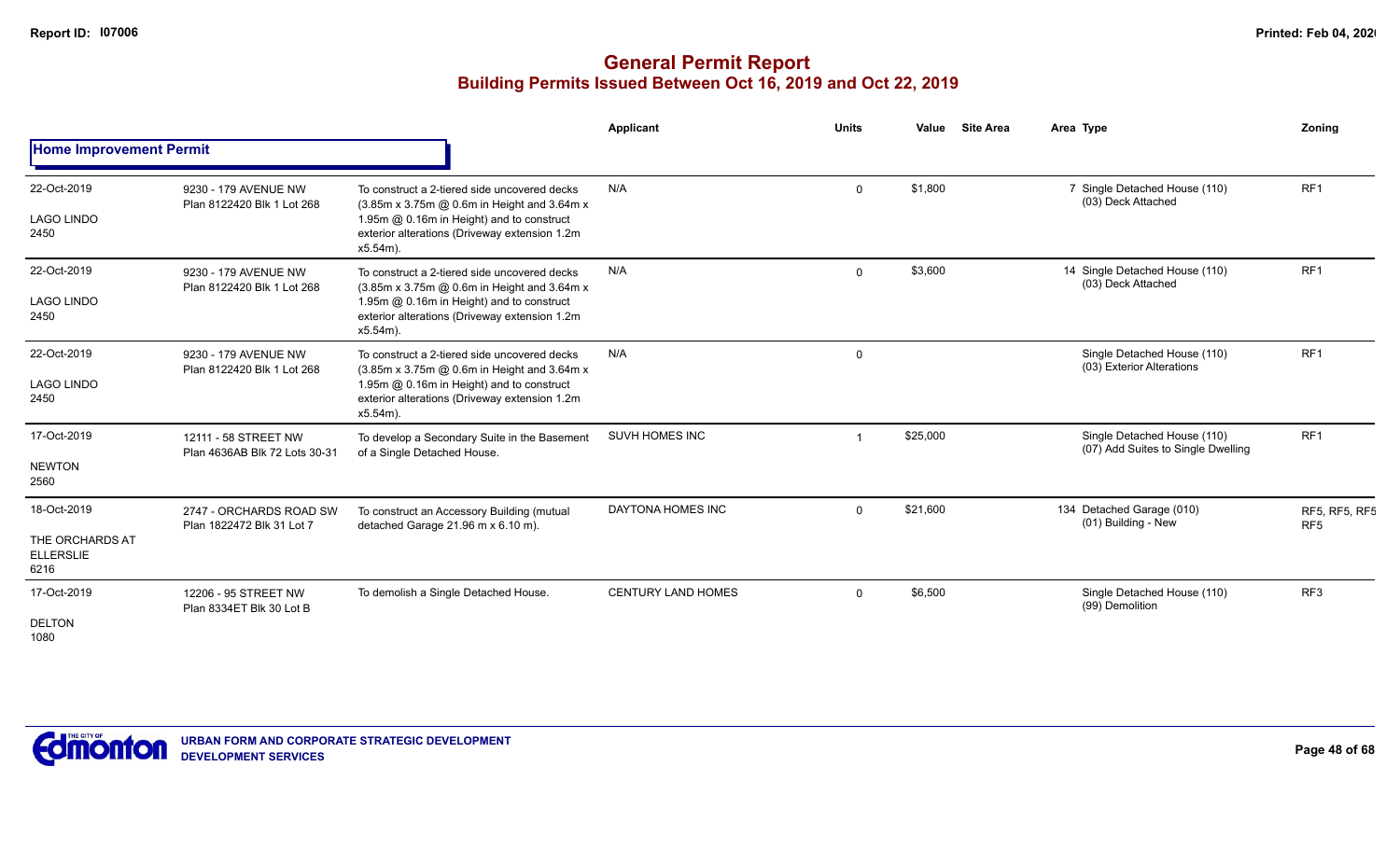# General Permit Report

## Building Permits Issued Between Oct 16, 2019 and Oct 22, 2019

| | | | Applicant | Units | Value | Site Area | Area | Type | Zoning |
|---|---|---|---|---|---|---|---|---|---|
| **Home Improvement Permit** | | | | | | | | | |
| 22-Oct-2019<br>LAGO LINDO<br>2450 | 9230 - 179 AVENUE NW<br>Plan 8122420 Blk 1 Lot 268 | To construct a 2-tiered side uncovered decks (3.85m x 3.75m @ 0.6m in Height and 3.64m x 1.95m @ 0.16m in Height) and to construct exterior alterations (Driveway extension 1.2m x5.54m). | N/A | 0 | $1,800 | | 7 | Single Detached House (110)<br>(03) Deck Attached | RF1 |
| 22-Oct-2019<br>LAGO LINDO<br>2450 | 9230 - 179 AVENUE NW<br>Plan 8122420 Blk 1 Lot 268 | To construct a 2-tiered side uncovered decks (3.85m x 3.75m @ 0.6m in Height and 3.64m x 1.95m @ 0.16m in Height) and to construct exterior alterations (Driveway extension 1.2m x5.54m). | N/A | 0 | $3,600 | | 14 | Single Detached House (110)<br>(03) Deck Attached | RF1 |
| 22-Oct-2019<br>LAGO LINDO<br>2450 | 9230 - 179 AVENUE NW<br>Plan 8122420 Blk 1 Lot 268 | To construct a 2-tiered side uncovered decks (3.85m x 3.75m @ 0.6m in Height and 3.64m x 1.95m @ 0.16m in Height) and to construct exterior alterations (Driveway extension 1.2m x5.54m). | N/A | 0 | | | | Single Detached House (110)<br>(03) Exterior Alterations | RF1 |
| 17-Oct-2019<br>NEWTON<br>2560 | 12111 - 58 STREET NW<br>Plan 4636AB Blk 72 Lots 30-31 | To develop a Secondary Suite in the Basement of a Single Detached House. | SUVH HOMES INC | 1 | $25,000 | | | Single Detached House (110)<br>(07) Add Suites to Single Dwelling | RF1 |
| 18-Oct-2019<br>THE ORCHARDS AT ELLERSLIE<br>6216 | 2747 - ORCHARDS ROAD SW<br>Plan 1822472 Blk 31 Lot 7 | To construct an Accessory Building (mutual detached Garage 21.96 m x 6.10 m). | DAYTONA HOMES INC | 0 | $21,600 | | 134 | Detached Garage (010)<br>(01) Building - New | RF5, RF5, RF5<br>RF5 |
| 17-Oct-2019<br>DELTON<br>1080 | 12206 - 95 STREET NW<br>Plan 8334ET Blk 30 Lot B | To demolish a Single Detached House. | CENTURY LAND HOMES | 0 | $6,500 | | | Single Detached House (110)<br>(99) Demolition | RF3 |

URBAN FORM AND CORPORATE STRATEGIC DEVELOPMENT
DEVELOPMENT SERVICES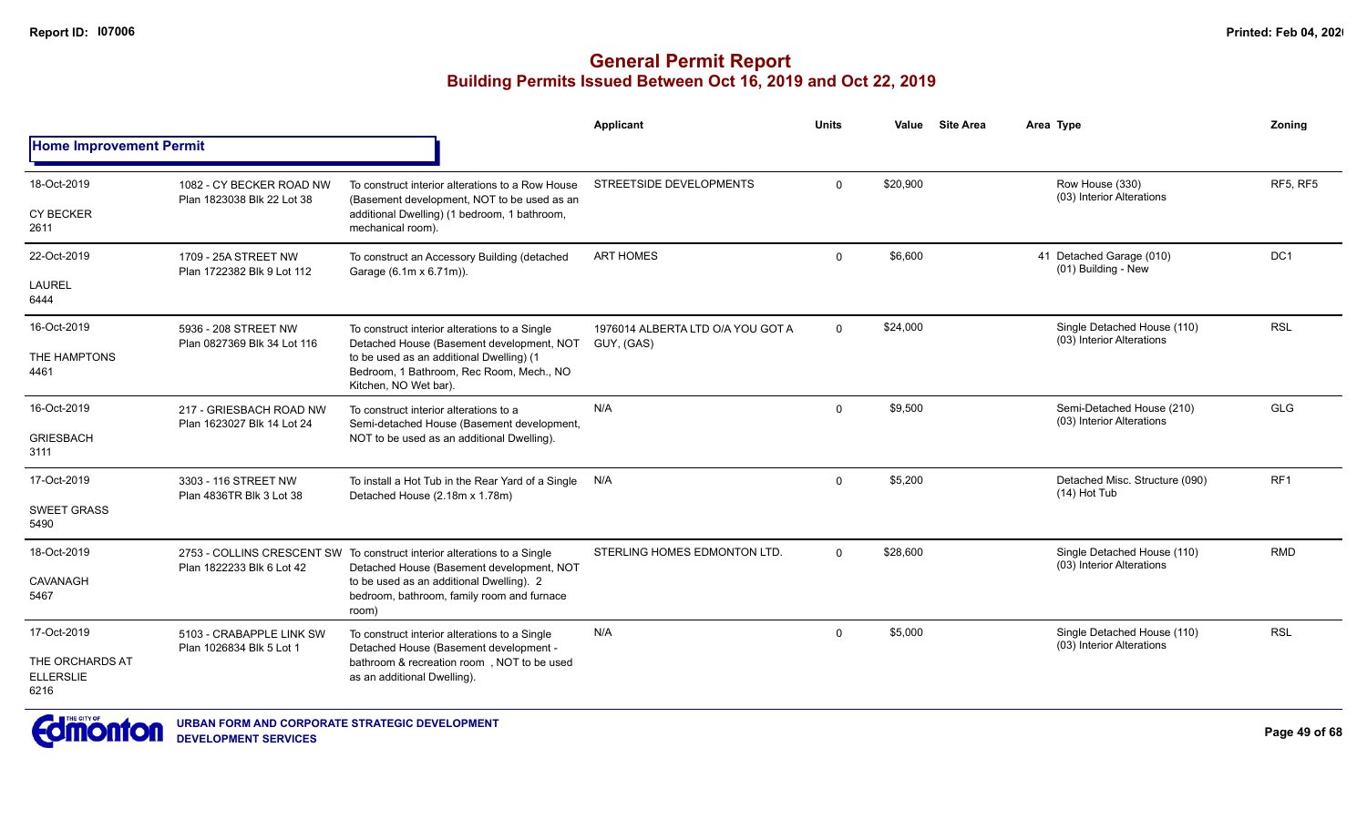# General Permit Report
## Building Permits Issued Between Oct 16, 2019 and Oct 22, 2019

### Home Improvement Permit

| Date / Neighbourhood | Address / Legal | Description | Applicant | Units | Value | Site Area | Area | Type | Zoning |
|---|---|---|---|---|---|---|---|---|---|
| 18-Oct-2019<br>CY BECKER<br>2611 | 1082 - CY BECKER ROAD NW<br>Plan 1823038 Blk 22 Lot 38 | To construct interior alterations to a Row House (Basement development, NOT to be used as an additional Dwelling) (1 bedroom, 1 bathroom, mechanical room). | STREETSIDE DEVELOPMENTS | 0 | $20,900 | | | Row House (330)<br>(03) Interior Alterations | RF5, RF5 |
| 22-Oct-2019<br>LAUREL<br>6444 | 1709 - 25A STREET NW<br>Plan 1722382 Blk 9 Lot 112 | To construct an Accessory Building (detached Garage (6.1m x 6.71m)). | ART HOMES | 0 | $6,600 | | 41 | Detached Garage (010)<br>(01) Building - New | DC1 |
| 16-Oct-2019<br>THE HAMPTONS<br>4461 | 5936 - 208 STREET NW<br>Plan 0827369 Blk 34 Lot 116 | To construct interior alterations to a Single Detached House (Basement development, NOT to be used as an additional Dwelling) (1 Bedroom, 1 Bathroom, Rec Room, Mech., NO Kitchen, NO Wet bar). | 1976014 ALBERTA LTD O/A YOU GOT A GUY, (GAS) | 0 | $24,000 | | | Single Detached House (110)<br>(03) Interior Alterations | RSL |
| 16-Oct-2019<br>GRIESBACH<br>3111 | 217 - GRIESBACH ROAD NW<br>Plan 1623027 Blk 14 Lot 24 | To construct interior alterations to a Semi-detached House (Basement development, NOT to be used as an additional Dwelling). | N/A | 0 | $9,500 | | | Semi-Detached House (210)<br>(03) Interior Alterations | GLG |
| 17-Oct-2019<br>SWEET GRASS<br>5490 | 3303 - 116 STREET NW<br>Plan 4836TR Blk 3 Lot 38 | To install a Hot Tub in the Rear Yard of a Single Detached House (2.18m x 1.78m) | N/A | 0 | $5,200 | | | Detached Misc. Structure (090)<br>(14) Hot Tub | RF1 |
| 18-Oct-2019<br>CAVANAGH<br>5467 | 2753 - COLLINS CRESCENT SW<br>Plan 1822233 Blk 6 Lot 42 | To construct interior alterations to a Single Detached House (Basement development, NOT to be used as an additional Dwelling). 2 bedroom, bathroom, family room and furnace room) | STERLING HOMES EDMONTON LTD. | 0 | $28,600 | | | Single Detached House (110)<br>(03) Interior Alterations | RMD |
| 17-Oct-2019<br>THE ORCHARDS AT ELLERSLIE<br>6216 | 5103 - CRABAPPLE LINK SW<br>Plan 1026834 Blk 5 Lot 1 | To construct interior alterations to a Single Detached House (Basement development - bathroom & recreation room , NOT to be used as an additional Dwelling). | N/A | 0 | $5,000 | | | Single Detached House (110)<br>(03) Interior Alterations | RSL |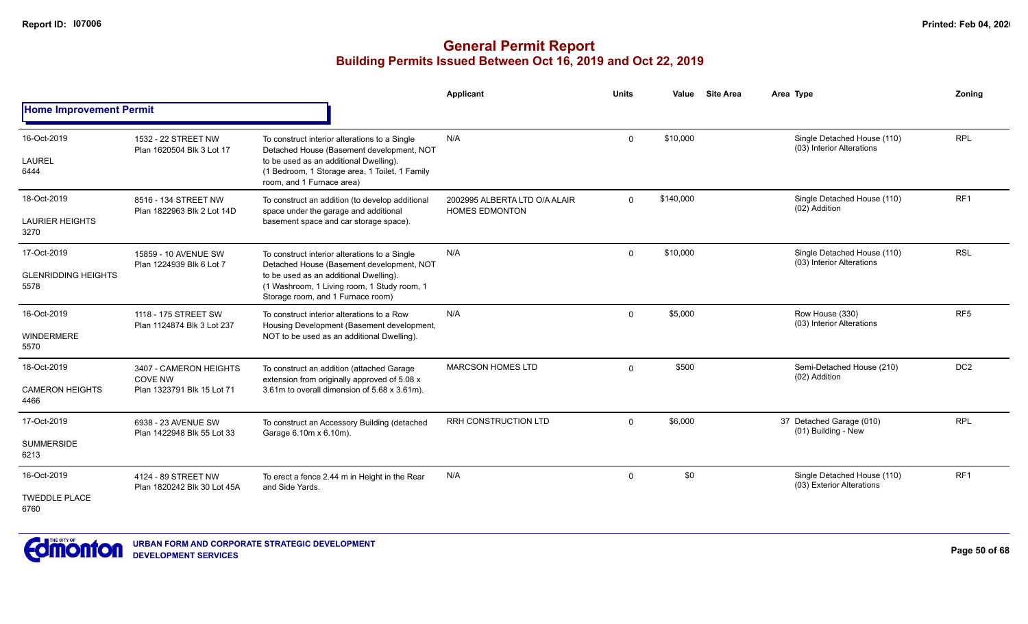# General Permit Report

## Building Permits Issued Between Oct 16, 2019 and Oct 22, 2019

| Date / Neighbourhood | Address / Legal | Description | Applicant | Units | Value | Site Area | Area | Type | Zoning |
|---|---|---|---|---|---|---|---|---|---|
| **Home Improvement Permit** | | | | | | | | | |
| 16-Oct-2019<br>LAUREL<br>6444 | 1532 - 22 STREET NW<br>Plan 1620504 Blk 3 Lot 17 | To construct interior alterations to a Single Detached House (Basement development, NOT to be used as an additional Dwelling). (1 Bedroom, 1 Storage area, 1 Toilet, 1 Family room, and 1 Furnace area) | N/A | 0 | $10,000 | | | Single Detached House (110)<br>(03) Interior Alterations | RPL |
| 18-Oct-2019<br>LAURIER HEIGHTS<br>3270 | 8516 - 134 STREET NW<br>Plan 1822963 Blk 2 Lot 14D | To construct an addition (to develop additional space under the garage and additional basement space and car storage space). | 2002995 ALBERTA LTD O/A ALAIR HOMES EDMONTON | 0 | $140,000 | | | Single Detached House (110)<br>(02) Addition | RF1 |
| 17-Oct-2019<br>GLENRIDDING HEIGHTS<br>5578 | 15859 - 10 AVENUE SW<br>Plan 1224939 Blk 6 Lot 7 | To construct interior alterations to a Single Detached House (Basement development, NOT to be used as an additional Dwelling). (1 Washroom, 1 Living room, 1 Study room, 1 Storage room, and 1 Furnace room) | N/A | 0 | $10,000 | | | Single Detached House (110)<br>(03) Interior Alterations | RSL |
| 16-Oct-2019<br>WINDERMERE<br>5570 | 1118 - 175 STREET SW<br>Plan 1124874 Blk 3 Lot 237 | To construct interior alterations to a Row Housing Development (Basement development, NOT to be used as an additional Dwelling). | N/A | 0 | $5,000 | | | Row House (330)<br>(03) Interior Alterations | RF5 |
| 18-Oct-2019<br>CAMERON HEIGHTS<br>4466 | 3407 - CAMERON HEIGHTS COVE NW<br>Plan 1323791 Blk 15 Lot 71 | To construct an addition (attached Garage extension from originally approved of 5.08 x 3.61m to overall dimension of 5.68 x 3.61m). | MARCSON HOMES LTD | 0 | $500 | | | Semi-Detached House (210)<br>(02) Addition | DC2 |
| 17-Oct-2019<br>SUMMERSIDE<br>6213 | 6938 - 23 AVENUE SW<br>Plan 1422948 Blk 55 Lot 33 | To construct an Accessory Building (detached Garage 6.10m x 6.10m). | RRH CONSTRUCTION LTD | 0 | $6,000 | | 37 | Detached Garage (010)<br>(01) Building - New | RPL |
| 16-Oct-2019<br>TWEDDLE PLACE<br>6760 | 4124 - 89 STREET NW<br>Plan 1820242 Blk 30 Lot 45A | To erect a fence 2.44 m in Height in the Rear and Side Yards. | N/A | 0 | $0 | | | Single Detached House (110)<br>(03) Exterior Alterations | RF1 |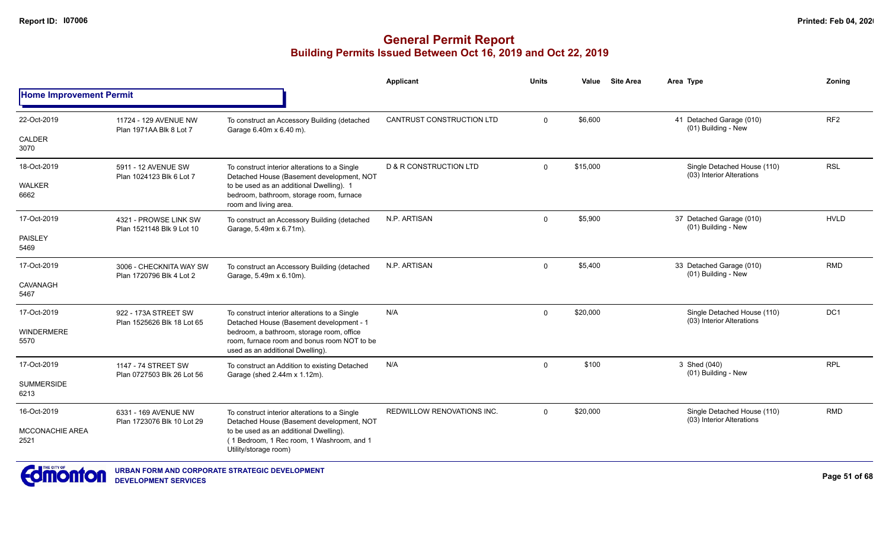# General Permit Report

## Building Permits Issued Between Oct 16, 2019 and Oct 22, 2019

| | | | Applicant | Units | Value | Site Area | Area Type | Zoning |
|---|---|---|---|---|---|---|---|---|
| **Home Improvement Permit** | | | | | | | | |
| 22-Oct-2019<br>CALDER<br>3070 | 11724 - 129 AVENUE NW<br>Plan 1971AA Blk 8 Lot 7 | To construct an Accessory Building (detached Garage 6.40m x 6.40 m). | CANTRUST CONSTRUCTION LTD | 0 | $6,600 | | 41 Detached Garage (010)<br>(01) Building - New | RF2 |
| 18-Oct-2019<br>WALKER<br>6662 | 5911 - 12 AVENUE SW<br>Plan 1024123 Blk 6 Lot 7 | To construct interior alterations to a Single Detached House (Basement development, NOT to be used as an additional Dwelling). 1 bedroom, bathroom, storage room, furnace room and living area. | D & R CONSTRUCTION LTD | 0 | $15,000 | | Single Detached House (110)<br>(03) Interior Alterations | RSL |
| 17-Oct-2019<br>PAISLEY<br>5469 | 4321 - PROWSE LINK SW<br>Plan 1521148 Blk 9 Lot 10 | To construct an Accessory Building (detached Garage, 5.49m x 6.71m). | N.P. ARTISAN | 0 | $5,900 | | 37 Detached Garage (010)<br>(01) Building - New | HVLD |
| 17-Oct-2019<br>CAVANAGH<br>5467 | 3006 - CHECKNITA WAY SW<br>Plan 1720796 Blk 4 Lot 2 | To construct an Accessory Building (detached Garage, 5.49m x 6.10m). | N.P. ARTISAN | 0 | $5,400 | | 33 Detached Garage (010)<br>(01) Building - New | RMD |
| 17-Oct-2019<br>WINDERMERE<br>5570 | 922 - 173A STREET SW<br>Plan 1525626 Blk 18 Lot 65 | To construct interior alterations to a Single Detached House (Basement development - 1 bedroom, a bathroom, storage room, office room, furnace room and bonus room NOT to be used as an additional Dwelling). | N/A | 0 | $20,000 | | Single Detached House (110)<br>(03) Interior Alterations | DC1 |
| 17-Oct-2019<br>SUMMERSIDE<br>6213 | 1147 - 74 STREET SW<br>Plan 0727503 Blk 26 Lot 56 | To construct an Addition to existing Detached Garage (shed 2.44m x 1.12m). | N/A | 0 | $100 | | 3 Shed (040)<br>(01) Building - New | RPL |
| 16-Oct-2019<br>MCCONACHIE AREA<br>2521 | 6331 - 169 AVENUE NW<br>Plan 1723076 Blk 10 Lot 29 | To construct interior alterations to a Single Detached House (Basement development, NOT to be used as an additional Dwelling). (1 Bedroom, 1 Rec room, 1 Washroom, and 1 Utility/storage room) | REDWILLOW RENOVATIONS INC. | 0 | $20,000 | | Single Detached House (110)<br>(03) Interior Alterations | RMD |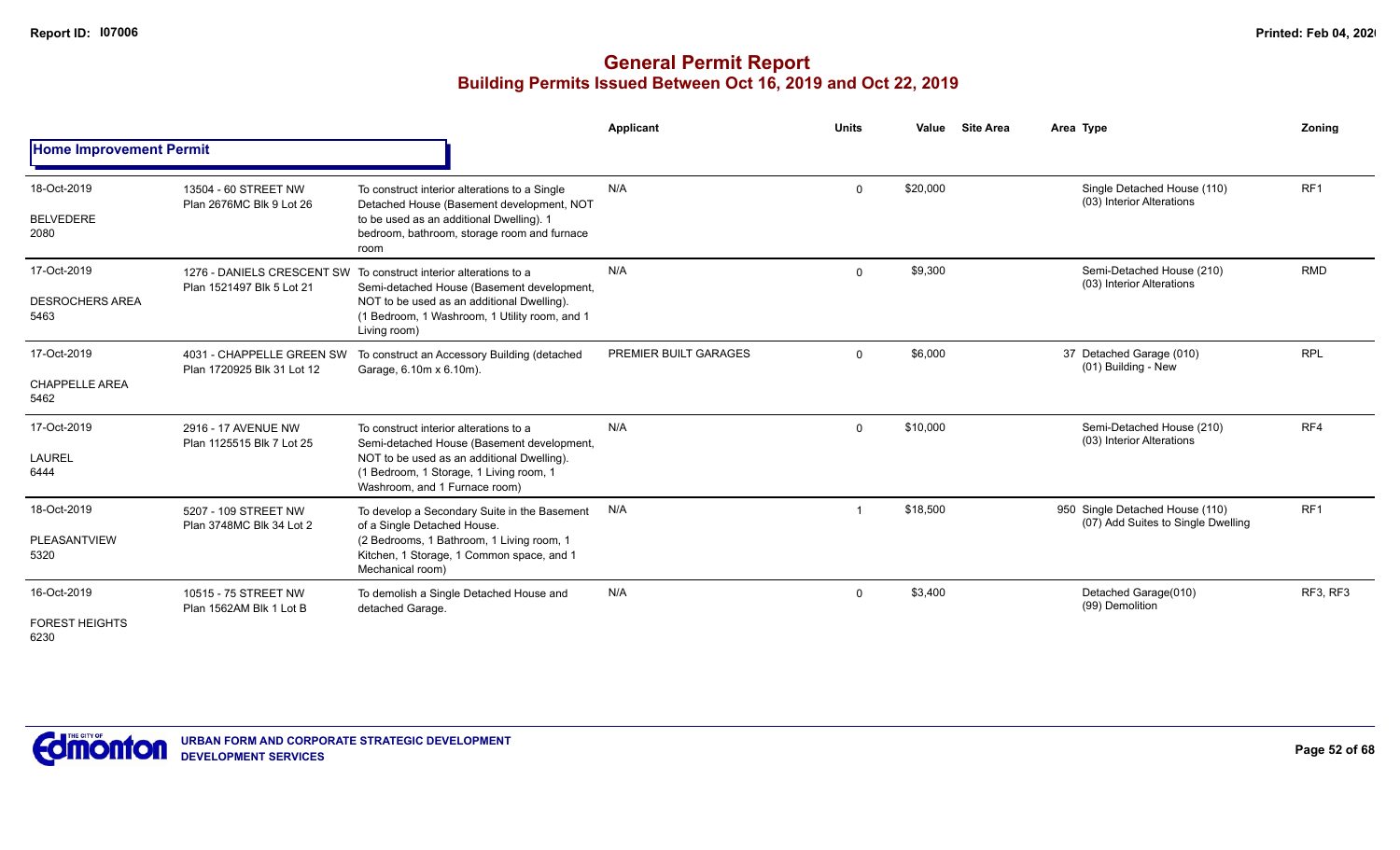# General Permit Report

## Building Permits Issued Between Oct 16, 2019 and Oct 22, 2019

### Home Improvement Permit

| Date / Neighbourhood | Address / Legal | Description | Applicant | Units | Value | Site Area | Area | Type | Zoning |
|---|---|---|---|---|---|---|---|---|---|
| 18-Oct-2019<br>BELVEDERE<br>2080 | 13504 - 60 STREET NW<br>Plan 2676MC Blk 9 Lot 26 | To construct interior alterations to a Single Detached House (Basement development, NOT to be used as an additional Dwelling). 1 bedroom, bathroom, storage room and furnace room | N/A | 0 | $20,000 | | | Single Detached House (110)<br>(03) Interior Alterations | RF1 |
| 17-Oct-2019<br>DESROCHERS AREA<br>5463 | 1276 - DANIELS CRESCENT SW<br>Plan 1521497 Blk 5 Lot 21 | To construct interior alterations to a Semi-detached House (Basement development, NOT to be used as an additional Dwelling). (1 Bedroom, 1 Washroom, 1 Utility room, and 1 Living room) | N/A | 0 | $9,300 | | | Semi-Detached House (210)<br>(03) Interior Alterations | RMD |
| 17-Oct-2019<br>CHAPPELLE AREA<br>5462 | 4031 - CHAPPELLE GREEN SW<br>Plan 1720925 Blk 31 Lot 12 | To construct an Accessory Building (detached Garage, 6.10m x 6.10m). | PREMIER BUILT GARAGES | 0 | $6,000 | | 37 | Detached Garage (010)<br>(01) Building - New | RPL |
| 17-Oct-2019<br>LAUREL<br>6444 | 2916 - 17 AVENUE NW<br>Plan 1125515 Blk 7 Lot 25 | To construct interior alterations to a Semi-detached House (Basement development, NOT to be used as an additional Dwelling). (1 Bedroom, 1 Storage, 1 Living room, 1 Washroom, and 1 Furnace room) | N/A | 0 | $10,000 | | | Semi-Detached House (210)<br>(03) Interior Alterations | RF4 |
| 18-Oct-2019<br>PLEASANTVIEW<br>5320 | 5207 - 109 STREET NW<br>Plan 3748MC Blk 34 Lot 2 | To develop a Secondary Suite in the Basement of a Single Detached House. (2 Bedrooms, 1 Bathroom, 1 Living room, 1 Kitchen, 1 Storage, 1 Common space, and 1 Mechanical room) | N/A | 1 | $18,500 | | 950 | Single Detached House (110)<br>(07) Add Suites to Single Dwelling | RF1 |
| 16-Oct-2019<br>FOREST HEIGHTS<br>6230 | 10515 - 75 STREET NW<br>Plan 1562AM Blk 1 Lot B | To demolish a Single Detached House and detached Garage. | N/A | 0 | $3,400 | | | Detached Garage(010)<br>(99) Demolition | RF3, RF3 |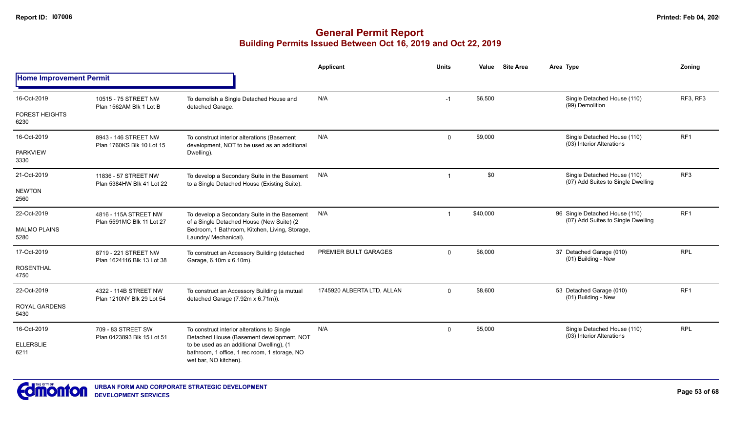**Report ID: I07006**

**Printed: Feb 04, 2020**

# General Permit Report
## Building Permits Issued Between Oct 16, 2019 and Oct 22, 2019

| | | | Applicant | Units | Value | Site Area | Area Type | Zoning |
|---|---|---|---|---|---|---|---|---|
| **Home Improvement Permit** | | | | | | | | |
| 16-Oct-2019<br>FOREST HEIGHTS<br>6230 | 10515 - 75 STREET NW<br>Plan 1562AM Blk 1 Lot B | To demolish a Single Detached House and detached Garage. | N/A | -1 | $6,500 | | Single Detached House (110)<br>(99) Demolition | RF3, RF3 |
| 16-Oct-2019<br>PARKVIEW<br>3330 | 8943 - 146 STREET NW<br>Plan 1760KS Blk 10 Lot 15 | To construct interior alterations (Basement development, NOT to be used as an additional Dwelling). | N/A | 0 | $9,000 | | Single Detached House (110)<br>(03) Interior Alterations | RF1 |
| 21-Oct-2019<br>NEWTON<br>2560 | 11836 - 57 STREET NW<br>Plan 5384HW Blk 41 Lot 22 | To develop a Secondary Suite in the Basement to a Single Detached House (Existing Suite). | N/A | 1 | $0 | | Single Detached House (110)<br>(07) Add Suites to Single Dwelling | RF3 |
| 22-Oct-2019<br>MALMO PLAINS<br>5280 | 4816 - 115A STREET NW<br>Plan 5591MC Blk 11 Lot 27 | To develop a Secondary Suite in the Basement of a Single Detached House (New Suite) (2 Bedroom, 1 Bathroom, Kitchen, Living, Storage, Laundry/ Mechanical). | N/A | 1 | $40,000 | | 96 Single Detached House (110)<br>(07) Add Suites to Single Dwelling | RF1 |
| 17-Oct-2019<br>ROSENTHAL<br>4750 | 8719 - 221 STREET NW<br>Plan 1624116 Blk 13 Lot 38 | To construct an Accessory Building (detached Garage, 6.10m x 6.10m). | PREMIER BUILT GARAGES | 0 | $6,000 | | 37 Detached Garage (010)<br>(01) Building - New | RPL |
| 22-Oct-2019<br>ROYAL GARDENS<br>5430 | 4322 - 114B STREET NW<br>Plan 1210NY Blk 29 Lot 54 | To construct an Accessory Building (a mutual detached Garage (7.92m x 6.71m)). | 1745920 ALBERTA LTD, ALLAN | 0 | $8,600 | | 53 Detached Garage (010)<br>(01) Building - New | RF1 |
| 16-Oct-2019<br>ELLERSLIE<br>6211 | 709 - 83 STREET SW<br>Plan 0423893 Blk 15 Lot 51 | To construct interior alterations to Single Detached House (Basement development, NOT to be used as an additional Dwelling), (1 bathroom, 1 office, 1 rec room, 1 storage, NO wet bar, NO kitchen). | N/A | 0 | $5,000 | | Single Detached House (110)<br>(03) Interior Alterations | RPL |

URBAN FORM AND CORPORATE STRATEGIC DEVELOPMENT
DEVELOPMENT SERVICES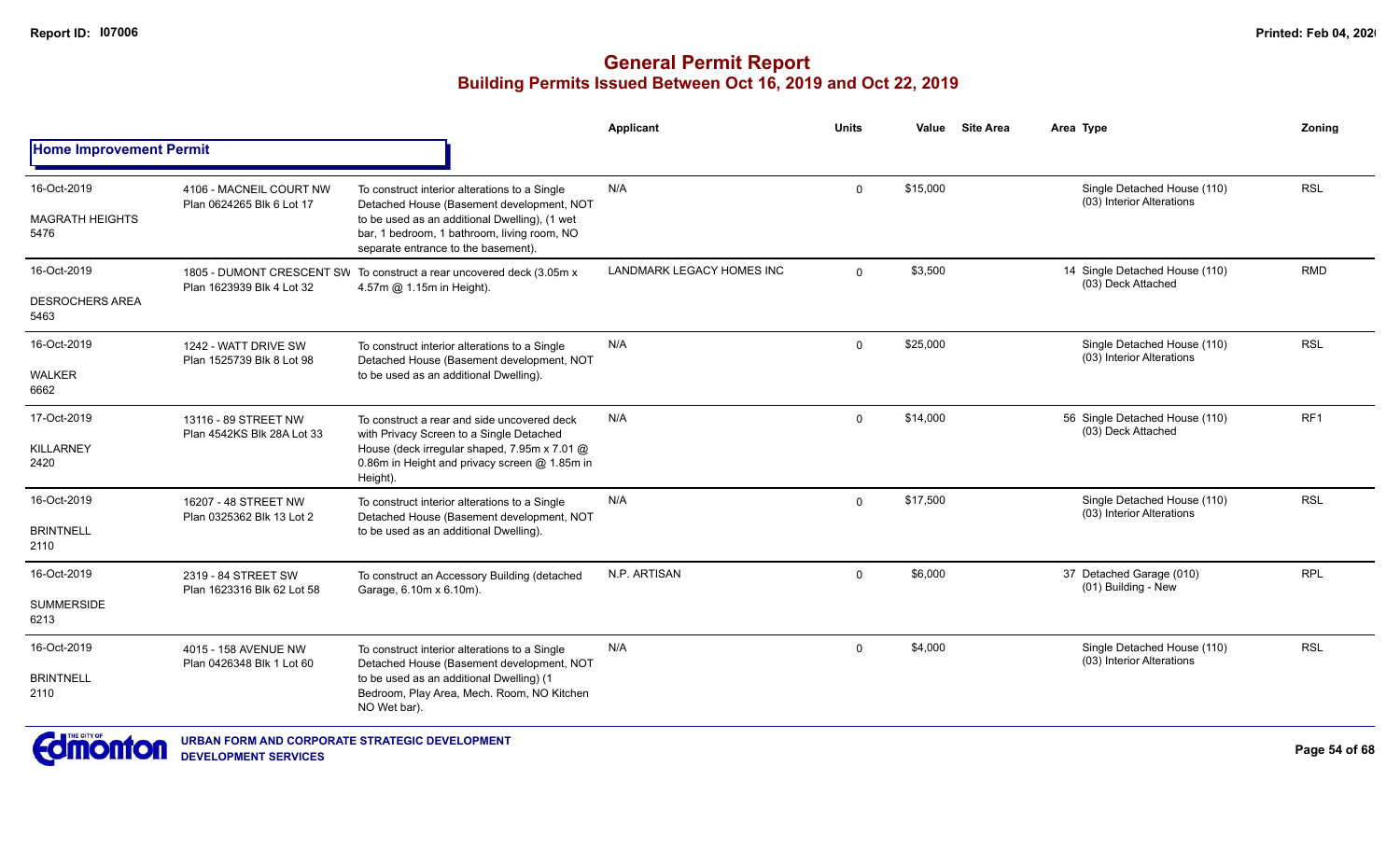## General Permit Report
### Building Permits Issued Between Oct 16, 2019 and Oct 22, 2019

**Home Improvement Permit**

| Date / Neighbourhood | Address / Legal | Description | Applicant | Units | Value | Site Area | Area | Type | Zoning |
|---|---|---|---|---|---|---|---|---|---|
| 16-Oct-2019<br>MAGRATH HEIGHTS<br>5476 | 4106 - MACNEIL COURT NW<br>Plan 0624265 Blk 6 Lot 17 | To construct interior alterations to a Single Detached House (Basement development, NOT to be used as an additional Dwelling), (1 wet bar, 1 bedroom, 1 bathroom, living room, NO separate entrance to the basement). | N/A | 0 | $15,000 | | | Single Detached House (110)<br>(03) Interior Alterations | RSL |
| 16-Oct-2019<br>DESROCHERS AREA<br>5463 | 1805 - DUMONT CRESCENT SW<br>Plan 1623939 Blk 4 Lot 32 | To construct a rear uncovered deck (3.05m x 4.57m @ 1.15m in Height). | LANDMARK LEGACY HOMES INC | 0 | $3,500 | | 14 | Single Detached House (110)<br>(03) Deck Attached | RMD |
| 16-Oct-2019<br>WALKER<br>6662 | 1242 - WATT DRIVE SW<br>Plan 1525739 Blk 8 Lot 98 | To construct interior alterations to a Single Detached House (Basement development, NOT to be used as an additional Dwelling). | N/A | 0 | $25,000 | | | Single Detached House (110)<br>(03) Interior Alterations | RSL |
| 17-Oct-2019<br>KILLARNEY<br>2420 | 13116 - 89 STREET NW<br>Plan 4542KS Blk 28A Lot 33 | To construct a rear and side uncovered deck with Privacy Screen to a Single Detached House (deck irregular shaped, 7.95m x 7.01 @ 0.86m in Height and privacy screen @ 1.85m in Height). | N/A | 0 | $14,000 | | 56 | Single Detached House (110)<br>(03) Deck Attached | RF1 |
| 16-Oct-2019<br>BRINTNELL<br>2110 | 16207 - 48 STREET NW<br>Plan 0325362 Blk 13 Lot 2 | To construct interior alterations to a Single Detached House (Basement development, NOT to be used as an additional Dwelling). | N/A | 0 | $17,500 | | | Single Detached House (110)<br>(03) Interior Alterations | RSL |
| 16-Oct-2019<br>SUMMERSIDE<br>6213 | 2319 - 84 STREET SW<br>Plan 1623316 Blk 62 Lot 58 | To construct an Accessory Building (detached Garage, 6.10m x 6.10m). | N.P. ARTISAN | 0 | $6,000 | | 37 | Detached Garage (010)<br>(01) Building - New | RPL |
| 16-Oct-2019<br>BRINTNELL<br>2110 | 4015 - 158 AVENUE NW<br>Plan 0426348 Blk 1 Lot 60 | To construct interior alterations to a Single Detached House (Basement development, NOT to be used as an additional Dwelling) (1 Bedroom, Play Area, Mech. Room, NO Kitchen NO Wet bar). | N/A | 0 | $4,000 | | | Single Detached House (110)<br>(03) Interior Alterations | RSL |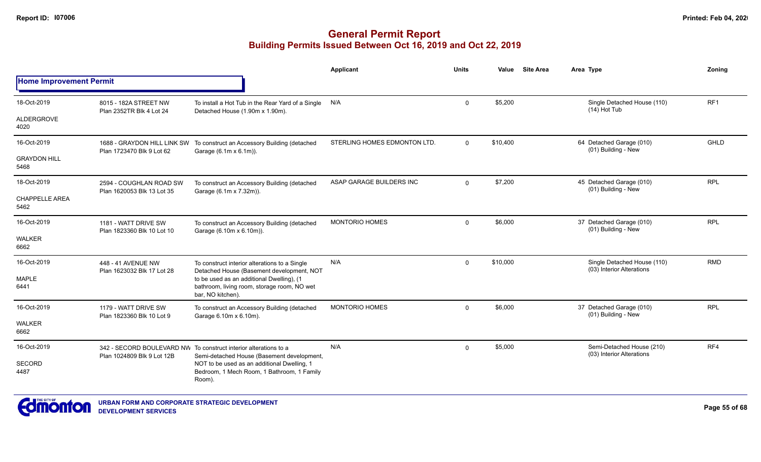# General Permit Report

## Building Permits Issued Between Oct 16, 2019 and Oct 22, 2019

### Home Improvement Permit

| Date / Neighbourhood | Address / Legal | Description | Applicant | Units | Value | Site Area | Area Type | Zoning |
|---|---|---|---|---|---|---|---|---|
| 18-Oct-2019 ALDERGROVE 4020 | 8015 - 182A STREET NW Plan 2352TR Blk 4 Lot 24 | To install a Hot Tub in the Rear Yard of a Single Detached House (1.90m x 1.90m). | N/A | 0 | $5,200 | | Single Detached House (110) (14) Hot Tub | RF1 |
| 16-Oct-2019 GRAYDON HILL 5468 | 1688 - GRAYDON HILL LINK SW Plan 1723470 Blk 9 Lot 62 | To construct an Accessory Building (detached Garage (6.1m x 6.1m)). | STERLING HOMES EDMONTON LTD. | 0 | $10,400 | | 64 Detached Garage (010) (01) Building - New | GHLD |
| 18-Oct-2019 CHAPPELLE AREA 5462 | 2594 - COUGHLAN ROAD SW Plan 1620053 Blk 13 Lot 35 | To construct an Accessory Building (detached Garage (6.1m x 7.32m)). | ASAP GARAGE BUILDERS INC | 0 | $7,200 | | 45 Detached Garage (010) (01) Building - New | RPL |
| 16-Oct-2019 WALKER 6662 | 1181 - WATT DRIVE SW Plan 1823360 Blk 10 Lot 10 | To construct an Accessory Building (detached Garage (6.10m x 6.10m)). | MONTORIO HOMES | 0 | $6,000 | | 37 Detached Garage (010) (01) Building - New | RPL |
| 16-Oct-2019 MAPLE 6441 | 448 - 41 AVENUE NW Plan 1623032 Blk 17 Lot 28 | To construct interior alterations to a Single Detached House (Basement development, NOT to be used as an additional Dwelling), (1 bathroom, living room, storage room, NO wet bar, NO kitchen). | N/A | 0 | $10,000 | | Single Detached House (110) (03) Interior Alterations | RMD |
| 16-Oct-2019 WALKER 6662 | 1179 - WATT DRIVE SW Plan 1823360 Blk 10 Lot 9 | To construct an Accessory Building (detached Garage 6.10m x 6.10m). | MONTORIO HOMES | 0 | $6,000 | | 37 Detached Garage (010) (01) Building - New | RPL |
| 16-Oct-2019 SECORD 4487 | 342 - SECORD BOULEVARD NW Plan 1024809 Blk 9 Lot 12B | To construct interior alterations to a Semi-detached House (Basement development, NOT to be used as an additional Dwelling, 1 Bedroom, 1 Mech Room, 1 Bathroom, 1 Family Room). | N/A | 0 | $5,000 | | Semi-Detached House (210) (03) Interior Alterations | RF4 |

URBAN FORM AND CORPORATE STRATEGIC DEVELOPMENT
DEVELOPMENT SERVICES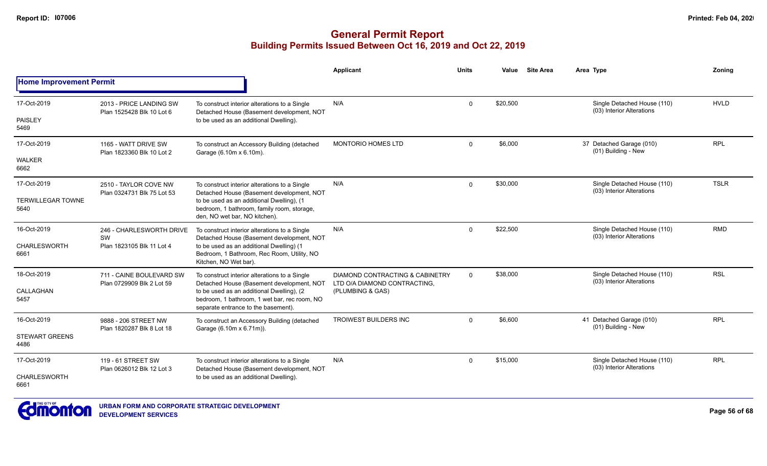# General Permit Report

## Building Permits Issued Between Oct 16, 2019 and Oct 22, 2019

### Home Improvement Permit

| Date / Neighbourhood | Address / Legal | Description | Applicant | Units | Value | Site Area | Area | Type | Zoning |
|---|---|---|---|---|---|---|---|---|---|
| 17-Oct-2019<br>PAISLEY<br>5469 | 2013 - PRICE LANDING SW<br>Plan 1525428 Blk 10 Lot 6 | To construct interior alterations to a Single Detached House (Basement development, NOT to be used as an additional Dwelling). | N/A | 0 | $20,500 | | | Single Detached House (110)<br>(03) Interior Alterations | HVLD |
| 17-Oct-2019<br>WALKER<br>6662 | 1165 - WATT DRIVE SW<br>Plan 1823360 Blk 10 Lot 2 | To construct an Accessory Building (detached Garage (6.10m x 6.10m). | MONTORIO HOMES LTD | 0 | $6,000 | | 37 | Detached Garage (010)<br>(01) Building - New | RPL |
| 17-Oct-2019<br>TERWILLEGAR TOWNE<br>5640 | 2510 - TAYLOR COVE NW<br>Plan 0324731 Blk 75 Lot 53 | To construct interior alterations to a Single Detached House (Basement development, NOT to be used as an additional Dwelling), (1 bedroom, 1 bathroom, family room, storage, den, NO wet bar, NO kitchen). | N/A | 0 | $30,000 | | | Single Detached House (110)<br>(03) Interior Alterations | TSLR |
| 16-Oct-2019<br>CHARLESWORTH<br>6661 | 246 - CHARLESWORTH DRIVE SW<br>Plan 1823105 Blk 11 Lot 4 | To construct interior alterations to a Single Detached House (Basement development, NOT to be used as an additional Dwelling) (1 Bedroom, 1 Bathroom, Rec Room, Utility, NO Kitchen, NO Wet bar). | N/A | 0 | $22,500 | | | Single Detached House (110)<br>(03) Interior Alterations | RMD |
| 18-Oct-2019<br>CALLAGHAN<br>5457 | 711 - CAINE BOULEVARD SW<br>Plan 0729909 Blk 2 Lot 59 | To construct interior alterations to a Single Detached House (Basement development, NOT to be used as an additional Dwelling), (2 bedroom, 1 bathroom, 1 wet bar, rec room, NO separate entrance to the basement). | DIAMOND CONTRACTING & CABINETRY LTD O/A DIAMOND CONTRACTING, (PLUMBING & GAS) | 0 | $38,000 | | | Single Detached House (110)<br>(03) Interior Alterations | RSL |
| 16-Oct-2019<br>STEWART GREENS<br>4486 | 9888 - 206 STREET NW<br>Plan 1820287 Blk 8 Lot 18 | To construct an Accessory Building (detached Garage (6.10m x 6.71m)). | TROIWEST BUILDERS INC | 0 | $6,600 | | 41 | Detached Garage (010)<br>(01) Building - New | RPL |
| 17-Oct-2019<br>CHARLESWORTH<br>6661 | 119 - 61 STREET SW<br>Plan 0626012 Blk 12 Lot 3 | To construct interior alterations to a Single Detached House (Basement development, NOT to be used as an additional Dwelling). | N/A | 0 | $15,000 | | | Single Detached House (110)<br>(03) Interior Alterations | RPL |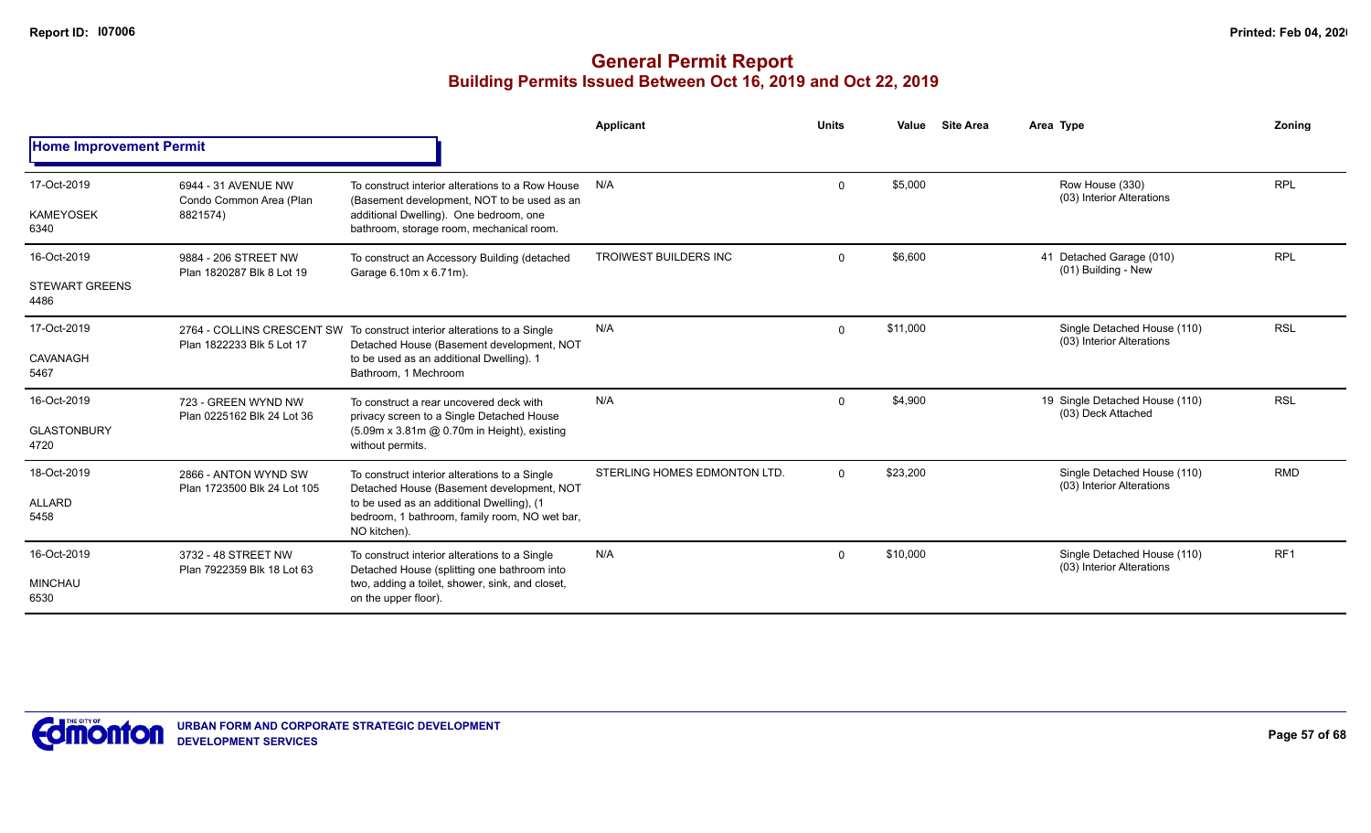# General Permit Report

## Building Permits Issued Between Oct 16, 2019 and Oct 22, 2019

### Home Improvement Permit

| Date / Neighbourhood | Address | Description | Applicant | Units | Value | Site Area | Area | Type | Zoning |
|---|---|---|---|---|---|---|---|---|---|
| 17-Oct-2019<br>KAMEYOSEK<br>6340 | 6944 - 31 AVENUE NW<br>Condo Common Area (Plan 8821574) | To construct interior alterations to a Row House (Basement development, NOT to be used as an additional Dwelling). One bedroom, one bathroom, storage room, mechanical room. | N/A | 0 | $5,000 | | | Row House (330)<br>(03) Interior Alterations | RPL |
| 16-Oct-2019<br>STEWART GREENS<br>4486 | 9884 - 206 STREET NW<br>Plan 1820287 Blk 8 Lot 19 | To construct an Accessory Building (detached Garage 6.10m x 6.71m). | TROIWEST BUILDERS INC | 0 | $6,600 | | 41 | Detached Garage (010)<br>(01) Building - New | RPL |
| 17-Oct-2019<br>CAVANAGH<br>5467 | 2764 - COLLINS CRESCENT SW<br>Plan 1822233 Blk 5 Lot 17 | To construct interior alterations to a Single Detached House (Basement development, NOT to be used as an additional Dwelling). 1 Bathroom, 1 Mechroom | N/A | 0 | $11,000 | | | Single Detached House (110)<br>(03) Interior Alterations | RSL |
| 16-Oct-2019<br>GLASTONBURY<br>4720 | 723 - GREEN WYND NW<br>Plan 0225162 Blk 24 Lot 36 | To construct a rear uncovered deck with privacy screen to a Single Detached House (5.09m x 3.81m @ 0.70m in Height), existing without permits. | N/A | 0 | $4,900 | | 19 | Single Detached House (110)<br>(03) Deck Attached | RSL |
| 18-Oct-2019<br>ALLARD<br>5458 | 2866 - ANTON WYND SW<br>Plan 1723500 Blk 24 Lot 105 | To construct interior alterations to a Single Detached House (Basement development, NOT to be used as an additional Dwelling), (1 bedroom, 1 bathroom, family room, NO wet bar, NO kitchen). | STERLING HOMES EDMONTON LTD. | 0 | $23,200 | | | Single Detached House (110)<br>(03) Interior Alterations | RMD |
| 16-Oct-2019<br>MINCHAU<br>6530 | 3732 - 48 STREET NW<br>Plan 7922359 Blk 18 Lot 63 | To construct interior alterations to a Single Detached House (splitting one bathroom into two, adding a toilet, shower, sink, and closet, on the upper floor). | N/A | 0 | $10,000 | | | Single Detached House (110)<br>(03) Interior Alterations | RF1 |

URBAN FORM AND CORPORATE STRATEGIC DEVELOPMENT
DEVELOPMENT SERVICES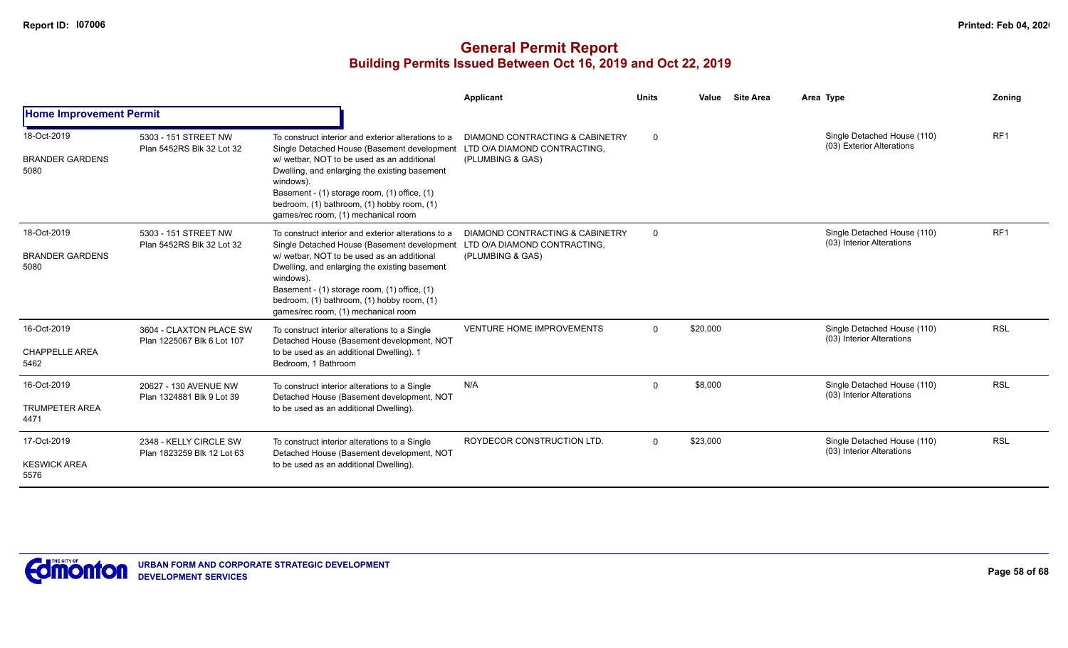## General Permit Report
### Building Permits Issued Between Oct 16, 2019 and Oct 22, 2019

| | | | Applicant | Units | Value | Site Area | Area Type | Zoning |
|---|---|---|---|---|---|---|---|---|
| **Home Improvement Permit** | | | | | | | | |
| 18-Oct-2019<br>BRANDER GARDENS<br>5080 | 5303 - 151 STREET NW<br>Plan 5452RS Blk 32 Lot 32 | To construct interior and exterior alterations to a Single Detached House (Basement development w/ wetbar, NOT to be used as an additional Dwelling, and enlarging the existing basement windows).<br>Basement - (1) storage room, (1) office, (1) bedroom, (1) bathroom, (1) hobby room, (1) games/rec room, (1) mechanical room | DIAMOND CONTRACTING & CABINETRY LTD O/A DIAMOND CONTRACTING, (PLUMBING & GAS) | 0 | | | Single Detached House (110)<br>(03) Exterior Alterations | RF1 |
| 18-Oct-2019<br>BRANDER GARDENS<br>5080 | 5303 - 151 STREET NW<br>Plan 5452RS Blk 32 Lot 32 | To construct interior and exterior alterations to a Single Detached House (Basement development w/ wetbar, NOT to be used as an additional Dwelling, and enlarging the existing basement windows).<br>Basement - (1) storage room, (1) office, (1) bedroom, (1) bathroom, (1) hobby room, (1) games/rec room, (1) mechanical room | DIAMOND CONTRACTING & CABINETRY LTD O/A DIAMOND CONTRACTING, (PLUMBING & GAS) | 0 | | | Single Detached House (110)<br>(03) Interior Alterations | RF1 |
| 16-Oct-2019<br>CHAPPELLE AREA<br>5462 | 3604 - CLAXTON PLACE SW<br>Plan 1225067 Blk 6 Lot 107 | To construct interior alterations to a Single Detached House (Basement development, NOT to be used as an additional Dwelling). 1 Bedroom, 1 Bathroom | VENTURE HOME IMPROVEMENTS | 0 | $20,000 | | Single Detached House (110)<br>(03) Interior Alterations | RSL |
| 16-Oct-2019<br>TRUMPETER AREA<br>4471 | 20627 - 130 AVENUE NW<br>Plan 1324881 Blk 9 Lot 39 | To construct interior alterations to a Single Detached House (Basement development, NOT to be used as an additional Dwelling). | N/A | 0 | $8,000 | | Single Detached House (110)<br>(03) Interior Alterations | RSL |
| 17-Oct-2019<br>KESWICK AREA<br>5576 | 2348 - KELLY CIRCLE SW<br>Plan 1823259 Blk 12 Lot 63 | To construct interior alterations to a Single Detached House (Basement development, NOT to be used as an additional Dwelling). | ROYDECOR CONSTRUCTION LTD. | 0 | $23,000 | | Single Detached House (110)<br>(03) Interior Alterations | RSL |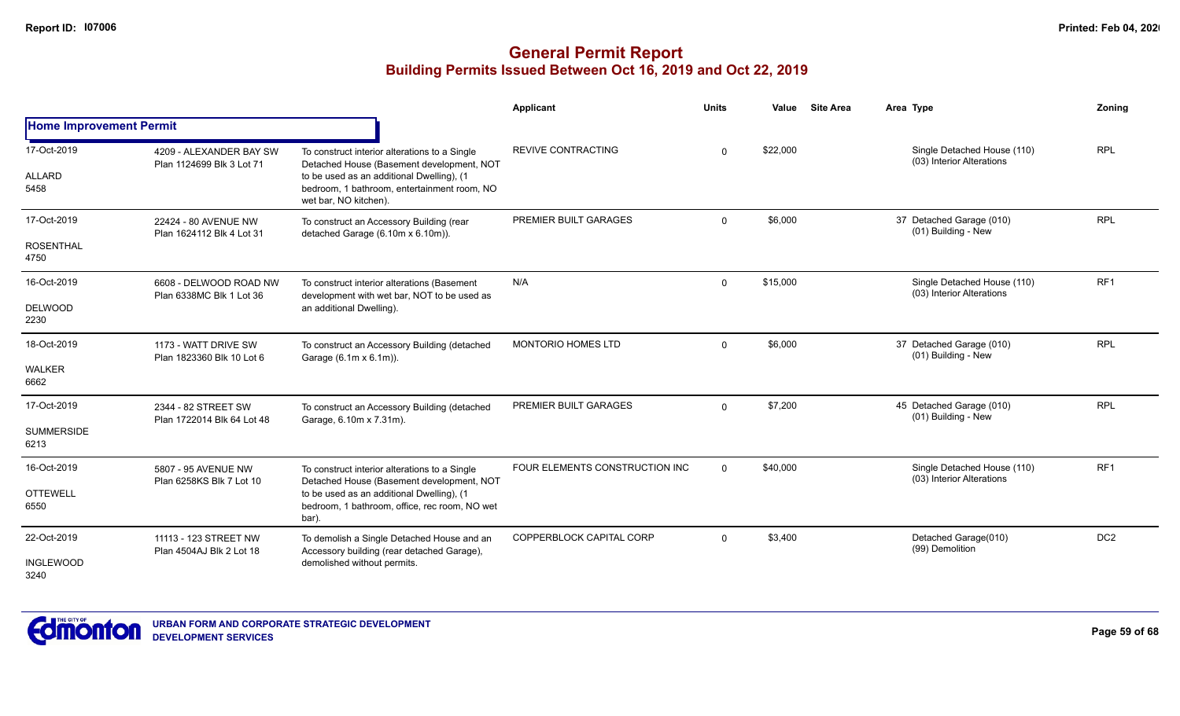# General Permit Report
## Building Permits Issued Between Oct 16, 2019 and Oct 22, 2019

### Home Improvement Permit

| Date / Neighbourhood | Address / Legal | Description | Applicant | Units | Value | Site Area | Area | Type | Zoning |
|---|---|---|---|---|---|---|---|---|---|
| 17-Oct-2019 ALLARD 5458 | 4209 - ALEXANDER BAY SW Plan 1124699 Blk 3 Lot 71 | To construct interior alterations to a Single Detached House (Basement development, NOT to be used as an additional Dwelling), (1 bedroom, 1 bathroom, entertainment room, NO wet bar, NO kitchen). | REVIVE CONTRACTING | 0 | $22,000 | | | Single Detached House (110) (03) Interior Alterations | RPL |
| 17-Oct-2019 ROSENTHAL 4750 | 22424 - 80 AVENUE NW Plan 1624112 Blk 4 Lot 31 | To construct an Accessory Building (rear detached Garage (6.10m x 6.10m)). | PREMIER BUILT GARAGES | 0 | $6,000 | | 37 | Detached Garage (010) (01) Building - New | RPL |
| 16-Oct-2019 DELWOOD 2230 | 6608 - DELWOOD ROAD NW Plan 6338MC Blk 1 Lot 36 | To construct interior alterations (Basement development with wet bar, NOT to be used as an additional Dwelling). | N/A | 0 | $15,000 | | | Single Detached House (110) (03) Interior Alterations | RF1 |
| 18-Oct-2019 WALKER 6662 | 1173 - WATT DRIVE SW Plan 1823360 Blk 10 Lot 6 | To construct an Accessory Building (detached Garage (6.1m x 6.1m)). | MONTORIO HOMES LTD | 0 | $6,000 | | 37 | Detached Garage (010) (01) Building - New | RPL |
| 17-Oct-2019 SUMMERSIDE 6213 | 2344 - 82 STREET SW Plan 1722014 Blk 64 Lot 48 | To construct an Accessory Building (detached Garage, 6.10m x 7.31m). | PREMIER BUILT GARAGES | 0 | $7,200 | | 45 | Detached Garage (010) (01) Building - New | RPL |
| 16-Oct-2019 OTTEWELL 6550 | 5807 - 95 AVENUE NW Plan 6258KS Blk 7 Lot 10 | To construct interior alterations to a Single Detached House (Basement development, NOT to be used as an additional Dwelling), (1 bedroom, 1 bathroom, office, rec room, NO wet bar). | FOUR ELEMENTS CONSTRUCTION INC | 0 | $40,000 | | | Single Detached House (110) (03) Interior Alterations | RF1 |
| 22-Oct-2019 INGLEWOOD 3240 | 11113 - 123 STREET NW Plan 4504AJ Blk 2 Lot 18 | To demolish a Single Detached House and an Accessory building (rear detached Garage), demolished without permits. | COPPERBLOCK CAPITAL CORP | 0 | $3,400 | | | Detached Garage(010) (99) Demolition | DC2 |

URBAN FORM AND CORPORATE STRATEGIC DEVELOPMENT
DEVELOPMENT SERVICES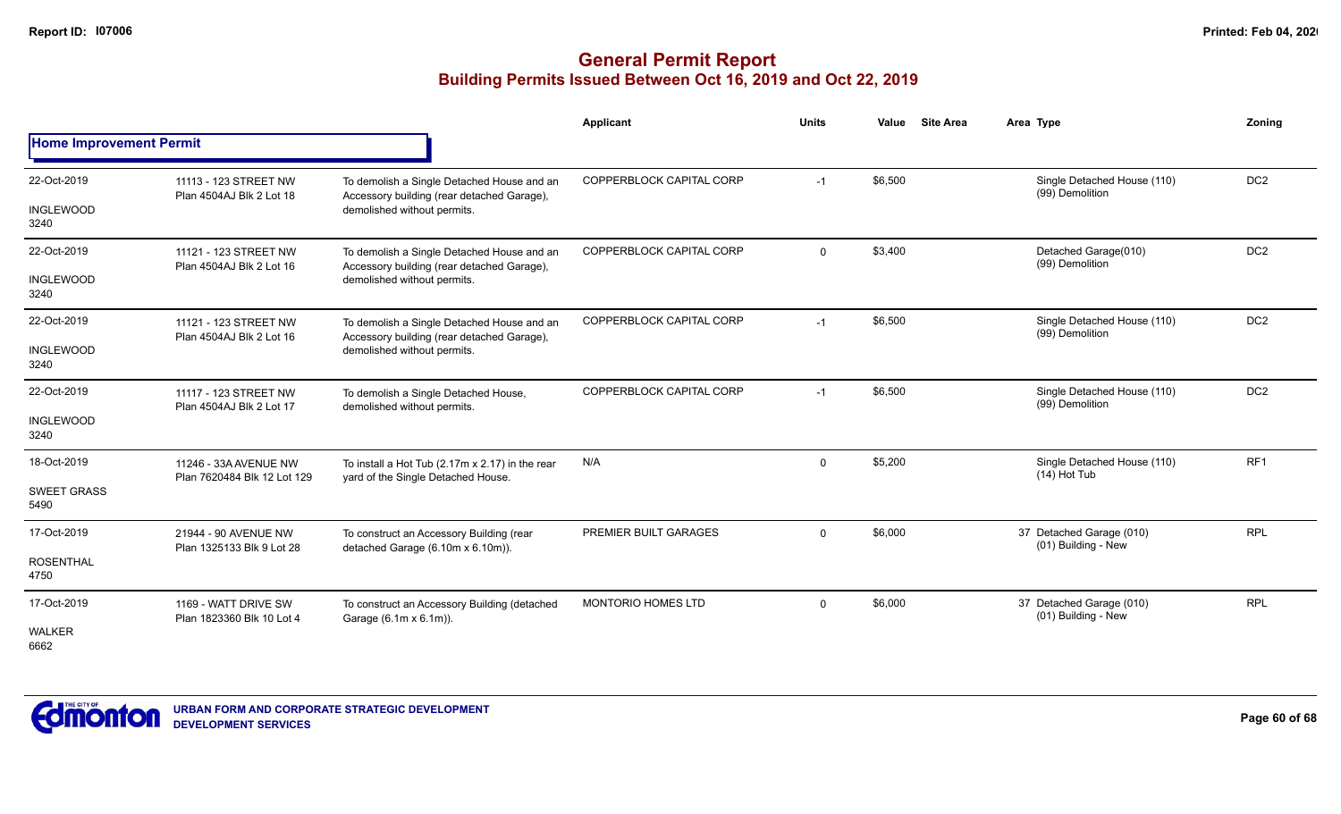# General Permit Report

## Building Permits Issued Between Oct 16, 2019 and Oct 22, 2019

### Home Improvement Permit

| Date / Neighbourhood | Address / Legal | Description | Applicant | Units | Value | Site Area | Area | Type | Zoning |
|---|---|---|---|---|---|---|---|---|---|
| 22-Oct-2019 INGLEWOOD 3240 | 11113 - 123 STREET NW Plan 4504AJ Blk 2 Lot 18 | To demolish a Single Detached House and an Accessory building (rear detached Garage), demolished without permits. | COPPERBLOCK CAPITAL CORP | -1 | $6,500 | | | Single Detached House (110) (99) Demolition | DC2 |
| 22-Oct-2019 INGLEWOOD 3240 | 11121 - 123 STREET NW Plan 4504AJ Blk 2 Lot 16 | To demolish a Single Detached House and an Accessory building (rear detached Garage), demolished without permits. | COPPERBLOCK CAPITAL CORP | 0 | $3,400 | | | Detached Garage(010) (99) Demolition | DC2 |
| 22-Oct-2019 INGLEWOOD 3240 | 11121 - 123 STREET NW Plan 4504AJ Blk 2 Lot 16 | To demolish a Single Detached House and an Accessory building (rear detached Garage), demolished without permits. | COPPERBLOCK CAPITAL CORP | -1 | $6,500 | | | Single Detached House (110) (99) Demolition | DC2 |
| 22-Oct-2019 INGLEWOOD 3240 | 11117 - 123 STREET NW Plan 4504AJ Blk 2 Lot 17 | To demolish a Single Detached House, demolished without permits. | COPPERBLOCK CAPITAL CORP | -1 | $6,500 | | | Single Detached House (110) (99) Demolition | DC2 |
| 18-Oct-2019 SWEET GRASS 5490 | 11246 - 33A AVENUE NW Plan 7620484 Blk 12 Lot 129 | To install a Hot Tub (2.17m x 2.17) in the rear yard of the Single Detached House. | N/A | 0 | $5,200 | | | Single Detached House (110) (14) Hot Tub | RF1 |
| 17-Oct-2019 ROSENTHAL 4750 | 21944 - 90 AVENUE NW Plan 1325133 Blk 9 Lot 28 | To construct an Accessory Building (rear detached Garage (6.10m x 6.10m)). | PREMIER BUILT GARAGES | 0 | $6,000 | | 37 | Detached Garage (010) (01) Building - New | RPL |
| 17-Oct-2019 WALKER 6662 | 1169 - WATT DRIVE SW Plan 1823360 Blk 10 Lot 4 | To construct an Accessory Building (detached Garage (6.1m x 6.1m)). | MONTORIO HOMES LTD | 0 | $6,000 | | 37 | Detached Garage (010) (01) Building - New | RPL |

URBAN FORM AND CORPORATE STRATEGIC DEVELOPMENT
DEVELOPMENT SERVICES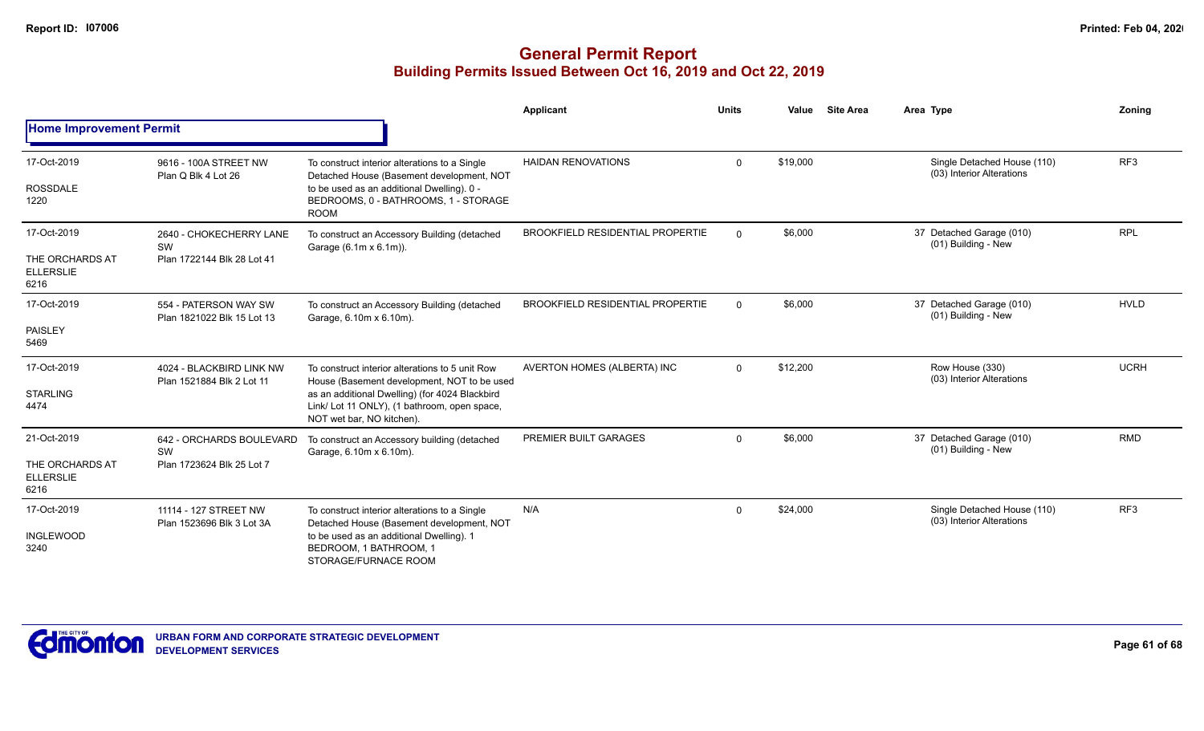# General Permit Report

## Building Permits Issued Between Oct 16, 2019 and Oct 22, 2019

### Home Improvement Permit

| Date / Neighbourhood | Address / Legal | Description | Applicant | Units | Value | Site Area | Area Type | Zoning |
|---|---|---|---|---|---|---|---|---|
| 17-Oct-2019 ROSSDALE 1220 | 9616 - 100A STREET NW Plan Q Blk 4 Lot 26 | To construct interior alterations to a Single Detached House (Basement development, NOT to be used as an additional Dwelling). 0 - BEDROOMS, 0 - BATHROOMS, 1 - STORAGE ROOM | HAIDAN RENOVATIONS | 0 | $19,000 | | Single Detached House (110) (03) Interior Alterations | RF3 |
| 17-Oct-2019 THE ORCHARDS AT ELLERSLIE 6216 | 2640 - CHOKECHERRY LANE SW Plan 1722144 Blk 28 Lot 41 | To construct an Accessory Building (detached Garage (6.1m x 6.1m)). | BROOKFIELD RESIDENTIAL PROPERTIE | 0 | $6,000 | | 37 Detached Garage (010) (01) Building - New | RPL |
| 17-Oct-2019 PAISLEY 5469 | 554 - PATERSON WAY SW Plan 1821022 Blk 15 Lot 13 | To construct an Accessory Building (detached Garage, 6.10m x 6.10m). | BROOKFIELD RESIDENTIAL PROPERTIE | 0 | $6,000 | | 37 Detached Garage (010) (01) Building - New | HVLD |
| 17-Oct-2019 STARLING 4474 | 4024 - BLACKBIRD LINK NW Plan 1521884 Blk 2 Lot 11 | To construct interior alterations to 5 unit Row House (Basement development, NOT to be used as an additional Dwelling) (for 4024 Blackbird Link/ Lot 11 ONLY), (1 bathroom, open space, NOT wet bar, NO kitchen). | AVERTON HOMES (ALBERTA) INC | 0 | $12,200 | | Row House (330) (03) Interior Alterations | UCRH |
| 21-Oct-2019 THE ORCHARDS AT ELLERSLIE 6216 | 642 - ORCHARDS BOULEVARD SW Plan 1723624 Blk 25 Lot 7 | To construct an Accessory building (detached Garage, 6.10m x 6.10m). | PREMIER BUILT GARAGES | 0 | $6,000 | | 37 Detached Garage (010) (01) Building - New | RMD |
| 17-Oct-2019 INGLEWOOD 3240 | 11114 - 127 STREET NW Plan 1523696 Blk 3 Lot 3A | To construct interior alterations to a Single Detached House (Basement development, NOT to be used as an additional Dwelling). 1 BEDROOM, 1 BATHROOM, 1 STORAGE/FURNACE ROOM | N/A | 0 | $24,000 | | Single Detached House (110) (03) Interior Alterations | RF3 |

URBAN FORM AND CORPORATE STRATEGIC DEVELOPMENT
DEVELOPMENT SERVICES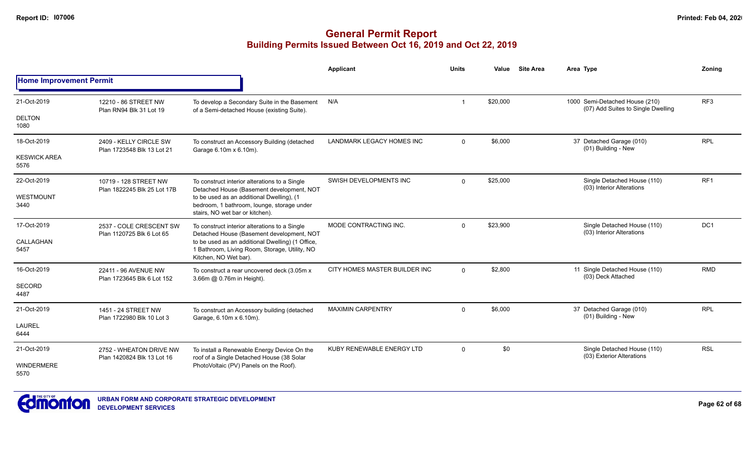# General Permit Report

## Building Permits Issued Between Oct 16, 2019 and Oct 22, 2019

| | | | Applicant | Units | Value | Site Area | Area | Type | Zoning |
|---|---|---|---|---|---|---|---|---|---|
| **Home Improvement Permit** | | | | | | | | | |
| 21-Oct-2019<br>DELTON<br>1080 | 12210 - 86 STREET NW<br>Plan RN94 Blk 31 Lot 19 | To develop a Secondary Suite in the Basement of a Semi-detached House (existing Suite). | N/A | 1 | $20,000 | | 1000 | Semi-Detached House (210)<br>(07) Add Suites to Single Dwelling | RF3 |
| 18-Oct-2019<br>KESWICK AREA<br>5576 | 2409 - KELLY CIRCLE SW<br>Plan 1723548 Blk 13 Lot 21 | To construct an Accessory Building (detached Garage 6.10m x 6.10m). | LANDMARK LEGACY HOMES INC | 0 | $6,000 | | 37 | Detached Garage (010)<br>(01) Building - New | RPL |
| 22-Oct-2019<br>WESTMOUNT<br>3440 | 10719 - 128 STREET NW<br>Plan 1822245 Blk 25 Lot 17B | To construct interior alterations to a Single Detached House (Basement development, NOT to be used as an additional Dwelling), (1 bedroom, 1 bathroom, lounge, storage under stairs, NO wet bar or kitchen). | SWISH DEVELOPMENTS INC | 0 | $25,000 | | | Single Detached House (110)<br>(03) Interior Alterations | RF1 |
| 17-Oct-2019<br>CALLAGHAN<br>5457 | 2537 - COLE CRESCENT SW<br>Plan 1120725 Blk 6 Lot 65 | To construct interior alterations to a Single Detached House (Basement development, NOT to be used as an additional Dwelling) (1 Office, 1 Bathroom, Living Room, Storage, Utility, NO Kitchen, NO Wet bar). | MODE CONTRACTING INC. | 0 | $23,900 | | | Single Detached House (110)<br>(03) Interior Alterations | DC1 |
| 16-Oct-2019<br>SECORD<br>4487 | 22411 - 96 AVENUE NW<br>Plan 1723645 Blk 6 Lot 152 | To construct a rear uncovered deck (3.05m x 3.66m @ 0.76m in Height). | CITY HOMES MASTER BUILDER INC | 0 | $2,800 | | 11 | Single Detached House (110)<br>(03) Deck Attached | RMD |
| 21-Oct-2019<br>LAUREL<br>6444 | 1451 - 24 STREET NW<br>Plan 1722980 Blk 10 Lot 3 | To construct an Accessory building (detached Garage, 6.10m x 6.10m). | MAXIMIN CARPENTRY | 0 | $6,000 | | 37 | Detached Garage (010)<br>(01) Building - New | RPL |
| 21-Oct-2019<br>WINDERMERE<br>5570 | 2752 - WHEATON DRIVE NW<br>Plan 1420824 Blk 13 Lot 16 | To install a Renewable Energy Device On the roof of a Single Detached House (38 Solar PhotoVoltaic (PV) Panels on the Roof). | KUBY RENEWABLE ENERGY LTD | 0 | $0 | | | Single Detached House (110)<br>(03) Exterior Alterations | RSL |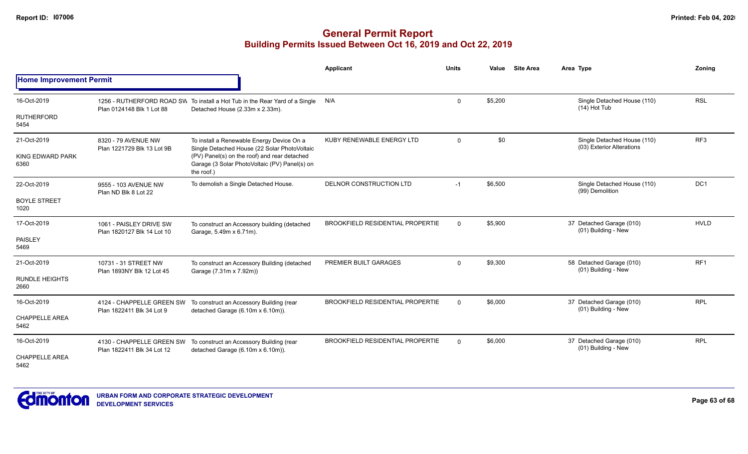# General Permit Report

## Building Permits Issued Between Oct 16, 2019 and Oct 22, 2019

### Home Improvement Permit

| Date / Neighbourhood | Address / Legal | Description | Applicant | Units | Value | Site Area | Area Type | Zoning |
|---|---|---|---|---|---|---|---|---|
| 16-Oct-2019 RUTHERFORD 5454 | 1256 - RUTHERFORD ROAD SW Plan 0124148 Blk 1 Lot 88 | To install a Hot Tub in the Rear Yard of a Single Detached House (2.33m x 2.33m). | N/A | 0 | $5,200 | | Single Detached House (110) (14) Hot Tub | RSL |
| 21-Oct-2019 KING EDWARD PARK 6360 | 8320 - 79 AVENUE NW Plan 1221729 Blk 13 Lot 9B | To install a Renewable Energy Device On a Single Detached House (22 Solar PhotoVoltaic (PV) Panel(s) on the roof) and rear detached Garage (3 Solar PhotoVoltaic (PV) Panel(s) on the roof.) | KUBY RENEWABLE ENERGY LTD | 0 | $0 | | Single Detached House (110) (03) Exterior Alterations | RF3 |
| 22-Oct-2019 BOYLE STREET 1020 | 9555 - 103 AVENUE NW Plan ND Blk 8 Lot 22 | To demolish a Single Detached House. | DELNOR CONSTRUCTION LTD | -1 | $6,500 | | Single Detached House (110) (99) Demolition | DC1 |
| 17-Oct-2019 PAISLEY 5469 | 1061 - PAISLEY DRIVE SW Plan 1820127 Blk 14 Lot 10 | To construct an Accessory building (detached Garage, 5.49m x 6.71m). | BROOKFIELD RESIDENTIAL PROPERTIE | 0 | $5,900 | | 37 Detached Garage (010) (01) Building - New | HVLD |
| 21-Oct-2019 RUNDLE HEIGHTS 2660 | 10731 - 31 STREET NW Plan 1893NY Blk 12 Lot 45 | To construct an Accessory Building (detached Garage (7.31m x 7.92m)) | PREMIER BUILT GARAGES | 0 | $9,300 | | 58 Detached Garage (010) (01) Building - New | RF1 |
| 16-Oct-2019 CHAPPELLE AREA 5462 | 4124 - CHAPPELLE GREEN SW Plan 1822411 Blk 34 Lot 9 | To construct an Accessory Building (rear detached Garage (6.10m x 6.10m)). | BROOKFIELD RESIDENTIAL PROPERTIE | 0 | $6,000 | | 37 Detached Garage (010) (01) Building - New | RPL |
| 16-Oct-2019 CHAPPELLE AREA 5462 | 4130 - CHAPPELLE GREEN SW Plan 1822411 Blk 34 Lot 12 | To construct an Accessory Building (rear detached Garage (6.10m x 6.10m)). | BROOKFIELD RESIDENTIAL PROPERTIE | 0 | $6,000 | | 37 Detached Garage (010) (01) Building - New | RPL |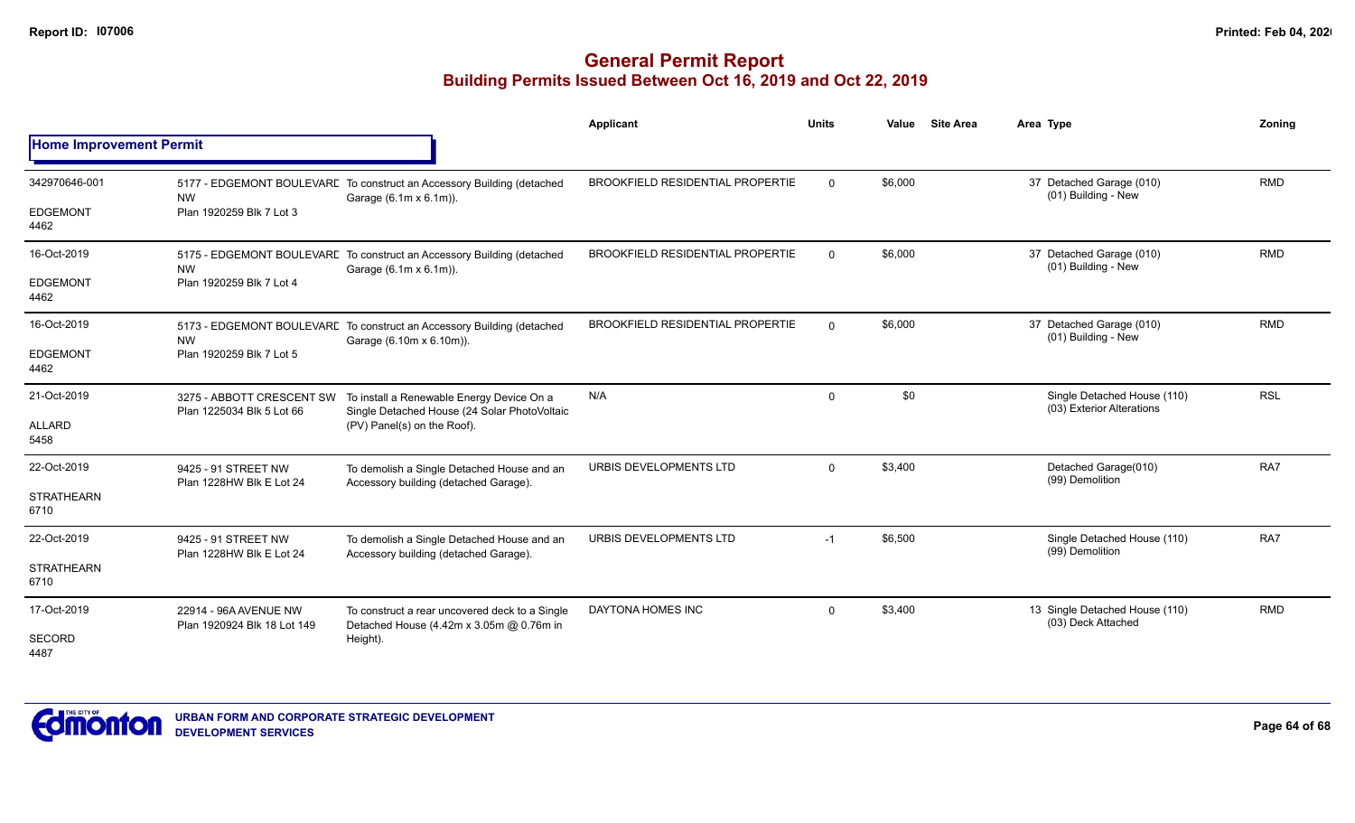# General Permit Report

## Building Permits Issued Between Oct 16, 2019 and Oct 22, 2019

| | | | Applicant | Units | Value | Site Area | Area Type | Zoning |
|---|---|---|---|---|---|---|---|---|
| **Home Improvement Permit** | | | | | | | | |
| 342970646-001<br>EDGEMONT<br>4462 | 5177 - EDGEMONT BOULEVARD NW<br>Plan 1920259 Blk 7 Lot 3 | To construct an Accessory Building (detached Garage (6.1m x 6.1m)). | BROOKFIELD RESIDENTIAL PROPERTIE | 0 | $6,000 | | 37 Detached Garage (010)<br>(01) Building - New | RMD |
| 16-Oct-2019<br>EDGEMONT<br>4462 | 5175 - EDGEMONT BOULEVARD NW<br>Plan 1920259 Blk 7 Lot 4 | To construct an Accessory Building (detached Garage (6.1m x 6.1m)). | BROOKFIELD RESIDENTIAL PROPERTIE | 0 | $6,000 | | 37 Detached Garage (010)<br>(01) Building - New | RMD |
| 16-Oct-2019<br>EDGEMONT<br>4462 | 5173 - EDGEMONT BOULEVARD NW<br>Plan 1920259 Blk 7 Lot 5 | To construct an Accessory Building (detached Garage (6.10m x 6.10m)). | BROOKFIELD RESIDENTIAL PROPERTIE | 0 | $6,000 | | 37 Detached Garage (010)<br>(01) Building - New | RMD |
| 21-Oct-2019<br>ALLARD<br>5458 | 3275 - ABBOTT CRESCENT SW<br>Plan 1225034 Blk 5 Lot 66 | To install a Renewable Energy Device On a Single Detached House (24 Solar PhotoVoltaic (PV) Panel(s) on the Roof). | N/A | 0 | $0 | | Single Detached House (110)<br>(03) Exterior Alterations | RSL |
| 22-Oct-2019<br>STRATHEARN<br>6710 | 9425 - 91 STREET NW<br>Plan 1228HW Blk E Lot 24 | To demolish a Single Detached House and an Accessory building (detached Garage). | URBIS DEVELOPMENTS LTD | 0 | $3,400 | | Detached Garage(010)<br>(99) Demolition | RA7 |
| 22-Oct-2019<br>STRATHEARN<br>6710 | 9425 - 91 STREET NW<br>Plan 1228HW Blk E Lot 24 | To demolish a Single Detached House and an Accessory building (detached Garage). | URBIS DEVELOPMENTS LTD | -1 | $6,500 | | Single Detached House (110)<br>(99) Demolition | RA7 |
| 17-Oct-2019<br>SECORD<br>4487 | 22914 - 96A AVENUE NW<br>Plan 1920924 Blk 18 Lot 149 | To construct a rear uncovered deck to a Single Detached House (4.42m x 3.05m @ 0.76m in Height). | DAYTONA HOMES INC | 0 | $3,400 | | 13 Single Detached House (110)<br>(03) Deck Attached | RMD |

URBAN FORM AND CORPORATE STRATEGIC DEVELOPMENT
DEVELOPMENT SERVICES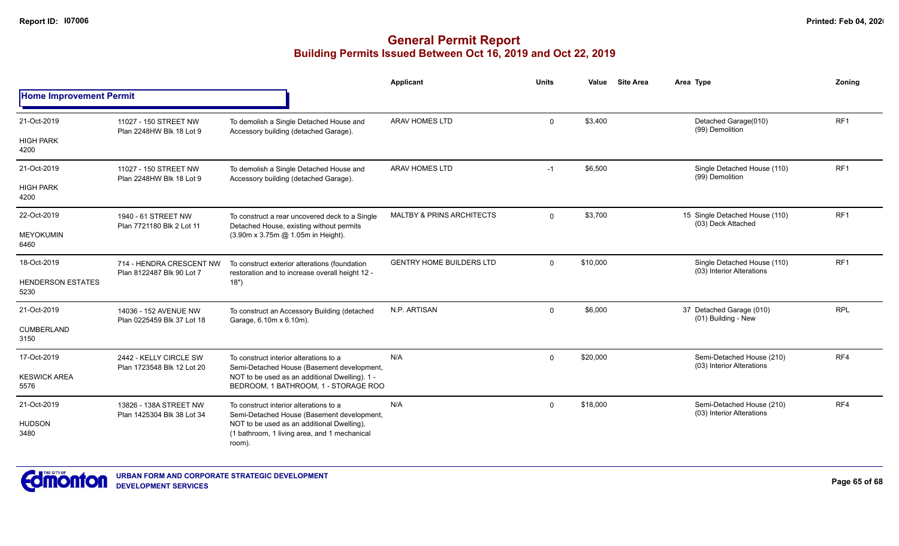# General Permit Report

## Building Permits Issued Between Oct 16, 2019 and Oct 22, 2019

### Home Improvement Permit

| Date / Neighbourhood | Address / Legal | Description | Applicant | Units | Value | Site Area | Area | Type | Zoning |
|---|---|---|---|---|---|---|---|---|---|
| 21-Oct-2019<br>HIGH PARK<br>4200 | 11027 - 150 STREET NW<br>Plan 2248HW Blk 18 Lot 9 | To demolish a Single Detached House and Accessory building (detached Garage). | ARAV HOMES LTD | 0 | $3,400 | | | Detached Garage(010)<br>(99) Demolition | RF1 |
| 21-Oct-2019<br>HIGH PARK<br>4200 | 11027 - 150 STREET NW<br>Plan 2248HW Blk 18 Lot 9 | To demolish a Single Detached House and Accessory building (detached Garage). | ARAV HOMES LTD | -1 | $6,500 | | | Single Detached House (110)<br>(99) Demolition | RF1 |
| 22-Oct-2019<br>MEYOKUMIN<br>6460 | 1940 - 61 STREET NW<br>Plan 7721180 Blk 2 Lot 11 | To construct a rear uncovered deck to a Single Detached House, existing without permits (3.90m x 3.75m @ 1.05m in Height). | MALTBY & PRINS ARCHITECTS | 0 | $3,700 | | 15 | Single Detached House (110)<br>(03) Deck Attached | RF1 |
| 18-Oct-2019<br>HENDERSON ESTATES<br>5230 | 714 - HENDRA CRESCENT NW<br>Plan 8122487 Blk 90 Lot 7 | To construct exterior alterations (foundation restoration and to increase overall height 12 - 18") | GENTRY HOME BUILDERS LTD | 0 | $10,000 | | | Single Detached House (110)<br>(03) Interior Alterations | RF1 |
| 21-Oct-2019<br>CUMBERLAND<br>3150 | 14036 - 152 AVENUE NW<br>Plan 0225459 Blk 37 Lot 18 | To construct an Accessory Building (detached Garage, 6.10m x 6.10m). | N.P. ARTISAN | 0 | $6,000 | | 37 | Detached Garage (010)<br>(01) Building - New | RPL |
| 17-Oct-2019<br>KESWICK AREA<br>5576 | 2442 - KELLY CIRCLE SW<br>Plan 1723548 Blk 12 Lot 20 | To construct interior alterations to a Semi-Detached House (Basement development, NOT to be used as an additional Dwelling). 1 - BEDROOM, 1 BATHROOM, 1 - STORAGE ROO | N/A | 0 | $20,000 | | | Semi-Detached House (210)<br>(03) Interior Alterations | RF4 |
| 21-Oct-2019<br>HUDSON<br>3480 | 13826 - 138A STREET NW<br>Plan 1425304 Blk 38 Lot 34 | To construct interior alterations to a Semi-Detached House (Basement development, NOT to be used as an additional Dwelling), (1 bathroom, 1 living area, and 1 mechanical room). | N/A | 0 | $18,000 | | | Semi-Detached House (210)<br>(03) Interior Alterations | RF4 |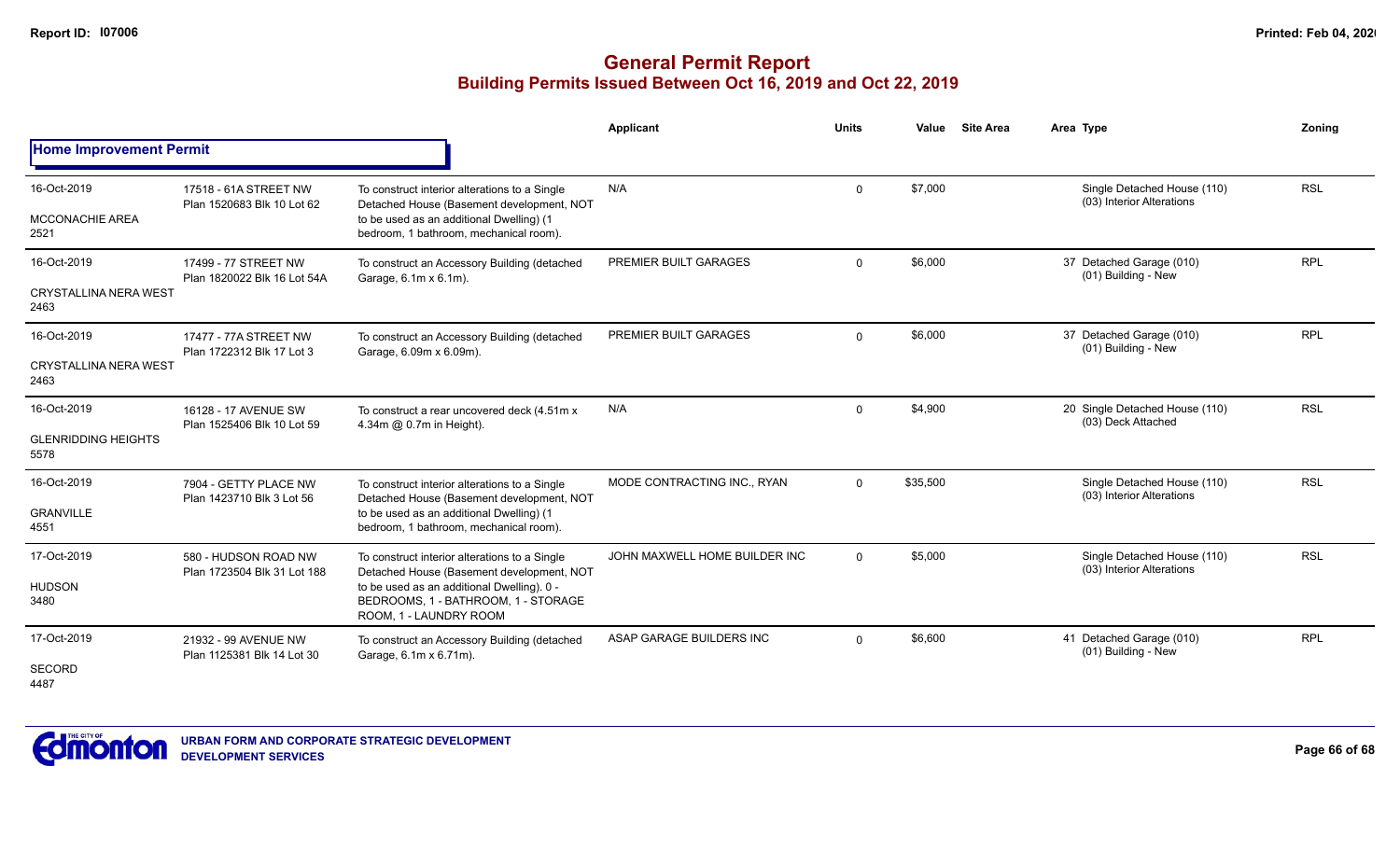**Report ID: I07006**

**Printed: Feb 04, 2020**

# General Permit Report
## Building Permits Issued Between Oct 16, 2019 and Oct 22, 2019

**Home Improvement Permit**

| | | | Applicant | Units | Value | Site Area | Area | Type | Zoning |
|---|---|---|---|---|---|---|---|---|---|
| 16-Oct-2019<br>MCCONACHIE AREA<br>2521 | 17518 - 61A STREET NW<br>Plan 1520683 Blk 10 Lot 62 | To construct interior alterations to a Single Detached House (Basement development, NOT to be used as an additional Dwelling) (1 bedroom, 1 bathroom, mechanical room). | N/A | 0 | $7,000 | | | Single Detached House (110)<br>(03) Interior Alterations | RSL |
| 16-Oct-2019<br>CRYSTALLINA NERA WEST<br>2463 | 17499 - 77 STREET NW<br>Plan 1820022 Blk 16 Lot 54A | To construct an Accessory Building (detached Garage, 6.1m x 6.1m). | PREMIER BUILT GARAGES | 0 | $6,000 | | 37 | Detached Garage (010)<br>(01) Building - New | RPL |
| 16-Oct-2019<br>CRYSTALLINA NERA WEST<br>2463 | 17477 - 77A STREET NW<br>Plan 1722312 Blk 17 Lot 3 | To construct an Accessory Building (detached Garage, 6.09m x 6.09m). | PREMIER BUILT GARAGES | 0 | $6,000 | | 37 | Detached Garage (010)<br>(01) Building - New | RPL |
| 16-Oct-2019<br>GLENRIDDING HEIGHTS<br>5578 | 16128 - 17 AVENUE SW<br>Plan 1525406 Blk 10 Lot 59 | To construct a rear uncovered deck (4.51m x 4.34m @ 0.7m in Height). | N/A | 0 | $4,900 | | 20 | Single Detached House (110)<br>(03) Deck Attached | RSL |
| 16-Oct-2019<br>GRANVILLE<br>4551 | 7904 - GETTY PLACE NW<br>Plan 1423710 Blk 3 Lot 56 | To construct interior alterations to a Single Detached House (Basement development, NOT to be used as an additional Dwelling) (1 bedroom, 1 bathroom, mechanical room). | MODE CONTRACTING INC., RYAN | 0 | $35,500 | | | Single Detached House (110)<br>(03) Interior Alterations | RSL |
| 17-Oct-2019<br>HUDSON<br>3480 | 580 - HUDSON ROAD NW<br>Plan 1723504 Blk 31 Lot 188 | To construct interior alterations to a Single Detached House (Basement development, NOT to be used as an additional Dwelling). 0 - BEDROOMS, 1 - BATHROOM, 1 - STORAGE ROOM, 1 - LAUNDRY ROOM | JOHN MAXWELL HOME BUILDER INC | 0 | $5,000 | | | Single Detached House (110)<br>(03) Interior Alterations | RSL |
| 17-Oct-2019<br>SECORD<br>4487 | 21932 - 99 AVENUE NW<br>Plan 1125381 Blk 14 Lot 30 | To construct an Accessory Building (detached Garage, 6.1m x 6.71m). | ASAP GARAGE BUILDERS INC | 0 | $6,600 | | 41 | Detached Garage (010)<br>(01) Building - New | RPL |

URBAN FORM AND CORPORATE STRATEGIC DEVELOPMENT
DEVELOPMENT SERVICES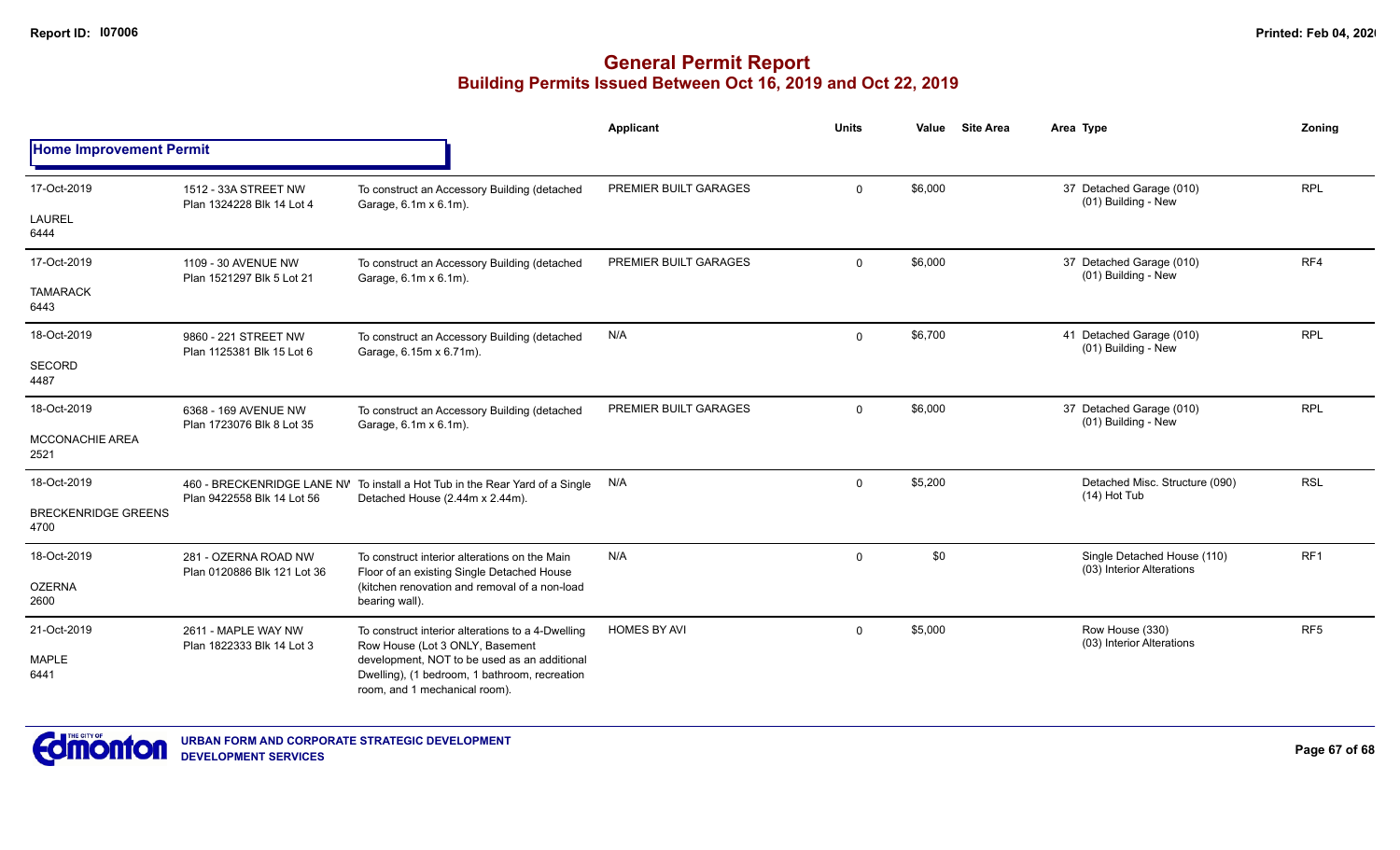# General Permit Report

## Building Permits Issued Between Oct 16, 2019 and Oct 22, 2019

### Home Improvement Permit

| Date / Neighbourhood | Address / Legal | Description | Applicant | Units | Value | Site Area | Area Type | Zoning |
|---|---|---|---|---|---|---|---|---|
| 17-Oct-2019<br>LAUREL<br>6444 | 1512 - 33A STREET NW<br>Plan 1324228 Blk 14 Lot 4 | To construct an Accessory Building (detached Garage, 6.1m x 6.1m). | PREMIER BUILT GARAGES | 0 | $6,000 | | 37 Detached Garage (010)<br>(01) Building - New | RPL |
| 17-Oct-2019<br>TAMARACK<br>6443 | 1109 - 30 AVENUE NW<br>Plan 1521297 Blk 5 Lot 21 | To construct an Accessory Building (detached Garage, 6.1m x 6.1m). | PREMIER BUILT GARAGES | 0 | $6,000 | | 37 Detached Garage (010)<br>(01) Building - New | RF4 |
| 18-Oct-2019<br>SECORD<br>4487 | 9860 - 221 STREET NW<br>Plan 1125381 Blk 15 Lot 6 | To construct an Accessory Building (detached Garage, 6.15m x 6.71m). | N/A | 0 | $6,700 | | 41 Detached Garage (010)<br>(01) Building - New | RPL |
| 18-Oct-2019<br>MCCONACHIE AREA<br>2521 | 6368 - 169 AVENUE NW<br>Plan 1723076 Blk 8 Lot 35 | To construct an Accessory Building (detached Garage, 6.1m x 6.1m). | PREMIER BUILT GARAGES | 0 | $6,000 | | 37 Detached Garage (010)<br>(01) Building - New | RPL |
| 18-Oct-2019<br>BRECKENRIDGE GREENS<br>4700 | 460 - BRECKENRIDGE LANE NW<br>Plan 9422558 Blk 14 Lot 56 | To install a Hot Tub in the Rear Yard of a Single Detached House (2.44m x 2.44m). | N/A | 0 | $5,200 | | Detached Misc. Structure (090)<br>(14) Hot Tub | RSL |
| 18-Oct-2019<br>OZERNA<br>2600 | 281 - OZERNA ROAD NW<br>Plan 0120886 Blk 121 Lot 36 | To construct interior alterations on the Main Floor of an existing Single Detached House (kitchen renovation and removal of a non-load bearing wall). | N/A | 0 | $0 | | Single Detached House (110)<br>(03) Interior Alterations | RF1 |
| 21-Oct-2019<br>MAPLE<br>6441 | 2611 - MAPLE WAY NW<br>Plan 1822333 Blk 14 Lot 3 | To construct interior alterations to a 4-Dwelling Row House (Lot 3 ONLY, Basement development, NOT to be used as an additional Dwelling), (1 bedroom, 1 bathroom, recreation room, and 1 mechanical room). | HOMES BY AVI | 0 | $5,000 | | Row House (330)<br>(03) Interior Alterations | RF5 |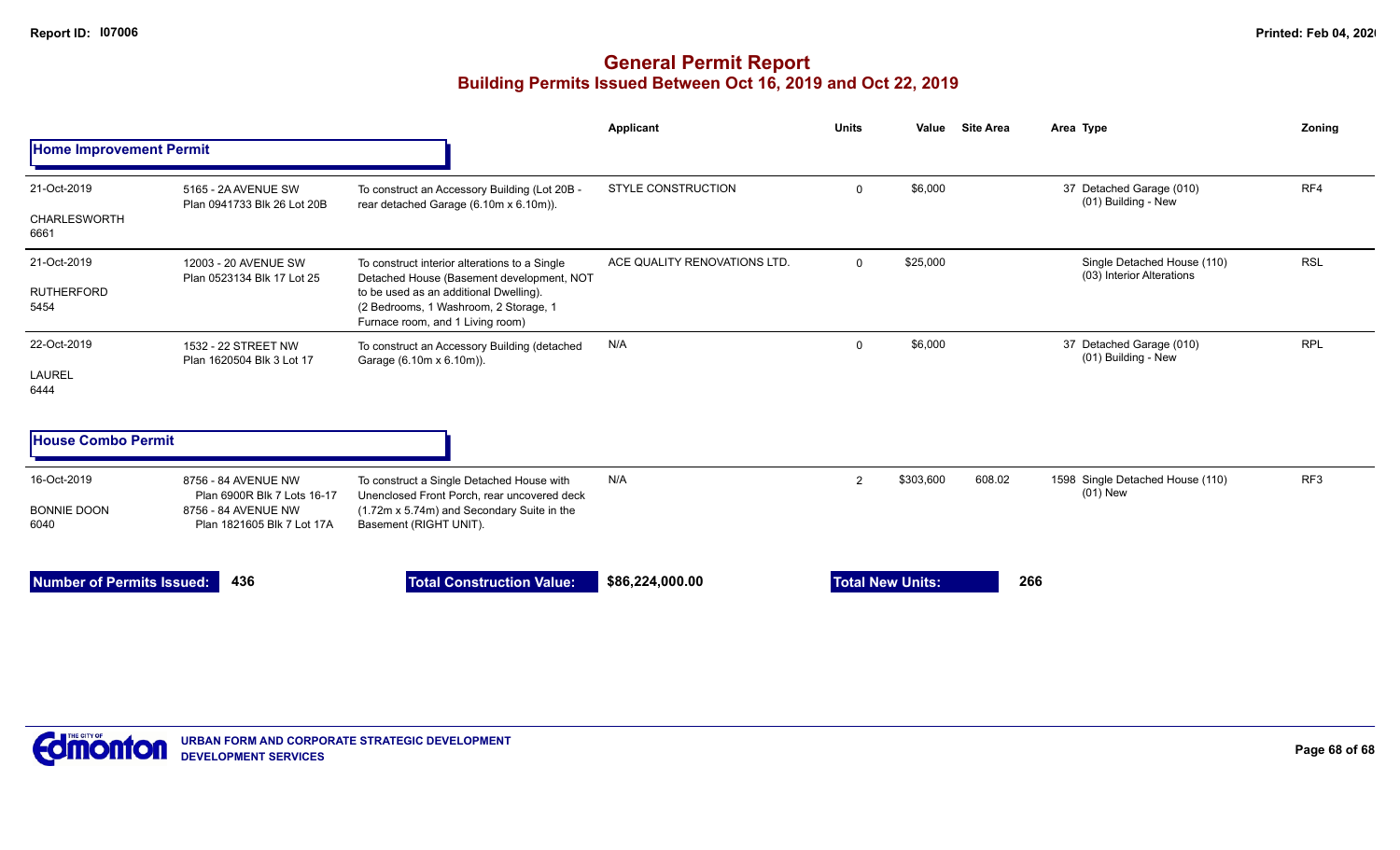# General Permit Report

## Building Permits Issued Between Oct 16, 2019 and Oct 22, 2019

| | | | Applicant | Units | Value | Site Area | Area | Type | Zoning |
|---|---|---|---|---|---|---|---|---|---|
| **Home Improvement Permit** | | | | | | | | | |
| 21-Oct-2019<br>CHARLESWORTH<br>6661 | 5165 - 2A AVENUE SW<br>Plan 0941733 Blk 26 Lot 20B | To construct an Accessory Building (Lot 20B - rear detached Garage (6.10m x 6.10m)). | STYLE CONSTRUCTION | 0 | $6,000 | | 37 | Detached Garage (010)<br>(01) Building - New | RF4 |
| 21-Oct-2019<br>RUTHERFORD<br>5454 | 12003 - 20 AVENUE SW<br>Plan 0523134 Blk 17 Lot 25 | To construct interior alterations to a Single Detached House (Basement development, NOT to be used as an additional Dwelling).<br>(2 Bedrooms, 1 Washroom, 2 Storage, 1 Furnace room, and 1 Living room) | ACE QUALITY RENOVATIONS LTD. | 0 | $25,000 | | | Single Detached House (110)<br>(03) Interior Alterations | RSL |
| 22-Oct-2019<br>LAUREL<br>6444 | 1532 - 22 STREET NW<br>Plan 1620504 Blk 3 Lot 17 | To construct an Accessory Building (detached Garage (6.10m x 6.10m)). | N/A | 0 | $6,000 | | 37 | Detached Garage (010)<br>(01) Building - New | RPL |
| **House Combo Permit** | | | | | | | | | |
| 16-Oct-2019<br>BONNIE DOON<br>6040 | 8756 - 84 AVENUE NW<br>Plan 6900R Blk 7 Lots 16-17<br>8756 - 84 AVENUE NW<br>Plan 1821605 Blk 7 Lot 17A | To construct a Single Detached House with Unenclosed Front Porch, rear uncovered deck (1.72m x 5.74m) and Secondary Suite in the Basement (RIGHT UNIT). | N/A | 2 | $303,600 | 608.02 | 1598 | Single Detached House (110)<br>(01) New | RF3 |

**Number of Permits Issued:** 436 **Total Construction Value:** $86,224,000.00 **Total New Units:** 266